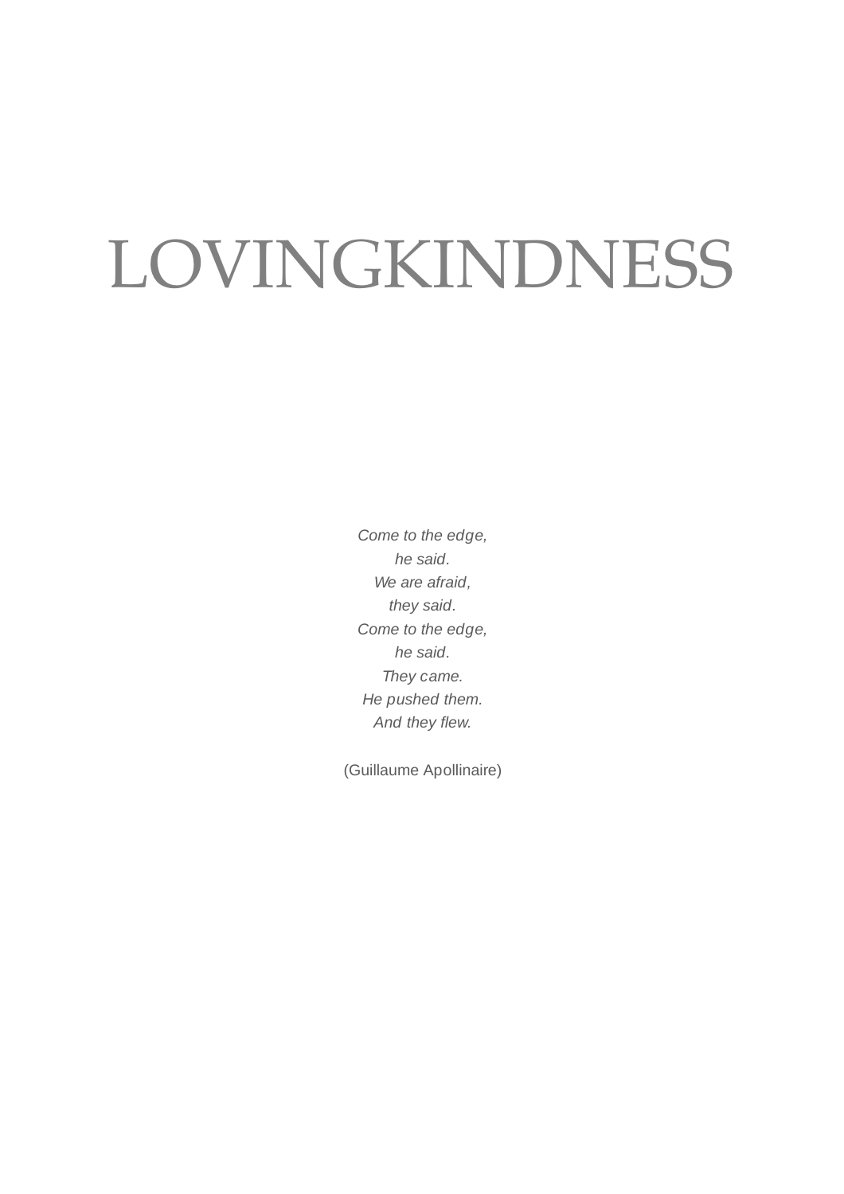# LOVINGKINDNESS

*Come to the edge,*  
*he said.*  
*We are afraid,*  
*they said.*  
*Come to the edge,*  
*he said.*  
*They came.*  
*He pushed them.*  
*And they flew.*

(Guillaume Apollinaire)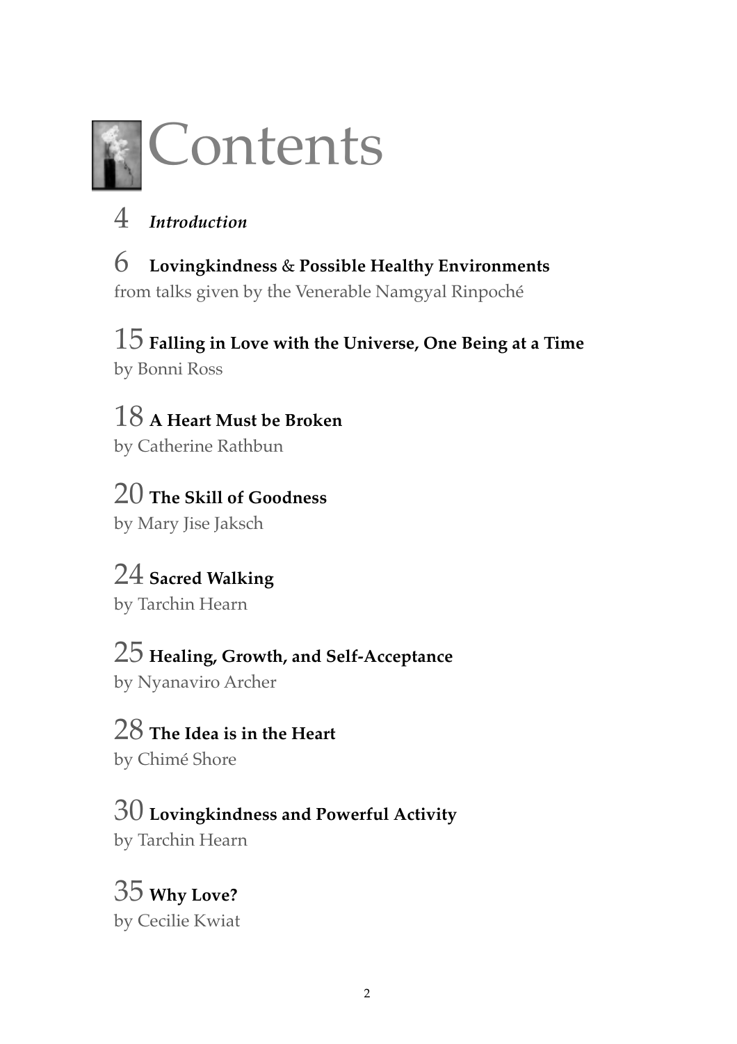# Contents

4 *Introduction*

6 **Lovingkindness & Possible Healthy Environments**
from talks given by the Venerable Namgyal Rinpoché

15 **Falling in Love with the Universe, One Being at a Time**
by Bonni Ross

18 **A Heart Must be Broken**
by Catherine Rathbun

20 **The Skill of Goodness**
by Mary Jise Jaksch

24 **Sacred Walking**
by Tarchin Hearn

25 **Healing, Growth, and Self-Acceptance**
by Nyanaviro Archer

28 **The Idea is in the Heart**
by Chimé Shore

30 **Lovingkindness and Powerful Activity**
by Tarchin Hearn

35 **Why Love?**
by Cecilie Kwiat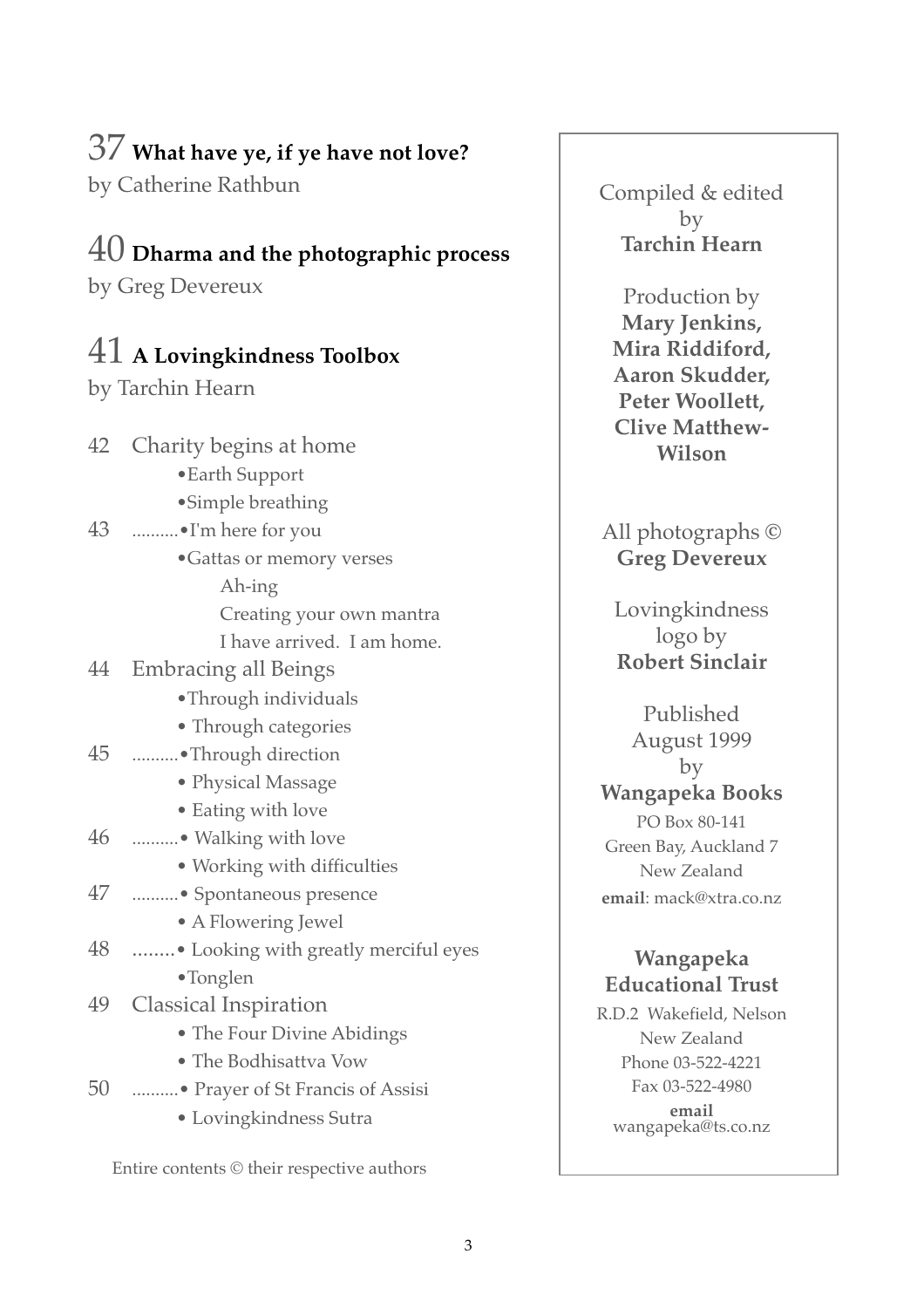## 37 **What have ye, if ye have not love?**
by Catherine Rathbun

## 40 **Dharma and the photographic process**
by Greg Devereux

## 41 **A Lovingkindness Toolbox**
by Tarchin Hearn

42 Charity begins at home
- Earth Support
- Simple breathing

43 ..........
- I'm here for you
- Gattas or memory verses
  - Ah-ing
  - Creating your own mantra
  - I have arrived. I am home.

44 Embracing all Beings
- Through individuals
- Through categories

45 ..........
- Through direction
- Physical Massage
- Eating with love

46 ..........
- Walking with love
- Working with difficulties

47 ..........
- Spontaneous presence
- A Flowering Jewel

48 ........
- Looking with greatly merciful eyes
- Tonglen

49 Classical Inspiration
- The Four Divine Abidings
- The Bodhisattva Vow

50 ..........
- Prayer of St Francis of Assisi
- Lovingkindness Sutra

Entire contents © their respective authors

---

Compiled & edited by
**Tarchin Hearn**

Production by
**Mary Jenkins, Mira Riddiford, Aaron Skudder, Peter Woollett, Clive Matthew-Wilson**

All photographs ©
**Greg Devereux**

Lovingkindness logo by
**Robert Sinclair**

Published
August 1999
by
**Wangapeka Books**
PO Box 80-141
Green Bay, Auckland 7
New Zealand
**email**: mack@xtra.co.nz

**Wangapeka Educational Trust**
R.D.2 Wakefield, Nelson
New Zealand
Phone 03-522-4221
Fax 03-522-4980
**email**
wangapeka@ts.co.nz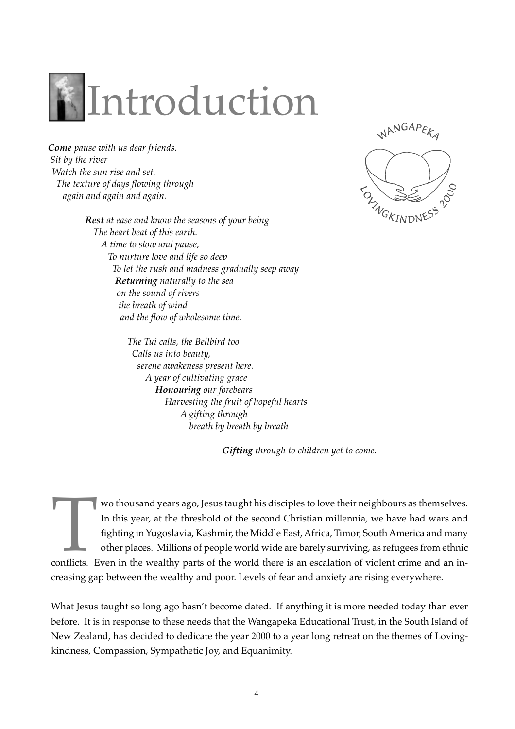# Introduction

WANGAPEKA LOVINGKINDNESS 2000

***Come** pause with us dear friends.*
*Sit by the river*
*Watch the sun rise and set.*
*The texture of days flowing through*
*again and again and again.*

***Rest** at ease and know the seasons of your being*
*The heart beat of this earth.*
*A time to slow and pause,*
*To nurture love and life so deep*
*To let the rush and madness gradually seep away*
***Returning** naturally to the sea*
*on the sound of rivers*
*the breath of wind*
*and the flow of wholesome time.*

*The Tui calls, the Bellbird too*
*Calls us into beauty,*
*serene awakeness present here.*
*A year of cultivating grace*
***Honouring** our forebears*
*Harvesting the fruit of hopeful hearts*
*A gifting through*
*breath by breath by breath*

***Gifting** through to children yet to come.*

Two thousand years ago, Jesus taught his disciples to love their neighbours as themselves. In this year, at the threshold of the second Christian millennia, we have had wars and fighting in Yugoslavia, Kashmir, the Middle East, Africa, Timor, South America and many other places. Millions of people world wide are barely surviving, as refugees from ethnic conflicts. Even in the wealthy parts of the world there is an escalation of violent crime and an increasing gap between the wealthy and poor. Levels of fear and anxiety are rising everywhere.

What Jesus taught so long ago hasn't become dated. If anything it is more needed today than ever before. It is in response to these needs that the Wangapeka Educational Trust, in the South Island of New Zealand, has decided to dedicate the year 2000 to a year long retreat on the themes of Lovingkindness, Compassion, Sympathetic Joy, and Equanimity.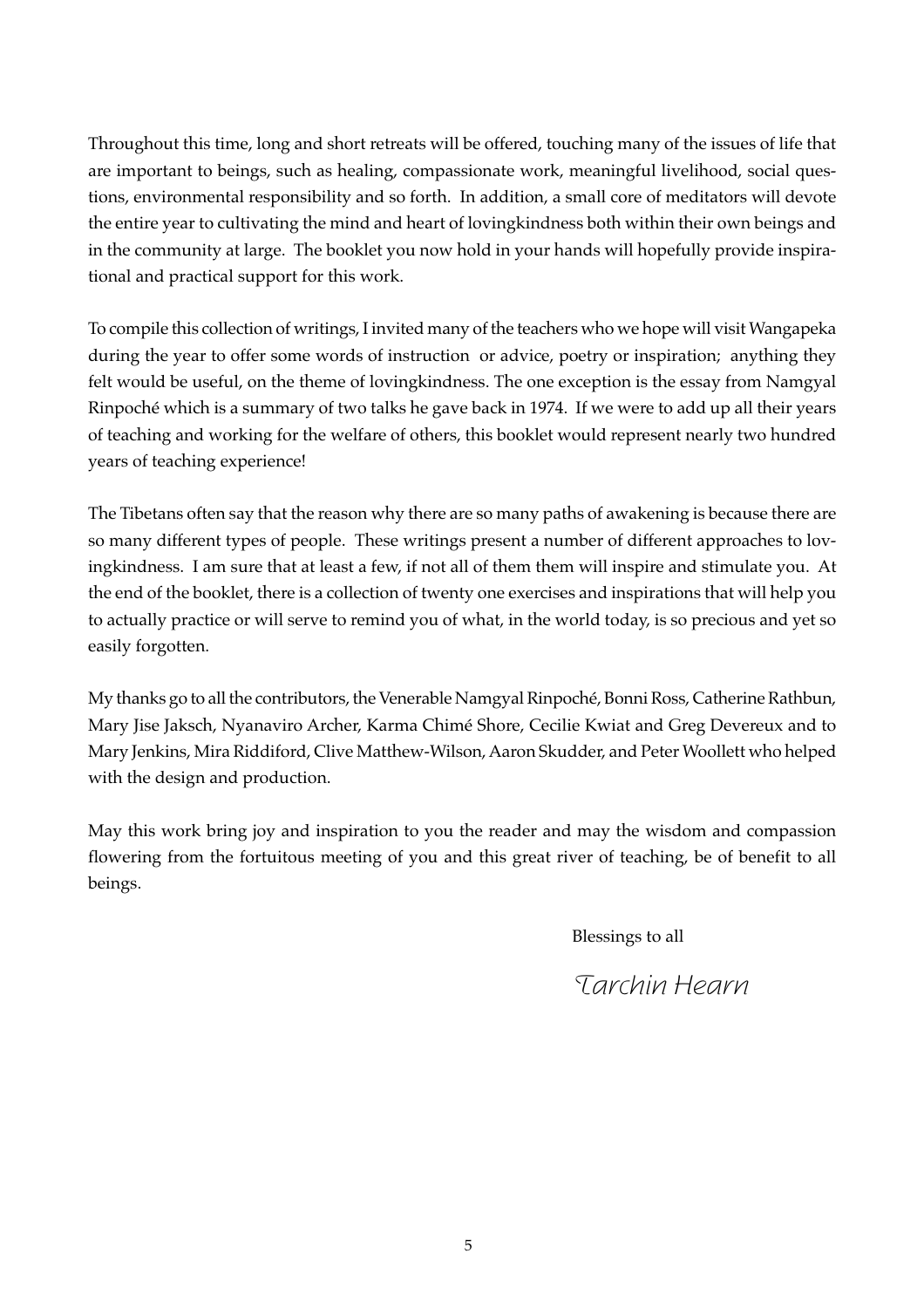Throughout this time, long and short retreats will be offered, touching many of the issues of life that are important to beings, such as healing, compassionate work, meaningful livelihood, social questions, environmental responsibility and so forth. In addition, a small core of meditators will devote the entire year to cultivating the mind and heart of lovingkindness both within their own beings and in the community at large. The booklet you now hold in your hands will hopefully provide inspirational and practical support for this work.

To compile this collection of writings, I invited many of the teachers who we hope will visit Wangapeka during the year to offer some words of instruction or advice, poetry or inspiration; anything they felt would be useful, on the theme of lovingkindness. The one exception is the essay from Namgyal Rinpoché which is a summary of two talks he gave back in 1974. If we were to add up all their years of teaching and working for the welfare of others, this booklet would represent nearly two hundred years of teaching experience!

The Tibetans often say that the reason why there are so many paths of awakening is because there are so many different types of people. These writings present a number of different approaches to lovingkindness. I am sure that at least a few, if not all of them them will inspire and stimulate you. At the end of the booklet, there is a collection of twenty one exercises and inspirations that will help you to actually practice or will serve to remind you of what, in the world today, is so precious and yet so easily forgotten.

My thanks go to all the contributors, the Venerable Namgyal Rinpoché, Bonni Ross, Catherine Rathbun, Mary Jise Jaksch, Nyanaviro Archer, Karma Chimé Shore, Cecilie Kwiat and Greg Devereux and to Mary Jenkins, Mira Riddiford, Clive Matthew-Wilson, Aaron Skudder, and Peter Woollett who helped with the design and production.

May this work bring joy and inspiration to you the reader and may the wisdom and compassion flowering from the fortuitous meeting of you and this great river of teaching, be of benefit to all beings.

Blessings to all

*Tarchin Hearn*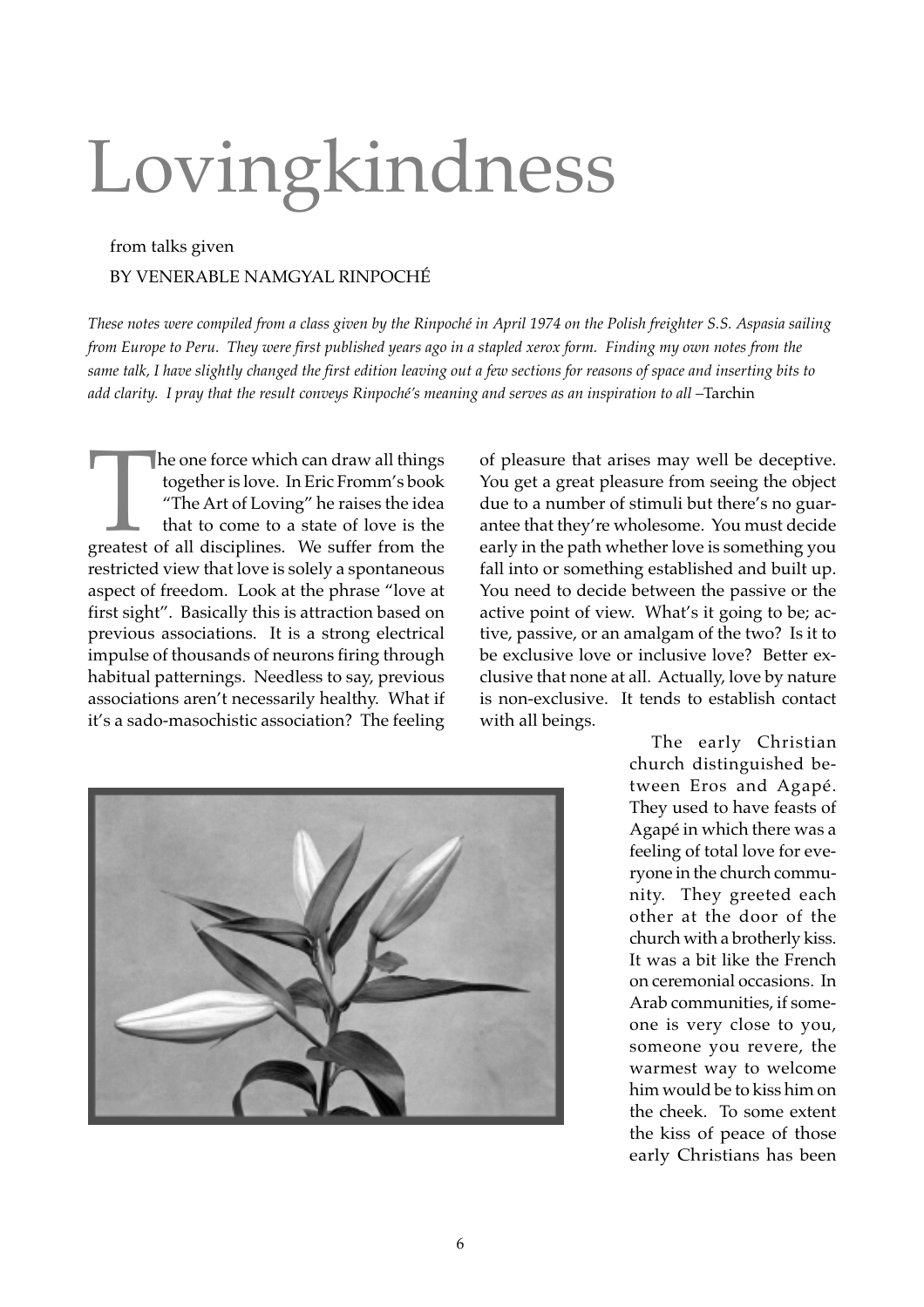# Lovingkindness

from talks given

BY VENERABLE NAMGYAL RINPOCHÉ

*These notes were compiled from a class given by the Rinpoché in April 1974 on the Polish freighter S.S. Aspasia sailing from Europe to Peru. They were first published years ago in a stapled xerox form. Finding my own notes from the same talk, I have slightly changed the first edition leaving out a few sections for reasons of space and inserting bits to add clarity. I pray that the result conveys Rinpoché's meaning and serves as an inspiration to all* –Tarchin

The one force which can draw all things together is love. In Eric Fromm's book "The Art of Loving" he raises the idea that to come to a state of love is the greatest of all disciplines. We suffer from the restricted view that love is solely a spontaneous aspect of freedom. Look at the phrase "love at first sight". Basically this is attraction based on previous associations. It is a strong electrical impulse of thousands of neurons firing through habitual patternings. Needless to say, previous associations aren't necessarily healthy. What if it's a sado-masochistic association? The feeling of pleasure that arises may well be deceptive. You get a great pleasure from seeing the object due to a number of stimuli but there's no guarantee that they're wholesome. You must decide early in the path whether love is something you fall into or something established and built up. You need to decide between the passive or the active point of view. What's it going to be; active, passive, or an amalgam of the two? Is it to be exclusive love or inclusive love? Better exclusive that none at all. Actually, love by nature is non-exclusive. It tends to establish contact with all beings.

The early Christian church distinguished between Eros and Agapé. They used to have feasts of Agapé in which there was a feeling of total love for everyone in the church community. They greeted each other at the door of the church with a brotherly kiss. It was a bit like the French on ceremonial occasions. In Arab communities, if someone is very close to you, someone you revere, the warmest way to welcome him would be to kiss him on the cheek. To some extent the kiss of peace of those early Christians has been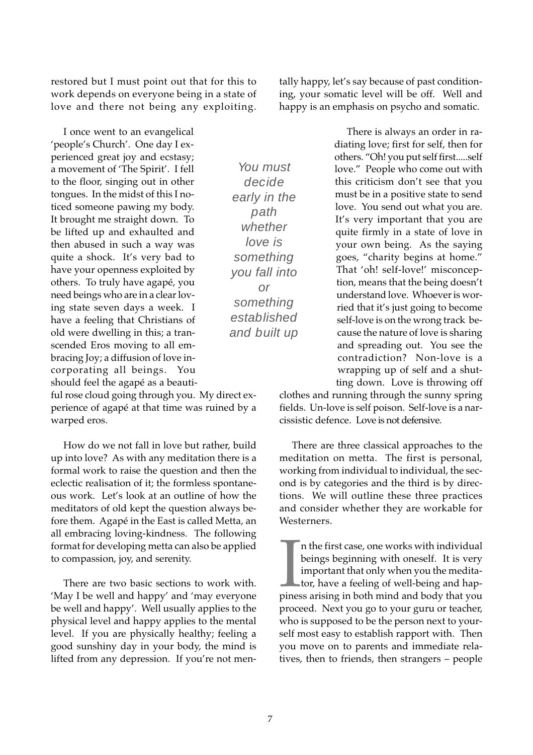restored but I must point out that for this to work depends on everyone being in a state of love and there not being any exploiting.

I once went to an evangelical 'people's Church'. One day I experienced great joy and ecstasy; a movement of 'The Spirit'. I fell to the floor, singing out in other tongues. In the midst of this I noticed someone pawing my body. It brought me straight down. To be lifted up and exhaulted and then abused in such a way was quite a shock. It's very bad to have your openness exploited by others. To truly have agapé, you need beings who are in a clear loving state seven days a week. I have a feeling that Christians of old were dwelling in this; a transcended Eros moving to all embracing Joy; a diffusion of love incorporating all beings. You should feel the agapé as a beautiful rose cloud going through you. My direct experience of agapé at that time was ruined by a warped eros.

> *You must decide early in the path whether love is something you fall into or something established and built up*

How do we not fall in love but rather, build up into love? As with any meditation there is a formal work to raise the question and then the eclectic realisation of it; the formless spontaneous work. Let's look at an outline of how the meditators of old kept the question always before them. Agapé in the East is called Metta, an all embracing loving-kindness. The following format for developing metta can also be applied to compassion, joy, and serenity.

There are two basic sections to work with. 'May I be well and happy' and 'may everyone be well and happy'. Well usually applies to the physical level and happy applies to the mental level. If you are physically healthy; feeling a good sunshiny day in your body, the mind is lifted from any depression. If you're not mentally happy, let's say because of past conditioning, your somatic level will be off. Well and happy is an emphasis on psycho and somatic.

There is always an order in radiating love; first for self, then for others. "Oh! you put self first.....self love." People who come out with this criticism don't see that you must be in a positive state to send love. You send out what you are. It's very important that you are quite firmly in a state of love in your own being. As the saying goes, "charity begins at home." That 'oh! self-love!' misconception, means that the being doesn't understand love. Whoever is worried that it's just going to become self-love is on the wrong track because the nature of love is sharing and spreading out. You see the contradiction? Non-love is a wrapping up of self and a shutting down. Love is throwing off clothes and running through the sunny spring fields. Un-love is self poison. Self-love is a narcissistic defence. Love is not defensive.

There are three classical approaches to the meditation on metta. The first is personal, working from individual to individual, the second is by categories and the third is by directions. We will outline these three practices and consider whether they are workable for Westerners.

In the first case, one works with individual beings beginning with oneself. It is very important that only when you the meditator, have a feeling of well-being and happiness arising in both mind and body that you proceed. Next you go to your guru or teacher, who is supposed to be the person next to yourself most easy to establish rapport with. Then you move on to parents and immediate relatives, then to friends, then strangers – people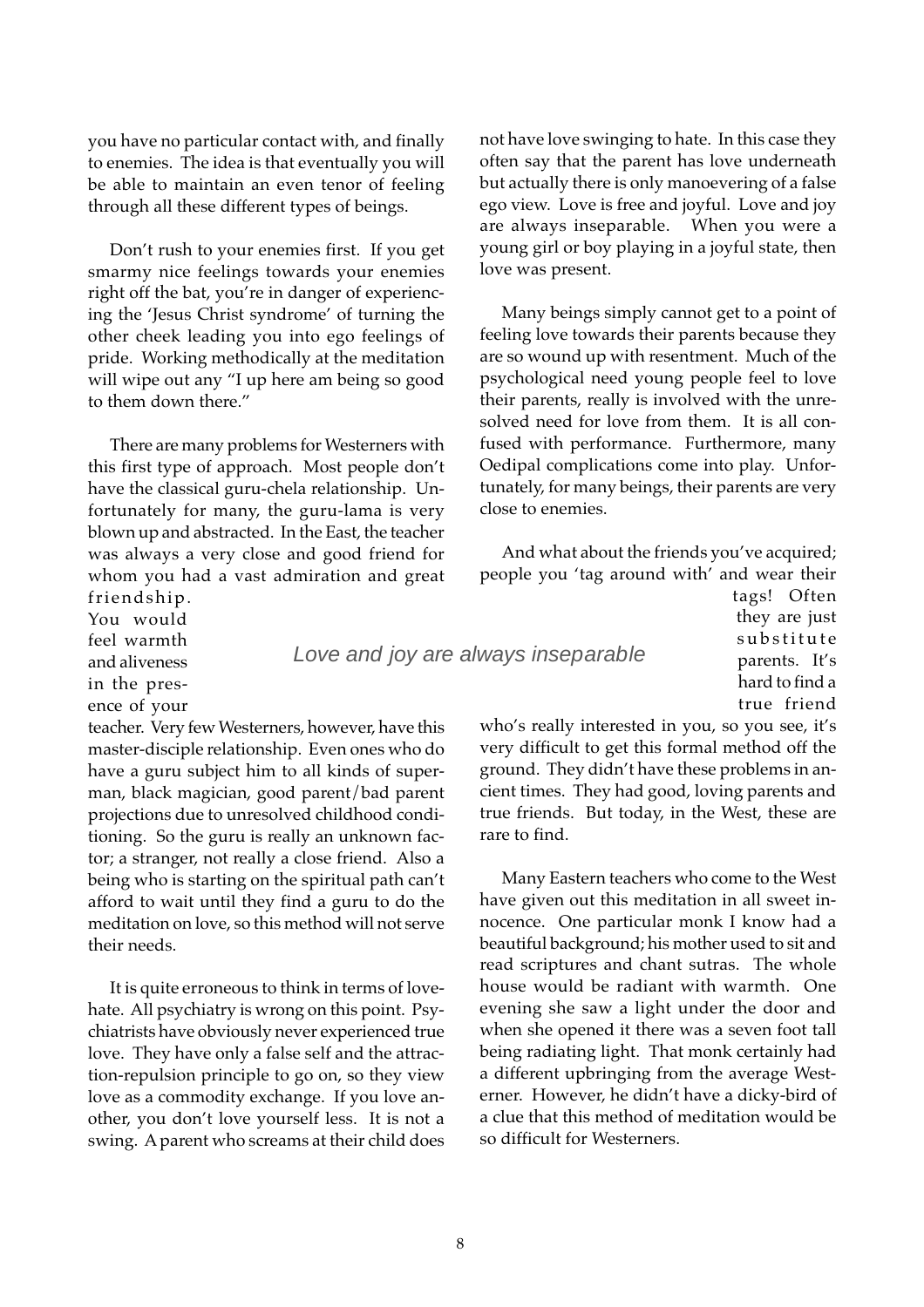you have no particular contact with, and finally to enemies. The idea is that eventually you will be able to maintain an even tenor of feeling through all these different types of beings.

Don't rush to your enemies first. If you get smarmy nice feelings towards your enemies right off the bat, you're in danger of experiencing the 'Jesus Christ syndrome' of turning the other cheek leading you into ego feelings of pride. Working methodically at the meditation will wipe out any "I up here am being so good to them down there."

There are many problems for Westerners with this first type of approach. Most people don't have the classical guru-chela relationship. Unfortunately for many, the guru-lama is very blown up and abstracted. In the East, the teacher was always a very close and good friend for whom you had a vast admiration and great friendship. You would feel warmth and aliveness in the presence of your teacher. Very few Westerners, however, have this master-disciple relationship. Even ones who do have a guru subject him to all kinds of superman, black magician, good parent/bad parent projections due to unresolved childhood conditioning. So the guru is really an unknown factor; a stranger, not really a close friend. Also a being who is starting on the spiritual path can't afford to wait until they find a guru to do the meditation on love, so this method will not serve their needs.

It is quite erroneous to think in terms of love-hate. All psychiatry is wrong on this point. Psychiatrists have obviously never experienced true love. They have only a false self and the attraction-repulsion principle to go on, so they view love as a commodity exchange. If you love another, you don't love yourself less. It is not a swing. A parent who screams at their child does not have love swinging to hate. In this case they often say that the parent has love underneath but actually there is only manoevering of a false ego view. Love is free and joyful. Love and joy are always inseparable. When you were a young girl or boy playing in a joyful state, then love was present.

Many beings simply cannot get to a point of feeling love towards their parents because they are so wound up with resentment. Much of the psychological need young people feel to love their parents, really is involved with the unresolved need for love from them. It is all confused with performance. Furthermore, many Oedipal complications come into play. Unfortunately, for many beings, their parents are very close to enemies.

*Love and joy are always inseparable*

And what about the friends you've acquired; people you 'tag around with' and wear their tags! Often they are just substitute parents. It's hard to find a true friend who's really interested in you, so you see, it's very difficult to get this formal method off the ground. They didn't have these problems in ancient times. They had good, loving parents and true friends. But today, in the West, these are rare to find.

Many Eastern teachers who come to the West have given out this meditation in all sweet innocence. One particular monk I know had a beautiful background; his mother used to sit and read scriptures and chant sutras. The whole house would be radiant with warmth. One evening she saw a light under the door and when she opened it there was a seven foot tall being radiating light. That monk certainly had a different upbringing from the average Westerner. However, he didn't have a dicky-bird of a clue that this method of meditation would be so difficult for Westerners.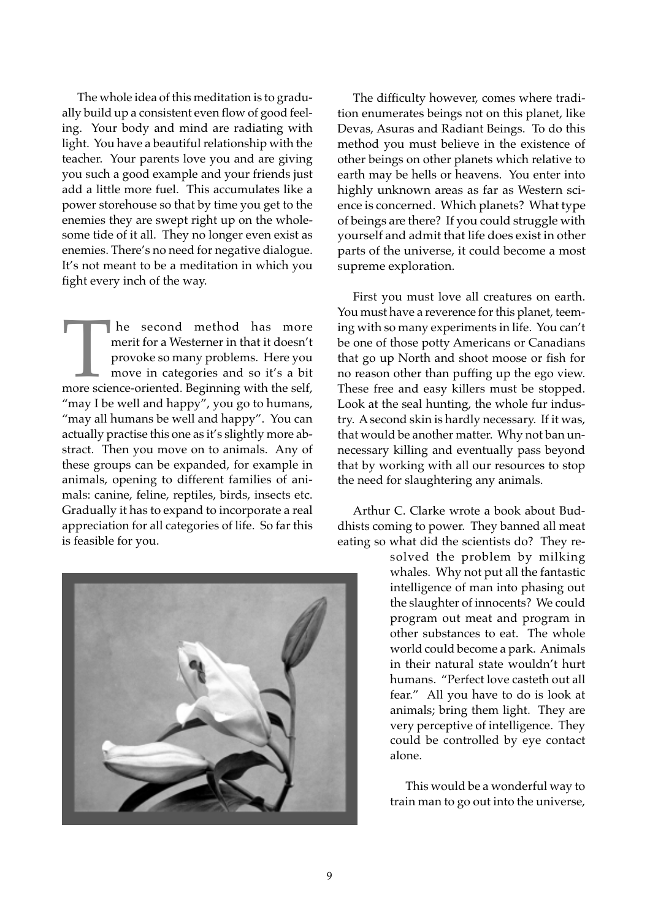The whole idea of this meditation is to gradually build up a consistent even flow of good feeling. Your body and mind are radiating with light. You have a beautiful relationship with the teacher. Your parents love you and are giving you such a good example and your friends just add a little more fuel. This accumulates like a power storehouse so that by time you get to the enemies they are swept right up on the wholesome tide of it all. They no longer even exist as enemies. There's no need for negative dialogue. It's not meant to be a meditation in which you fight every inch of the way.

The second method has more merit for a Westerner in that it doesn't provoke so many problems. Here you move in categories and so it's a bit more science-oriented. Beginning with the self, "may I be well and happy", you go to humans, "may all humans be well and happy". You can actually practise this one as it's slightly more abstract. Then you move on to animals. Any of these groups can be expanded, for example in animals, opening to different families of animals: canine, feline, reptiles, birds, insects etc. Gradually it has to expand to incorporate a real appreciation for all categories of life. So far this is feasible for you.

The difficulty however, comes where tradition enumerates beings not on this planet, like Devas, Asuras and Radiant Beings. To do this method you must believe in the existence of other beings on other planets which relative to earth may be hells or heavens. You enter into highly unknown areas as far as Western science is concerned. Which planets? What type of beings are there? If you could struggle with yourself and admit that life does exist in other parts of the universe, it could become a most supreme exploration.

First you must love all creatures on earth. You must have a reverence for this planet, teeming with so many experiments in life. You can't be one of those potty Americans or Canadians that go up North and shoot moose or fish for no reason other than puffing up the ego view. These free and easy killers must be stopped. Look at the seal hunting, the whole fur industry. A second skin is hardly necessary. If it was, that would be another matter. Why not ban unnecessary killing and eventually pass beyond that by working with all our resources to stop the need for slaughtering any animals.

Arthur C. Clarke wrote a book about Buddhists coming to power. They banned all meat eating so what did the scientists do? They resolved the problem by milking whales. Why not put all the fantastic intelligence of man into phasing out the slaughter of innocents? We could program out meat and program in other substances to eat. The whole world could become a park. Animals in their natural state wouldn't hurt humans. "Perfect love casteth out all fear." All you have to do is look at animals; bring them light. They are very perceptive of intelligence. They could be controlled by eye contact alone.

This would be a wonderful way to train man to go out into the universe,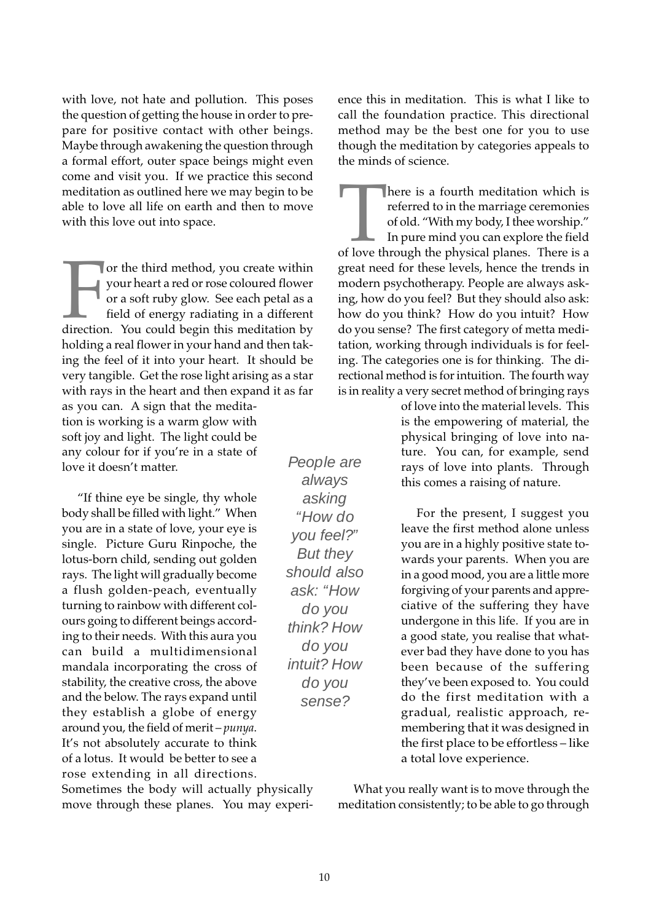with love, not hate and pollution. This poses the question of getting the house in order to prepare for positive contact with other beings. Maybe through awakening the question through a formal effort, outer space beings might even come and visit you. If we practice this second meditation as outlined here we may begin to be able to love all life on earth and then to move with this love out into space.

For the third method, you create within your heart a red or rose coloured flower or a soft ruby glow. See each petal as a field of energy radiating in a different direction. You could begin this meditation by holding a real flower in your hand and then taking the feel of it into your heart. It should be very tangible. Get the rose light arising as a star with rays in the heart and then expand it as far as you can. A sign that the meditation is working is a warm glow with soft joy and light. The light could be any colour for if you're in a state of love it doesn't matter.

"If thine eye be single, thy whole body shall be filled with light." When you are in a state of love, your eye is single. Picture Guru Rinpoche, the lotus-born child, sending out golden rays. The light will gradually become a flush golden-peach, eventually turning to rainbow with different colours going to different beings according to their needs. With this aura you can build a multidimensional mandala incorporating the cross of stability, the creative cross, the above and the below. The rays expand until they establish a globe of energy around you, the field of merit – *punya*. It's not absolutely accurate to think of a lotus. It would be better to see a rose extending in all directions. Sometimes the body will actually physically move through these planes. You may experience this in meditation. This is what I like to call the foundation practice. This directional method may be the best one for you to use though the meditation by categories appeals to the minds of science.

*People are always asking "How do you feel?" But they should also ask: "How do you think? How do you intuit? How do you sense?*

There is a fourth meditation which is referred to in the marriage ceremonies of old. "With my body, I thee worship." In pure mind you can explore the field of love through the physical planes. There is a great need for these levels, hence the trends in modern psychotherapy. People are always asking, how do you feel? But they should also ask: how do you think? How do you intuit? How do you sense? The first category of metta meditation, working through individuals is for feeling. The categories one is for thinking. The directional method is for intuition. The fourth way is in reality a very secret method of bringing rays of love into the material levels. This is the empowering of material, the physical bringing of love into nature. You can, for example, send rays of love into plants. Through this comes a raising of nature.

For the present, I suggest you leave the first method alone unless you are in a highly positive state towards your parents. When you are in a good mood, you are a little more forgiving of your parents and appreciative of the suffering they have undergone in this life. If you are in a good state, you realise that whatever bad they have done to you has been because of the suffering they've been exposed to. You could do the first meditation with a gradual, realistic approach, remembering that it was designed in the first place to be effortless – like a total love experience.

What you really want is to move through the meditation consistently; to be able to go through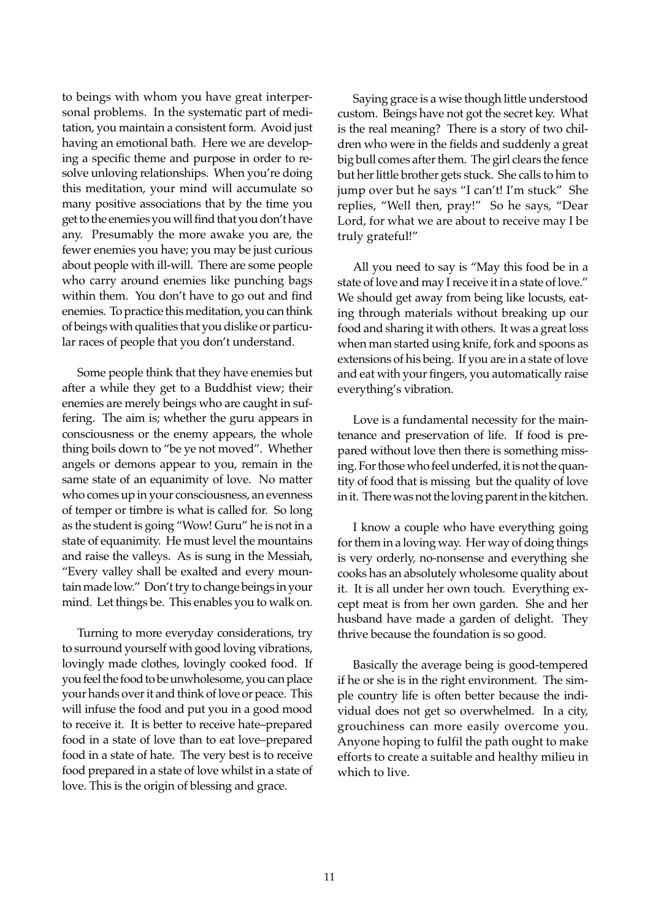to beings with whom you have great interpersonal problems. In the systematic part of meditation, you maintain a consistent form. Avoid just having an emotional bath. Here we are developing a specific theme and purpose in order to resolve unloving relationships. When you're doing this meditation, your mind will accumulate so many positive associations that by the time you get to the enemies you will find that you don't have any. Presumably the more awake you are, the fewer enemies you have; you may be just curious about people with ill-will. There are some people who carry around enemies like punching bags within them. You don't have to go out and find enemies. To practice this meditation, you can think of beings with qualities that you dislike or particular races of people that you don't understand.

Some people think that they have enemies but after a while they get to a Buddhist view; their enemies are merely beings who are caught in suffering. The aim is; whether the guru appears in consciousness or the enemy appears, the whole thing boils down to "be ye not moved". Whether angels or demons appear to you, remain in the same state of an equanimity of love. No matter who comes up in your consciousness, an evenness of temper or timbre is what is called for. So long as the student is going "Wow! Guru" he is not in a state of equanimity. He must level the mountains and raise the valleys. As is sung in the Messiah, "Every valley shall be exalted and every mountain made low." Don't try to change beings in your mind. Let things be. This enables you to walk on.

Turning to more everyday considerations, try to surround yourself with good loving vibrations, lovingly made clothes, lovingly cooked food. If you feel the food to be unwholesome, you can place your hands over it and think of love or peace. This will infuse the food and put you in a good mood to receive it. It is better to receive hate–prepared food in a state of love than to eat love–prepared food in a state of hate. The very best is to receive food prepared in a state of love whilst in a state of love. This is the origin of blessing and grace.

Saying grace is a wise though little understood custom. Beings have not got the secret key. What is the real meaning? There is a story of two children who were in the fields and suddenly a great big bull comes after them. The girl clears the fence but her little brother gets stuck. She calls to him to jump over but he says "I can't! I'm stuck" She replies, "Well then, pray!" So he says, "Dear Lord, for what we are about to receive may I be truly grateful!"

All you need to say is "May this food be in a state of love and may I receive it in a state of love." We should get away from being like locusts, eating through materials without breaking up our food and sharing it with others. It was a great loss when man started using knife, fork and spoons as extensions of his being. If you are in a state of love and eat with your fingers, you automatically raise everything's vibration.

Love is a fundamental necessity for the maintenance and preservation of life. If food is prepared without love then there is something missing. For those who feel underfed, it is not the quantity of food that is missing but the quality of love in it. There was not the loving parent in the kitchen.

I know a couple who have everything going for them in a loving way. Her way of doing things is very orderly, no-nonsense and everything she cooks has an absolutely wholesome quality about it. It is all under her own touch. Everything except meat is from her own garden. She and her husband have made a garden of delight. They thrive because the foundation is so good.

Basically the average being is good-tempered if he or she is in the right environment. The simple country life is often better because the individual does not get so overwhelmed. In a city, grouchiness can more easily overcome you. Anyone hoping to fulfil the path ought to make efforts to create a suitable and healthy milieu in which to live.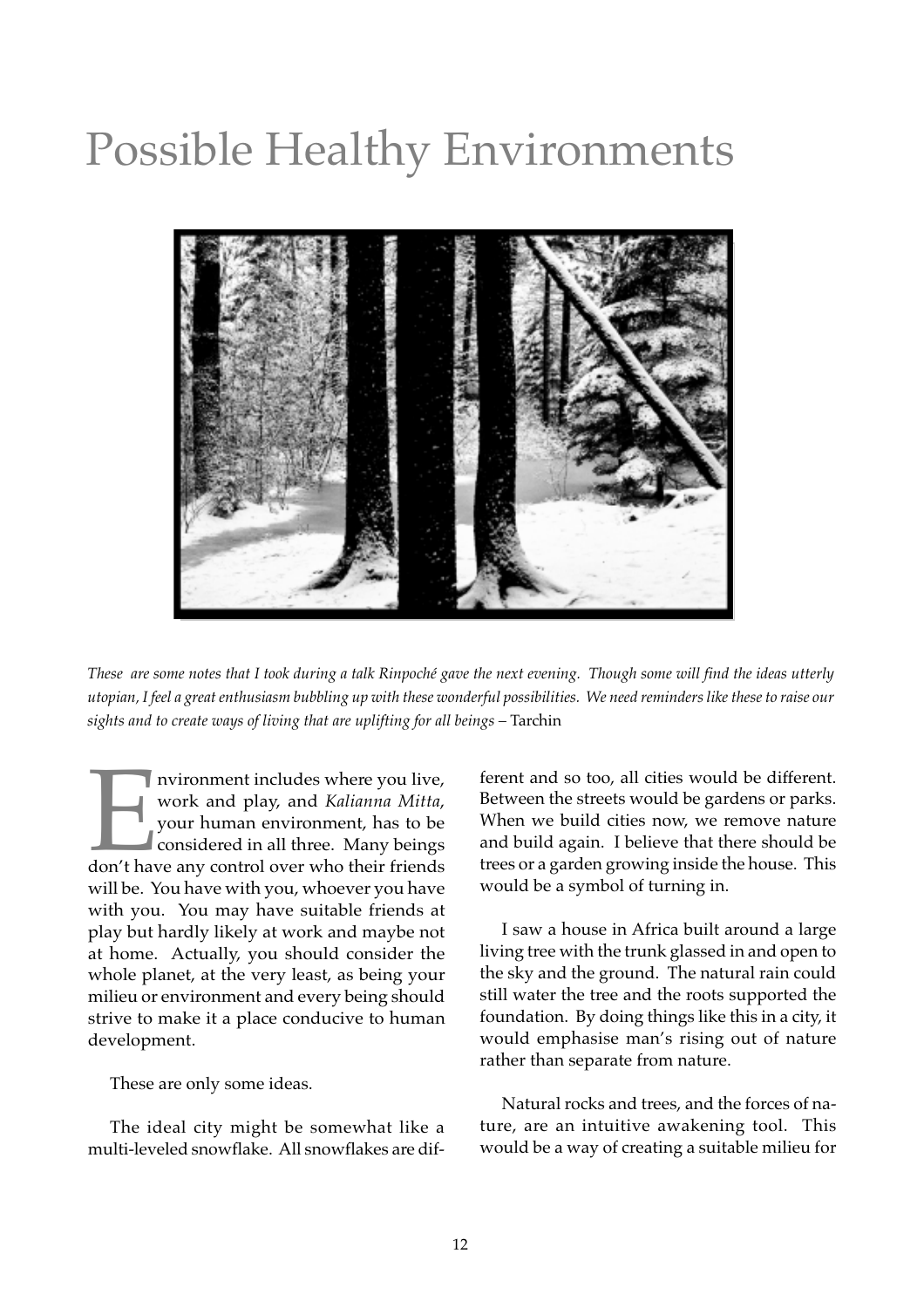# Possible Healthy Environments

*These are some notes that I took during a talk Rinpoché gave the next evening. Though some will find the ideas utterly utopian, I feel a great enthusiasm bubbling up with these wonderful possibilities. We need reminders like these to raise our sights and to create ways of living that are uplifting for all beings* – Tarchin

Environment includes where you live, work and play, and *Kalianna Mitta*, your human environment, has to be considered in all three. Many beings don't have any control over who their friends will be. You have with you, whoever you have with you. You may have suitable friends at play but hardly likely at work and maybe not at home. Actually, you should consider the whole planet, at the very least, as being your milieu or environment and every being should strive to make it a place conducive to human development.

These are only some ideas.

The ideal city might be somewhat like a multi-leveled snowflake. All snowflakes are different and so too, all cities would be different. Between the streets would be gardens or parks. When we build cities now, we remove nature and build again. I believe that there should be trees or a garden growing inside the house. This would be a symbol of turning in.

I saw a house in Africa built around a large living tree with the trunk glassed in and open to the sky and the ground. The natural rain could still water the tree and the roots supported the foundation. By doing things like this in a city, it would emphasise man's rising out of nature rather than separate from nature.

Natural rocks and trees, and the forces of nature, are an intuitive awakening tool. This would be a way of creating a suitable milieu for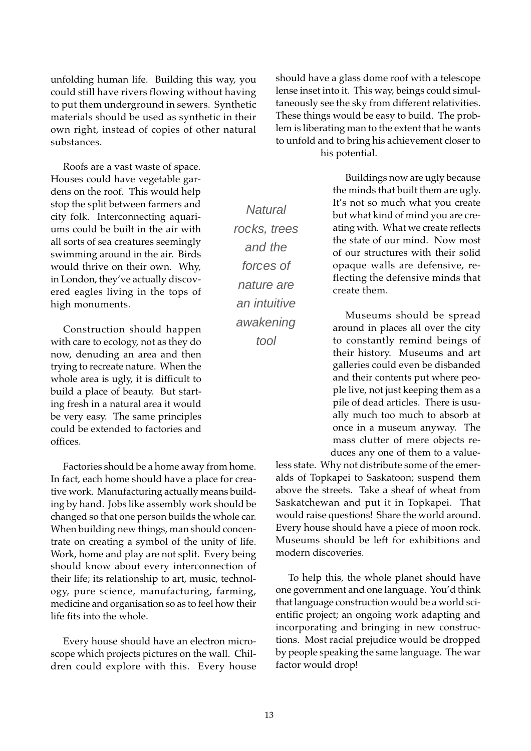unfolding human life. Building this way, you could still have rivers flowing without having to put them underground in sewers. Synthetic materials should be used as synthetic in their own right, instead of copies of other natural substances.

Roofs are a vast waste of space. Houses could have vegetable gardens on the roof. This would help stop the split between farmers and city folk. Interconnecting aquariums could be built in the air with all sorts of sea creatures seemingly swimming around in the air. Birds would thrive on their own. Why, in London, they've actually discovered eagles living in the tops of high monuments.

Construction should happen with care to ecology, not as they do now, denuding an area and then trying to recreate nature. When the whole area is ugly, it is difficult to build a place of beauty. But starting fresh in a natural area it would be very easy. The same principles could be extended to factories and offices.

Factories should be a home away from home. In fact, each home should have a place for creative work. Manufacturing actually means building by hand. Jobs like assembly work should be changed so that one person builds the whole car. When building new things, man should concentrate on creating a symbol of the unity of life. Work, home and play are not split. Every being should know about every interconnection of their life; its relationship to art, music, technology, pure science, manufacturing, farming, medicine and organisation so as to feel how their life fits into the whole.

Every house should have an electron microscope which projects pictures on the wall. Children could explore with this. Every house should have a glass dome roof with a telescope lense inset into it. This way, beings could simultaneously see the sky from different relativities. These things would be easy to build. The problem is liberating man to the extent that he wants to unfold and to bring his achievement closer to his potential.

*Natural rocks, trees and the forces of nature are an intuitive awakening tool*

Buildings now are ugly because the minds that built them are ugly. It's not so much what you create but what kind of mind you are creating with. What we create reflects the state of our mind. Now most of our structures with their solid opaque walls are defensive, reflecting the defensive minds that create them.

Museums should be spread around in places all over the city to constantly remind beings of their history. Museums and art galleries could even be disbanded and their contents put where people live, not just keeping them as a pile of dead articles. There is usually much too much to absorb at once in a museum anyway. The mass clutter of mere objects reduces any one of them to a valueless state. Why not distribute some of the emeralds of Topkapei to Saskatoon; suspend them above the streets. Take a sheaf of wheat from Saskatchewan and put it in Topkapei. That would raise questions! Share the world around. Every house should have a piece of moon rock. Museums should be left for exhibitions and modern discoveries.

To help this, the whole planet should have one government and one language. You'd think that language construction would be a world scientific project; an ongoing work adapting and incorporating and bringing in new constructions. Most racial prejudice would be dropped by people speaking the same language. The war factor would drop!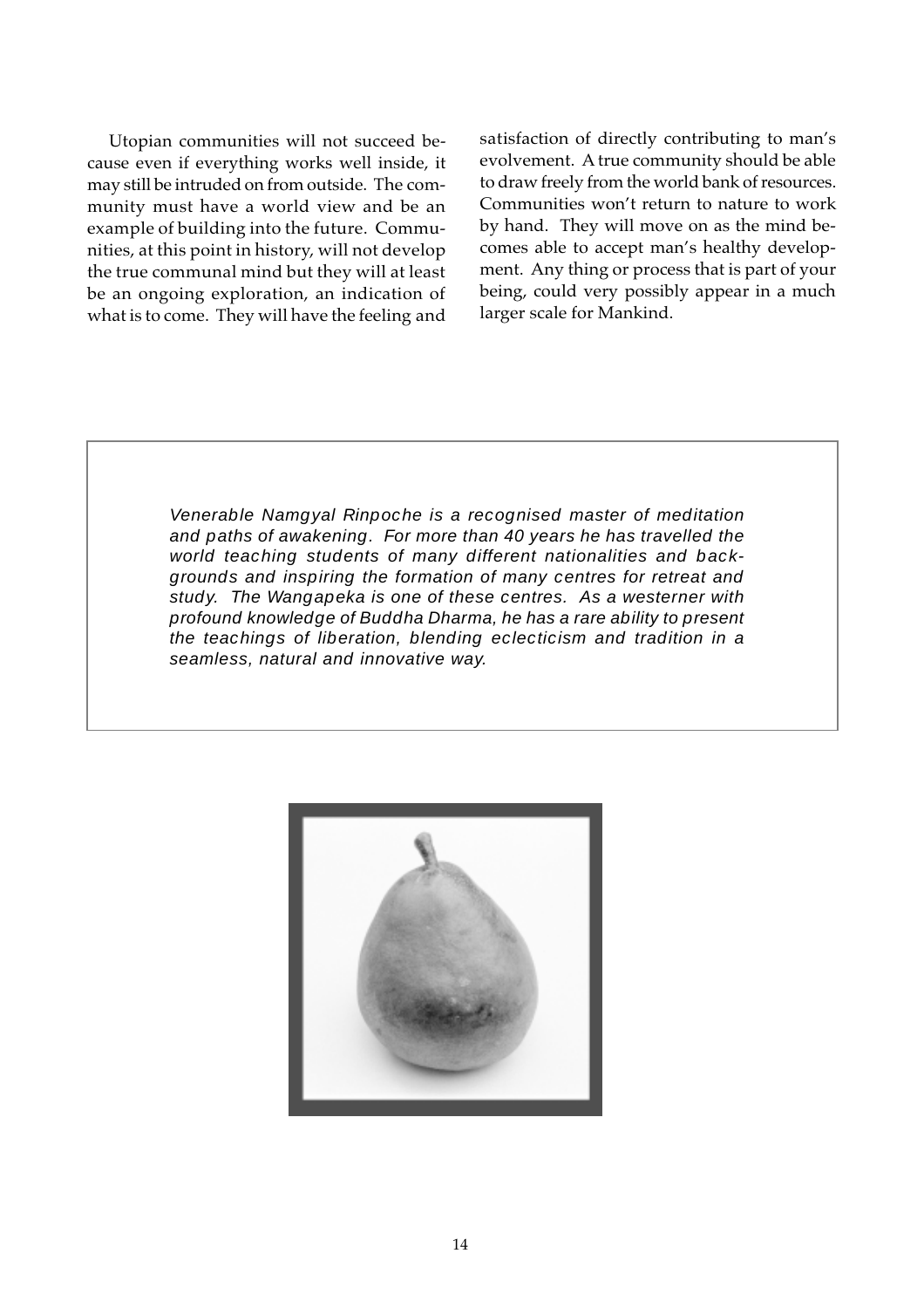Utopian communities will not succeed because even if everything works well inside, it may still be intruded on from outside. The community must have a world view and be an example of building into the future. Communities, at this point in history, will not develop the true communal mind but they will at least be an ongoing exploration, an indication of what is to come. They will have the feeling and satisfaction of directly contributing to man's evolvement. A true community should be able to draw freely from the world bank of resources. Communities won't return to nature to work by hand. They will move on as the mind becomes able to accept man's healthy development. Any thing or process that is part of your being, could very possibly appear in a much larger scale for Mankind.

*Venerable Namgyal Rinpoche is a recognised master of meditation and paths of awakening. For more than 40 years he has travelled the world teaching students of many different nationalities and backgrounds and inspiring the formation of many centres for retreat and study. The Wangapeka is one of these centres. As a westerner with profound knowledge of Buddha Dharma, he has a rare ability to present the teachings of liberation, blending eclecticism and tradition in a seamless, natural and innovative way.*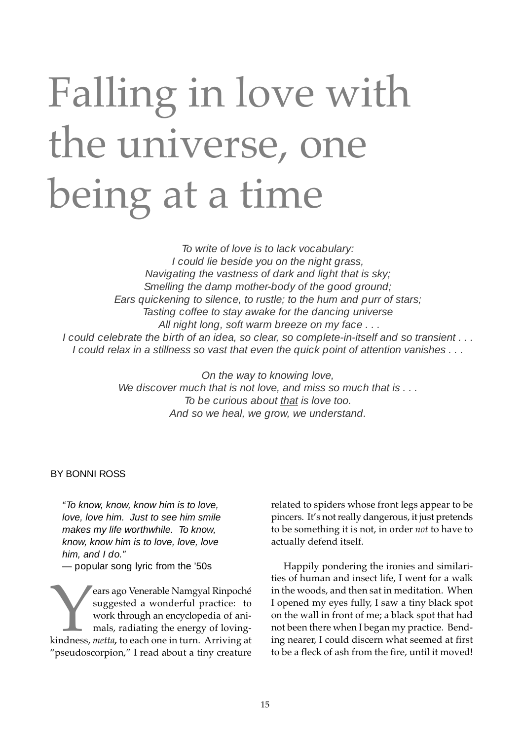# Falling in love with the universe, one being at a time

*To write of love is to lack vocabulary:*
*I could lie beside you on the night grass,*
*Navigating the vastness of dark and light that is sky;*
*Smelling the damp mother-body of the good ground;*
*Ears quickening to silence, to rustle; to the hum and purr of stars;*
*Tasting coffee to stay awake for the dancing universe*
*All night long, soft warm breeze on my face . . .*
*I could celebrate the birth of an idea, so clear, so complete-in-itself and so transient . . .*
*I could relax in a stillness so vast that even the quick point of attention vanishes . . .*

*On the way to knowing love,*
*We discover much that is not love, and miss so much that is . . .*
*To be curious about <u>that</u> is love too.*
*And so we heal, we grow, we understand.*

BY BONNI ROSS

"*To know, know, know him is to love, love, love him. Just to see him smile makes my life worthwhile. To know, know, know him is to love, love, love him, and I do.*"
— popular song lyric from the '50s

Years ago Venerable Namgyal Rinpoché suggested a wonderful practice: to work through an encyclopedia of animals, radiating the energy of loving-kindness, *metta*, to each one in turn. Arriving at "pseudoscorpion," I read about a tiny creature related to spiders whose front legs appear to be pincers. It's not really dangerous, it just pretends to be something it is not, in order *not* to have to actually defend itself.

Happily pondering the ironies and similarities of human and insect life, I went for a walk in the woods, and then sat in meditation. When I opened my eyes fully, I saw a tiny black spot on the wall in front of me; a black spot that had not been there when I began my practice. Bending nearer, I could discern what seemed at first to be a fleck of ash from the fire, until it moved!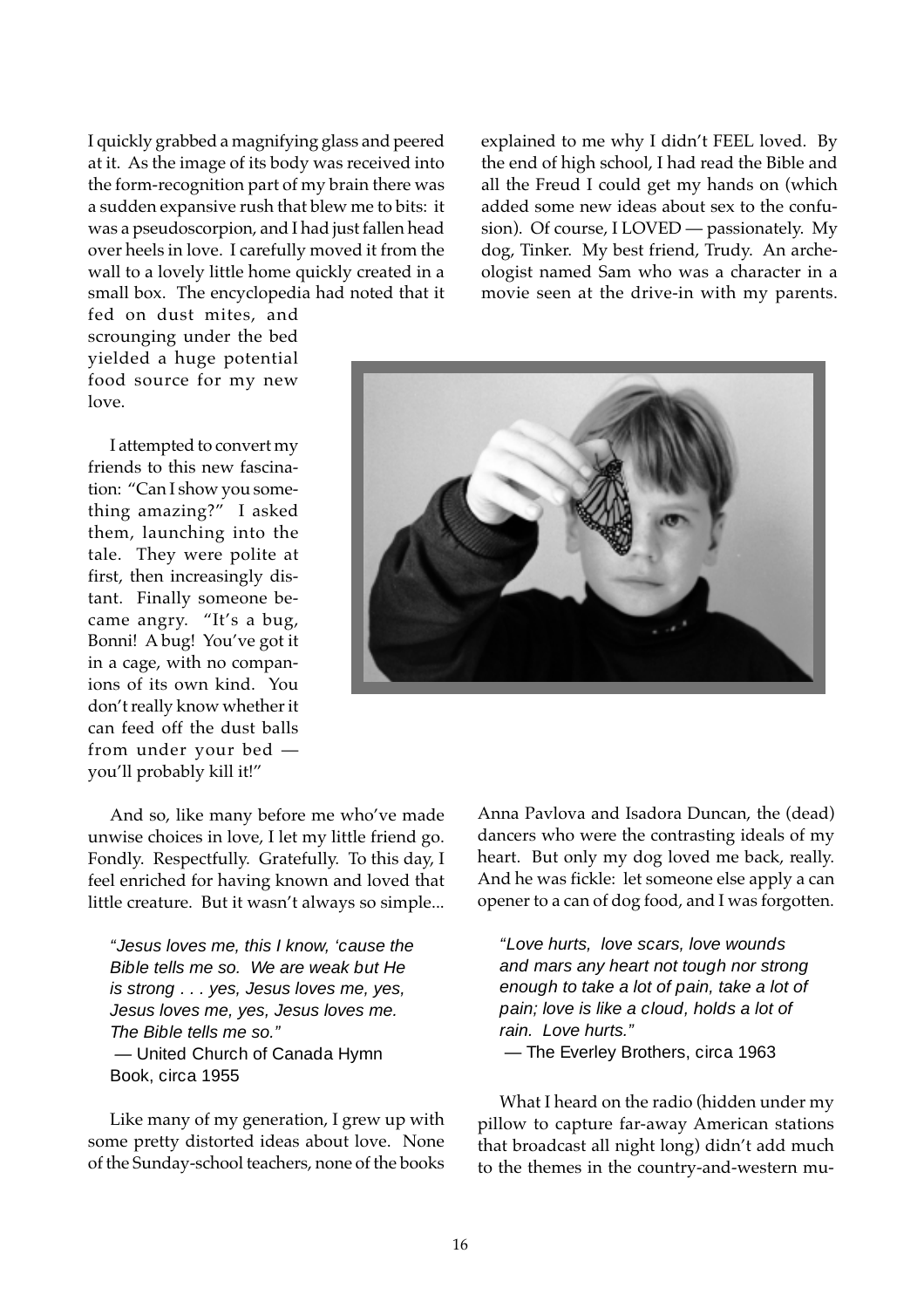I quickly grabbed a magnifying glass and peered at it. As the image of its body was received into the form-recognition part of my brain there was a sudden expansive rush that blew me to bits: it was a pseudoscorpion, and I had just fallen head over heels in love. I carefully moved it from the wall to a lovely little home quickly created in a small box. The encyclopedia had noted that it fed on dust mites, and scrounging under the bed yielded a huge potential food source for my new love.

I attempted to convert my friends to this new fascination: "Can I show you something amazing?" I asked them, launching into the tale. They were polite at first, then increasingly distant. Finally someone became angry. "It's a bug, Bonni! A bug! You've got it in a cage, with no companions of its own kind. You don't really know whether it can feed off the dust balls from under your bed — you'll probably kill it!"

And so, like many before me who've made unwise choices in love, I let my little friend go. Fondly. Respectfully. Gratefully. To this day, I feel enriched for having known and loved that little creature. But it wasn't always so simple...

> "*Jesus loves me, this I know, 'cause the Bible tells me so. We are weak but He is strong . . . yes, Jesus loves me, yes, Jesus loves me, yes, Jesus loves me. The Bible tells me so.*"
> — United Church of Canada Hymn Book, circa 1955

Like many of my generation, I grew up with some pretty distorted ideas about love. None of the Sunday-school teachers, none of the books explained to me why I didn't FEEL loved. By the end of high school, I had read the Bible and all the Freud I could get my hands on (which added some new ideas about sex to the confusion). Of course, I LOVED — passionately. My dog, Tinker. My best friend, Trudy. An archeologist named Sam who was a character in a movie seen at the drive-in with my parents. Anna Pavlova and Isadora Duncan, the (dead) dancers who were the contrasting ideals of my heart. But only my dog loved me back, really. And he was fickle: let someone else apply a can opener to a can of dog food, and I was forgotten.

> "*Love hurts, love scars, love wounds and mars any heart not tough nor strong enough to take a lot of pain, take a lot of pain; love is like a cloud, holds a lot of rain. Love hurts.*"
> — The Everley Brothers, circa 1963

What I heard on the radio (hidden under my pillow to capture far-away American stations that broadcast all night long) didn't add much to the themes in the country-and-western mu-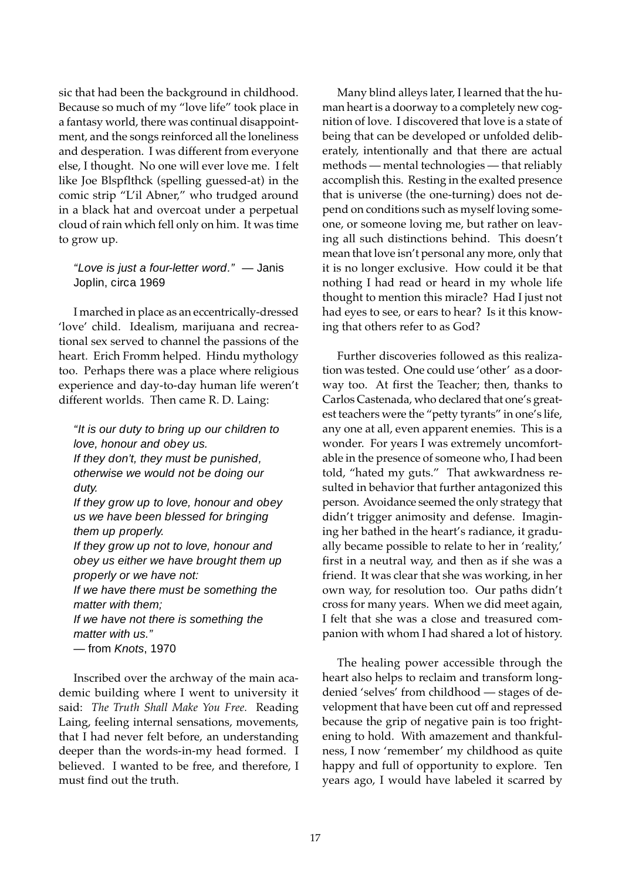sic that had been the background in childhood. Because so much of my "love life" took place in a fantasy world, there was continual disappointment, and the songs reinforced all the loneliness and desperation. I was different from everyone else, I thought. No one will ever love me. I felt like Joe Blspflthck (spelling guessed-at) in the comic strip "L'il Abner," who trudged around in a black hat and overcoat under a perpetual cloud of rain which fell only on him. It was time to grow up.

> "*Love is just a four-letter word.*" — Janis Joplin, circa 1969

I marched in place as an eccentrically-dressed 'love' child. Idealism, marijuana and recreational sex served to channel the passions of the heart. Erich Fromm helped. Hindu mythology too. Perhaps there was a place where religious experience and day-to-day human life weren't different worlds. Then came R. D. Laing:

> "*It is our duty to bring up our children to love, honour and obey us.*
> *If they don't, they must be punished, otherwise we would not be doing our duty.*
> *If they grow up to love, honour and obey us we have been blessed for bringing them up properly.*
> *If they grow up not to love, honour and obey us either we have brought them up properly or we have not:*
> *If we have there must be something the matter with them;*
> *If we have not there is something the matter with us.*"
> — from *Knots*, 1970

Inscribed over the archway of the main academic building where I went to university it said: *The Truth Shall Make You Free.* Reading Laing, feeling internal sensations, movements, that I had never felt before, an understanding deeper than the words-in-my head formed. I believed. I wanted to be free, and therefore, I must find out the truth.

Many blind alleys later, I learned that the human heart is a doorway to a completely new cognition of love. I discovered that love is a state of being that can be developed or unfolded deliberately, intentionally and that there are actual methods — mental technologies — that reliably accomplish this. Resting in the exalted presence that is universe (the one-turning) does not depend on conditions such as myself loving someone, or someone loving me, but rather on leaving all such distinctions behind. This doesn't mean that love isn't personal any more, only that it is no longer exclusive. How could it be that nothing I had read or heard in my whole life thought to mention this miracle? Had I just not had eyes to see, or ears to hear? Is it this knowing that others refer to as God?

Further discoveries followed as this realization was tested. One could use 'other' as a doorway too. At first the Teacher; then, thanks to Carlos Castenada, who declared that one's greatest teachers were the "petty tyrants" in one's life, any one at all, even apparent enemies. This is a wonder. For years I was extremely uncomfortable in the presence of someone who, I had been told, "hated my guts." That awkwardness resulted in behavior that further antagonized this person. Avoidance seemed the only strategy that didn't trigger animosity and defense. Imagining her bathed in the heart's radiance, it gradually became possible to relate to her in 'reality,' first in a neutral way, and then as if she was a friend. It was clear that she was working, in her own way, for resolution too. Our paths didn't cross for many years. When we did meet again, I felt that she was a close and treasured companion with whom I had shared a lot of history.

The healing power accessible through the heart also helps to reclaim and transform long-denied 'selves' from childhood — stages of development that have been cut off and repressed because the grip of negative pain is too frightening to hold. With amazement and thankfulness, I now 'remember' my childhood as quite happy and full of opportunity to explore. Ten years ago, I would have labeled it scarred by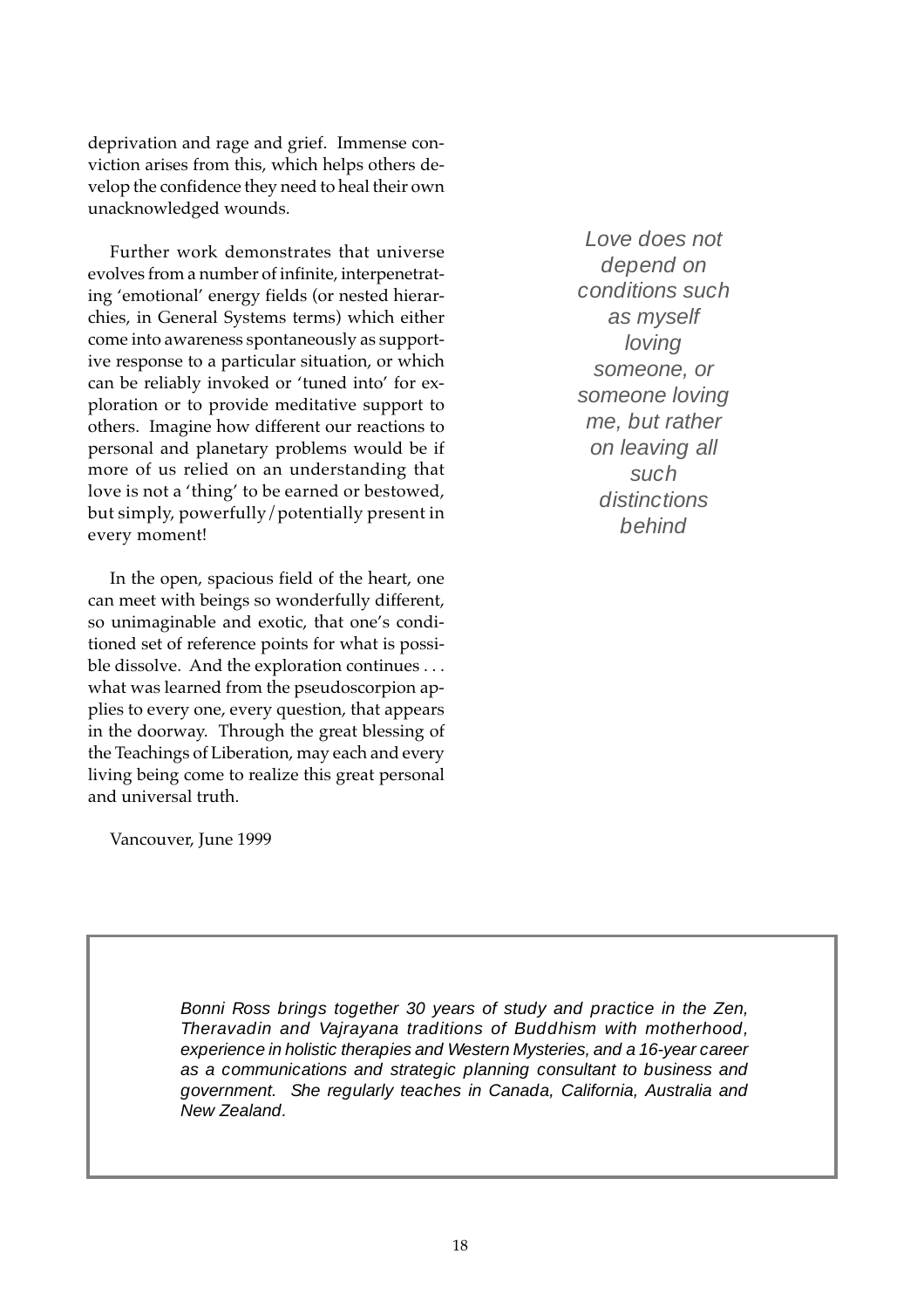deprivation and rage and grief. Immense conviction arises from this, which helps others develop the confidence they need to heal their own unacknowledged wounds.

Further work demonstrates that universe evolves from a number of infinite, interpenetrating 'emotional' energy fields (or nested hierarchies, in General Systems terms) which either come into awareness spontaneously as supportive response to a particular situation, or which can be reliably invoked or 'tuned into' for exploration or to provide meditative support to others. Imagine how different our reactions to personal and planetary problems would be if more of us relied on an understanding that love is not a 'thing' to be earned or bestowed, but simply, powerfully/potentially present in every moment!

*Love does not depend on conditions such as myself loving someone, or someone loving me, but rather on leaving all such distinctions behind*

In the open, spacious field of the heart, one can meet with beings so wonderfully different, so unimaginable and exotic, that one's conditioned set of reference points for what is possible dissolve. And the exploration continues . . . what was learned from the pseudoscorpion applies to every one, every question, that appears in the doorway. Through the great blessing of the Teachings of Liberation, may each and every living being come to realize this great personal and universal truth.

Vancouver, June 1999

*Bonni Ross brings together 30 years of study and practice in the Zen, Theravadin and Vajrayana traditions of Buddhism with motherhood, experience in holistic therapies and Western Mysteries, and a 16-year career as a communications and strategic planning consultant to business and government. She regularly teaches in Canada, California, Australia and New Zealand.*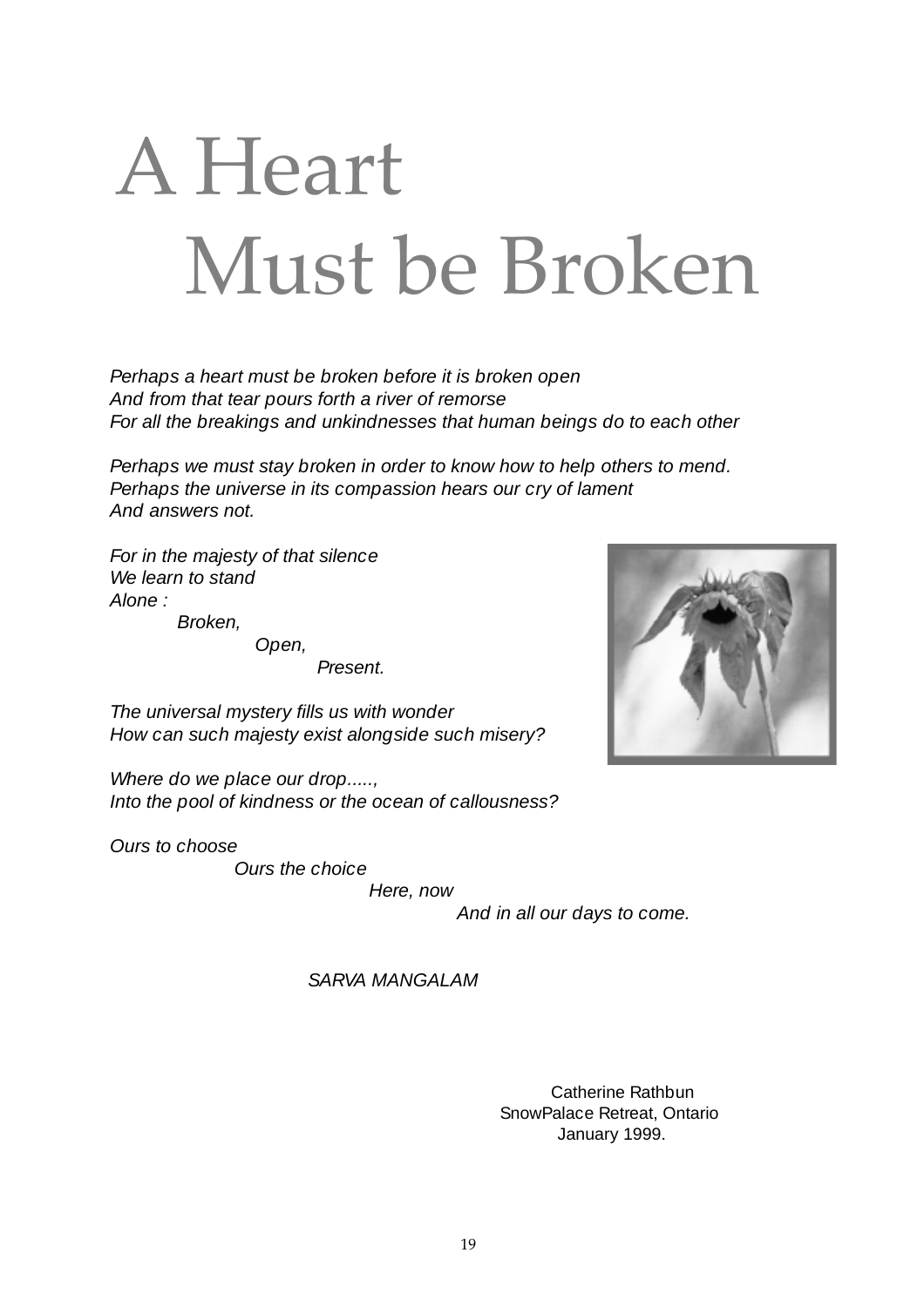# A Heart Must be Broken

*Perhaps a heart must be broken before it is broken open*
*And from that tear pours forth a river of remorse*
*For all the breakings and unkindnesses that human beings do to each other*

*Perhaps we must stay broken in order to know how to help others to mend.*
*Perhaps the universe in its compassion hears our cry of lament*
*And answers not.*

*For in the majesty of that silence*
*We learn to stand*
*Alone :*
*Broken,*
*Open,*
*Present.*

*The universal mystery fills us with wonder*
*How can such majesty exist alongside such misery?*

*Where do we place our drop.....,*
*Into the pool of kindness or the ocean of callousness?*

*Ours to choose*
*Ours the choice*
*Here, now*
*And in all our days to come.*

*SARVA MANGALAM*

Catherine Rathbun
SnowPalace Retreat, Ontario
January 1999.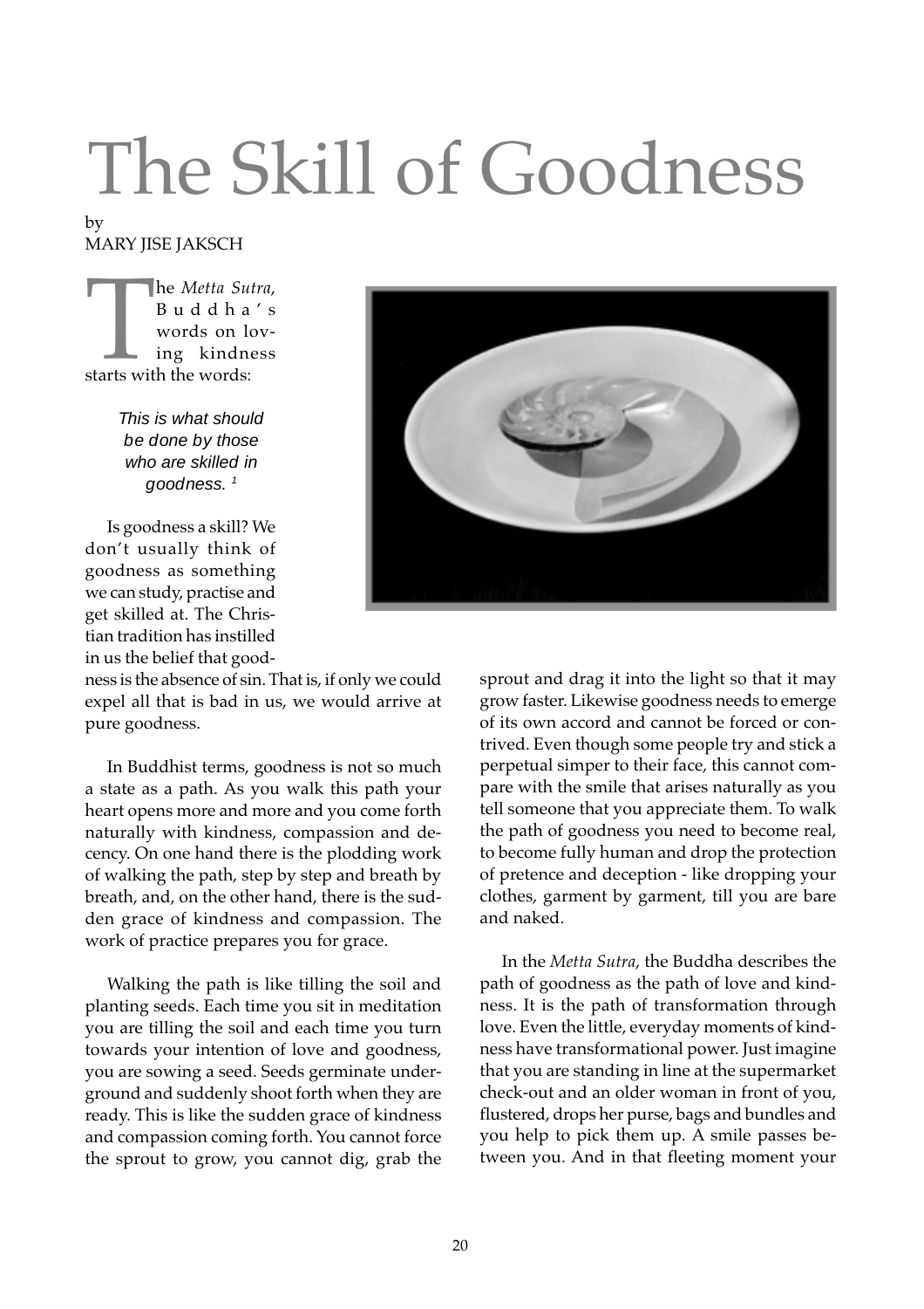# The Skill of Goodness

by
MARY JISE JAKSCH

The *Metta Sutra*, Buddha's words on loving kindness starts with the words:

> *This is what should be done by those who are skilled in goodness.* [1]

Is goodness a skill? We don't usually think of goodness as something we can study, practise and get skilled at. The Christian tradition has instilled in us the belief that goodness is the absence of sin. That is, if only we could expel all that is bad in us, we would arrive at pure goodness.

In Buddhist terms, goodness is not so much a state as a path. As you walk this path your heart opens more and more and you come forth naturally with kindness, compassion and decency. On one hand there is the plodding work of walking the path, step by step and breath by breath, and, on the other hand, there is the sudden grace of kindness and compassion. The work of practice prepares you for grace.

Walking the path is like tilling the soil and planting seeds. Each time you sit in meditation you are tilling the soil and each time you turn towards your intention of love and goodness, you are sowing a seed. Seeds germinate underground and suddenly shoot forth when they are ready. This is like the sudden grace of kindness and compassion coming forth. You cannot force the sprout to grow, you cannot dig, grab the sprout and drag it into the light so that it may grow faster. Likewise goodness needs to emerge of its own accord and cannot be forced or contrived. Even though some people try and stick a perpetual simper to their face, this cannot compare with the smile that arises naturally as you tell someone that you appreciate them. To walk the path of goodness you need to become real, to become fully human and drop the protection of pretence and deception - like dropping your clothes, garment by garment, till you are bare and naked.

In the *Metta Sutra*, the Buddha describes the path of goodness as the path of love and kindness. It is the path of transformation through love. Even the little, everyday moments of kindness have transformational power. Just imagine that you are standing in line at the supermarket check-out and an older woman in front of you, flustered, drops her purse, bags and bundles and you help to pick them up. A smile passes between you. And in that fleeting moment your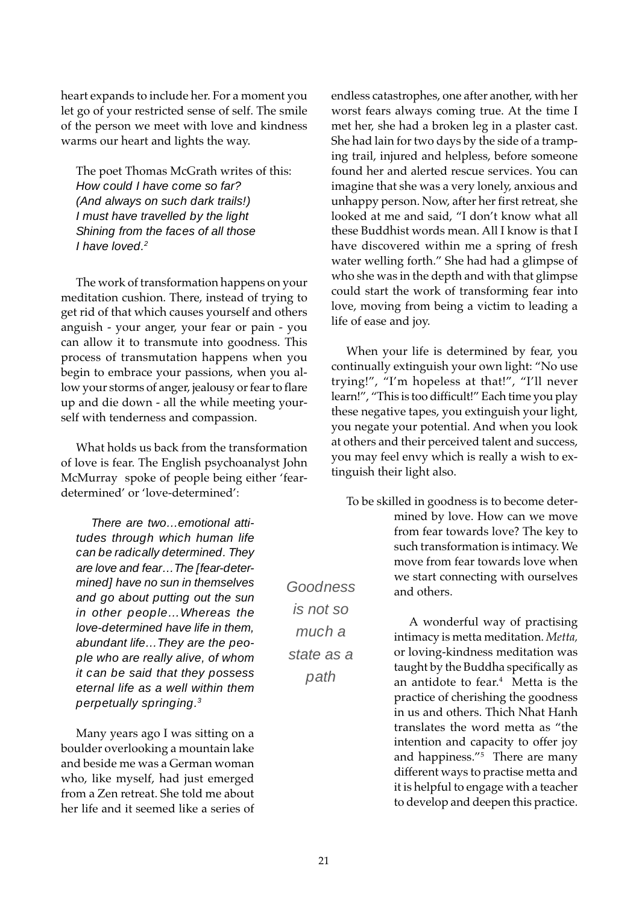heart expands to include her. For a moment you let go of your restricted sense of self. The smile of the person we meet with love and kindness warms our heart and lights the way.

> The poet Thomas McGrath writes of this:
> *How could I have come so far?*
> *(And always on such dark trails!)*
> *I must have travelled by the light*
> *Shining from the faces of all those*
> *I have loved.*[2]

The work of transformation happens on your meditation cushion. There, instead of trying to get rid of that which causes yourself and others anguish - your anger, your fear or pain - you can allow it to transmute into goodness. This process of transmutation happens when you begin to embrace your passions, when you allow your storms of anger, jealousy or fear to flare up and die down - all the while meeting yourself with tenderness and compassion.

What holds us back from the transformation of love is fear. The English psychoanalyst John McMurray spoke of people being either 'fear-determined' or 'love-determined':

> *There are two…emotional attitudes through which human life can be radically determined. They are love and fear…The [fear-determined] have no sun in themselves and go about putting out the sun in other people…Whereas the love-determined have life in them, abundant life…They are the people who are really alive, of whom it can be said that they possess eternal life as a well within them perpetually springing.*[3]

Many years ago I was sitting on a boulder overlooking a mountain lake and beside me was a German woman who, like myself, had just emerged from a Zen retreat. She told me about her life and it seemed like a series of endless catastrophes, one after another, with her worst fears always coming true. At the time I met her, she had a broken leg in a plaster cast. She had lain for two days by the side of a tramping trail, injured and helpless, before someone found her and alerted rescue services. You can imagine that she was a very lonely, anxious and unhappy person. Now, after her first retreat, she looked at me and said, "I don't know what all these Buddhist words mean. All I know is that I have discovered within me a spring of fresh water welling forth." She had had a glimpse of who she was in the depth and with that glimpse could start the work of transforming fear into love, moving from being a victim to leading a life of ease and joy.

When your life is determined by fear, you continually extinguish your own light: "No use trying!", "I'm hopeless at that!", "I'll never learn!", "This is too difficult!" Each time you play these negative tapes, you extinguish your light, you negate your potential. And when you look at others and their perceived talent and success, you may feel envy which is really a wish to extinguish their light also.

To be skilled in goodness is to become determined by love. How can we move from fear towards love? The key to such transformation is intimacy. We move from fear towards love when we start connecting with ourselves and others.

*Goodness is not so much a state as a path*

A wonderful way of practising intimacy is metta meditation. *Metta,* or loving-kindness meditation was taught by the Buddha specifically as an antidote to fear.[4] Metta is the practice of cherishing the goodness in us and others. Thich Nhat Hanh translates the word metta as "the intention and capacity to offer joy and happiness."[5] There are many different ways to practise metta and it is helpful to engage with a teacher to develop and deepen this practice.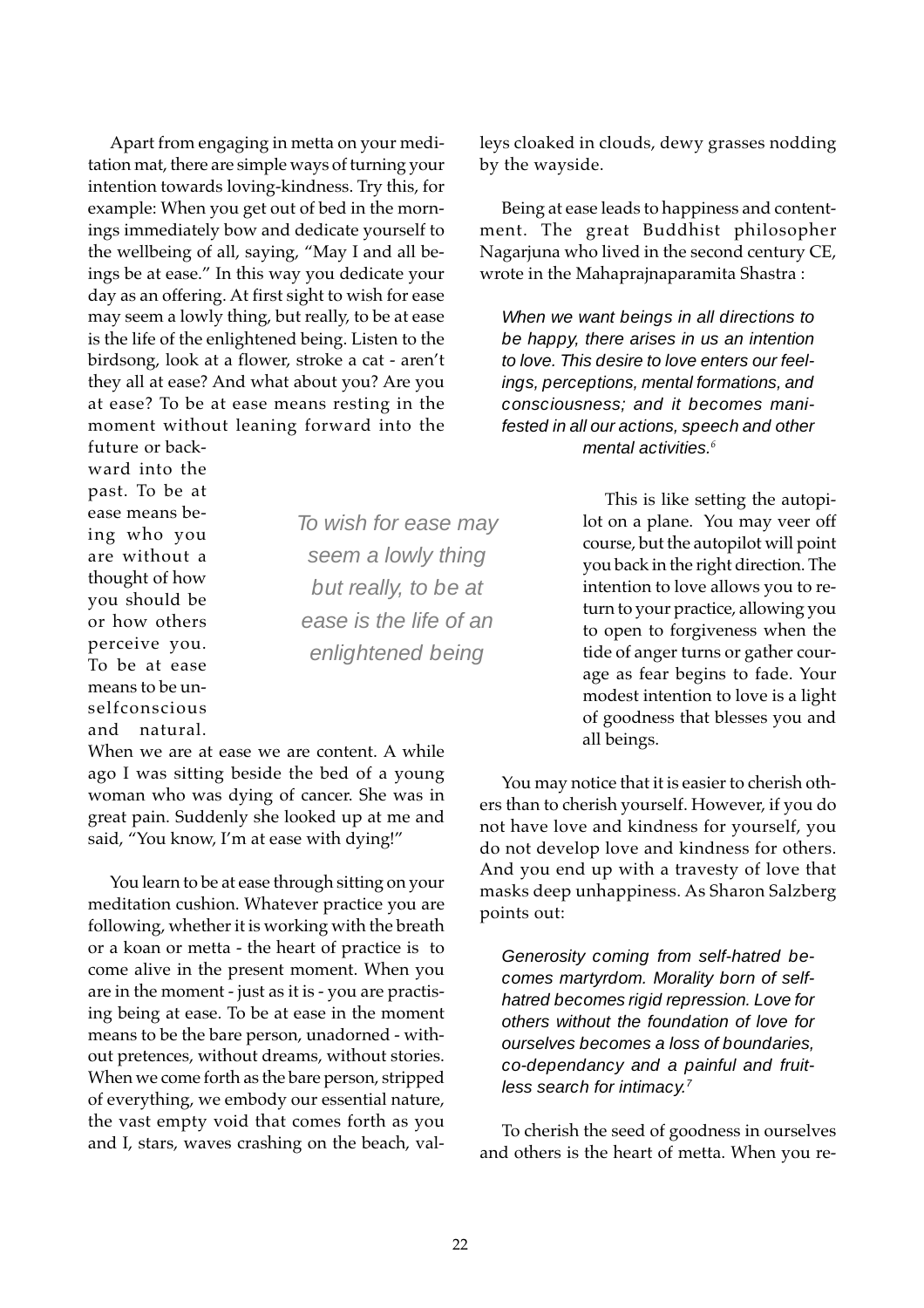Apart from engaging in metta on your meditation mat, there are simple ways of turning your intention towards loving-kindness. Try this, for example: When you get out of bed in the mornings immediately bow and dedicate yourself to the wellbeing of all, saying, "May I and all beings be at ease." In this way you dedicate your day as an offering. At first sight to wish for ease may seem a lowly thing, but really, to be at ease is the life of the enlightened being. Listen to the birdsong, look at a flower, stroke a cat - aren't they all at ease? And what about you? Are you at ease? To be at ease means resting in the moment without leaning forward into the future or backward into the past. To be at ease means being who you are without a thought of how you should be or how others perceive you. To be at ease means to be unselfconscious and natural. When we are at ease we are content. A while ago I was sitting beside the bed of a young woman who was dying of cancer. She was in great pain. Suddenly she looked up at me and said, "You know, I'm at ease with dying!"

*To wish for ease may seem a lowly thing but really, to be at ease is the life of an enlightened being*

You learn to be at ease through sitting on your meditation cushion. Whatever practice you are following, whether it is working with the breath or a koan or metta - the heart of practice is to come alive in the present moment. When you are in the moment - just as it is - you are practising being at ease. To be at ease in the moment means to be the bare person, unadorned - without pretences, without dreams, without stories. When we come forth as the bare person, stripped of everything, we embody our essential nature, the vast empty void that comes forth as you and I, stars, waves crashing on the beach, valleys cloaked in clouds, dewy grasses nodding by the wayside.

Being at ease leads to happiness and contentment. The great Buddhist philosopher Nagarjuna who lived in the second century CE, wrote in the Mahaprajnaparamita Shastra :

> *When we want beings in all directions to be happy, there arises in us an intention to love. This desire to love enters our feelings, perceptions, mental formations, and consciousness; and it becomes manifested in all our actions, speech and other mental activities.*[6]

This is like setting the autopilot on a plane. You may veer off course, but the autopilot will point you back in the right direction. The intention to love allows you to return to your practice, allowing you to open to forgiveness when the tide of anger turns or gather courage as fear begins to fade. Your modest intention to love is a light of goodness that blesses you and all beings.

You may notice that it is easier to cherish others than to cherish yourself. However, if you do not have love and kindness for yourself, you do not develop love and kindness for others. And you end up with a travesty of love that masks deep unhappiness. As Sharon Salzberg points out:

> *Generosity coming from self-hatred becomes martyrdom. Morality born of self-hatred becomes rigid repression. Love for others without the foundation of love for ourselves becomes a loss of boundaries, co-dependancy and a painful and fruitless search for intimacy.*[7]

To cherish the seed of goodness in ourselves and others is the heart of metta. When you re-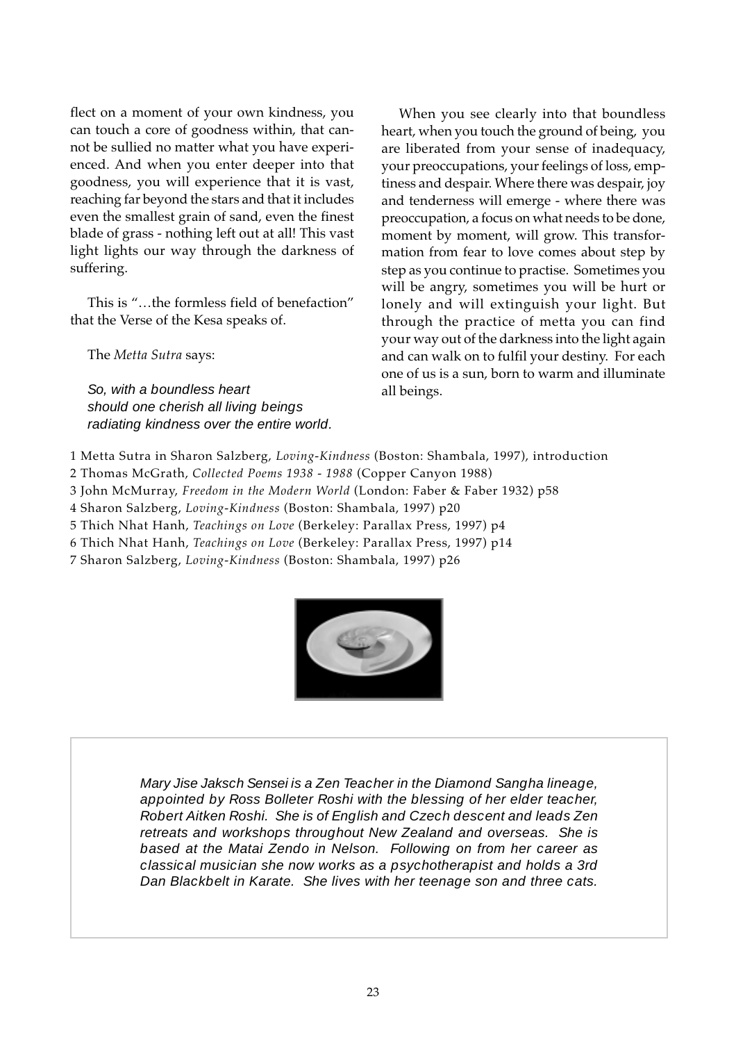flect on a moment of your own kindness, you can touch a core of goodness within, that cannot be sullied no matter what you have experienced. And when you enter deeper into that goodness, you will experience that it is vast, reaching far beyond the stars and that it includes even the smallest grain of sand, even the finest blade of grass - nothing left out at all! This vast light lights our way through the darkness of suffering.

This is "…the formless field of benefaction" that the Verse of the Kesa speaks of.

The *Metta Sutra* says:

*So, with a boundless heart*
*should one cherish all living beings*
*radiating kindness over the entire world.*

When you see clearly into that boundless heart, when you touch the ground of being, you are liberated from your sense of inadequacy, your preoccupations, your feelings of loss, emptiness and despair. Where there was despair, joy and tenderness will emerge - where there was preoccupation, a focus on what needs to be done, moment by moment, will grow. This transformation from fear to love comes about step by step as you continue to practise. Sometimes you will be angry, sometimes you will be hurt or lonely and will extinguish your light. But through the practice of metta you can find your way out of the darkness into the light again and can walk on to fulfil your destiny. For each one of us is a sun, born to warm and illuminate all beings.

1 Metta Sutra in Sharon Salzberg, *Loving-Kindness* (Boston: Shambala, 1997), introduction
2 Thomas McGrath, *Collected Poems 1938 - 1988* (Copper Canyon 1988)
3 John McMurray, *Freedom in the Modern World* (London: Faber & Faber 1932) p58
4 Sharon Salzberg, *Loving-Kindness* (Boston: Shambala, 1997) p20
5 Thich Nhat Hanh, *Teachings on Love* (Berkeley: Parallax Press, 1997) p4
6 Thich Nhat Hanh, *Teachings on Love* (Berkeley: Parallax Press, 1997) p14
7 Sharon Salzberg, *Loving-Kindness* (Boston: Shambala, 1997) p26

*Mary Jise Jaksch Sensei is a Zen Teacher in the Diamond Sangha lineage, appointed by Ross Bolleter Roshi with the blessing of her elder teacher, Robert Aitken Roshi. She is of English and Czech descent and leads Zen retreats and workshops throughout New Zealand and overseas. She is based at the Matai Zendo in Nelson. Following on from her career as classical musician she now works as a psychotherapist and holds a 3rd Dan Blackbelt in Karate. She lives with her teenage son and three cats.*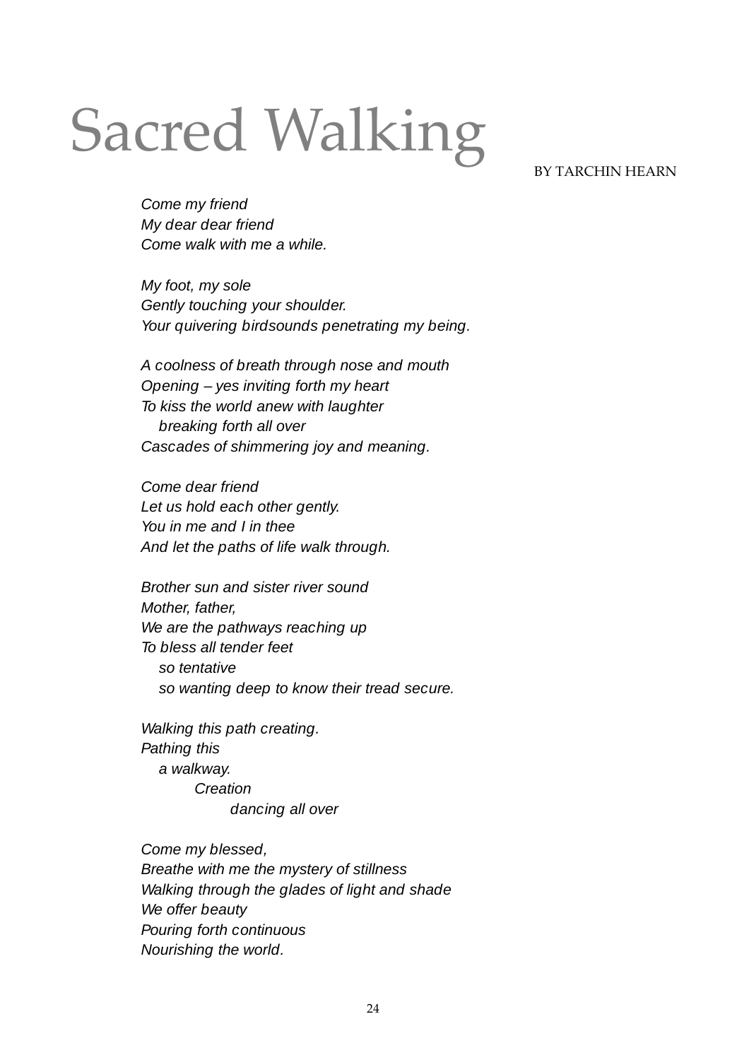# Sacred Walking

BY TARCHIN HEARN

*Come my friend*
*My dear dear friend*
*Come walk with me a while.*

*My foot, my sole*
*Gently touching your shoulder.*
*Your quivering birdsounds penetrating my being.*

*A coolness of breath through nose and mouth*
*Opening – yes inviting forth my heart*
*To kiss the world anew with laughter*
&nbsp;&nbsp;&nbsp;&nbsp;*breaking forth all over*
*Cascades of shimmering joy and meaning.*

*Come dear friend*
*Let us hold each other gently.*
*You in me and I in thee*
*And let the paths of life walk through.*

*Brother sun and sister river sound*
*Mother, father,*
*We are the pathways reaching up*
*To bless all tender feet*
&nbsp;&nbsp;&nbsp;&nbsp;*so tentative*
&nbsp;&nbsp;&nbsp;&nbsp;*so wanting deep to know their tread secure.*

*Walking this path creating.*
*Pathing this*
&nbsp;&nbsp;&nbsp;&nbsp;*a walkway.*
&nbsp;&nbsp;&nbsp;&nbsp;&nbsp;&nbsp;&nbsp;&nbsp;*Creation*
&nbsp;&nbsp;&nbsp;&nbsp;&nbsp;&nbsp;&nbsp;&nbsp;&nbsp;&nbsp;&nbsp;&nbsp;*dancing all over*

*Come my blessed,*
*Breathe with me the mystery of stillness*
*Walking through the glades of light and shade*
*We offer beauty*
*Pouring forth continuous*
*Nourishing the world.*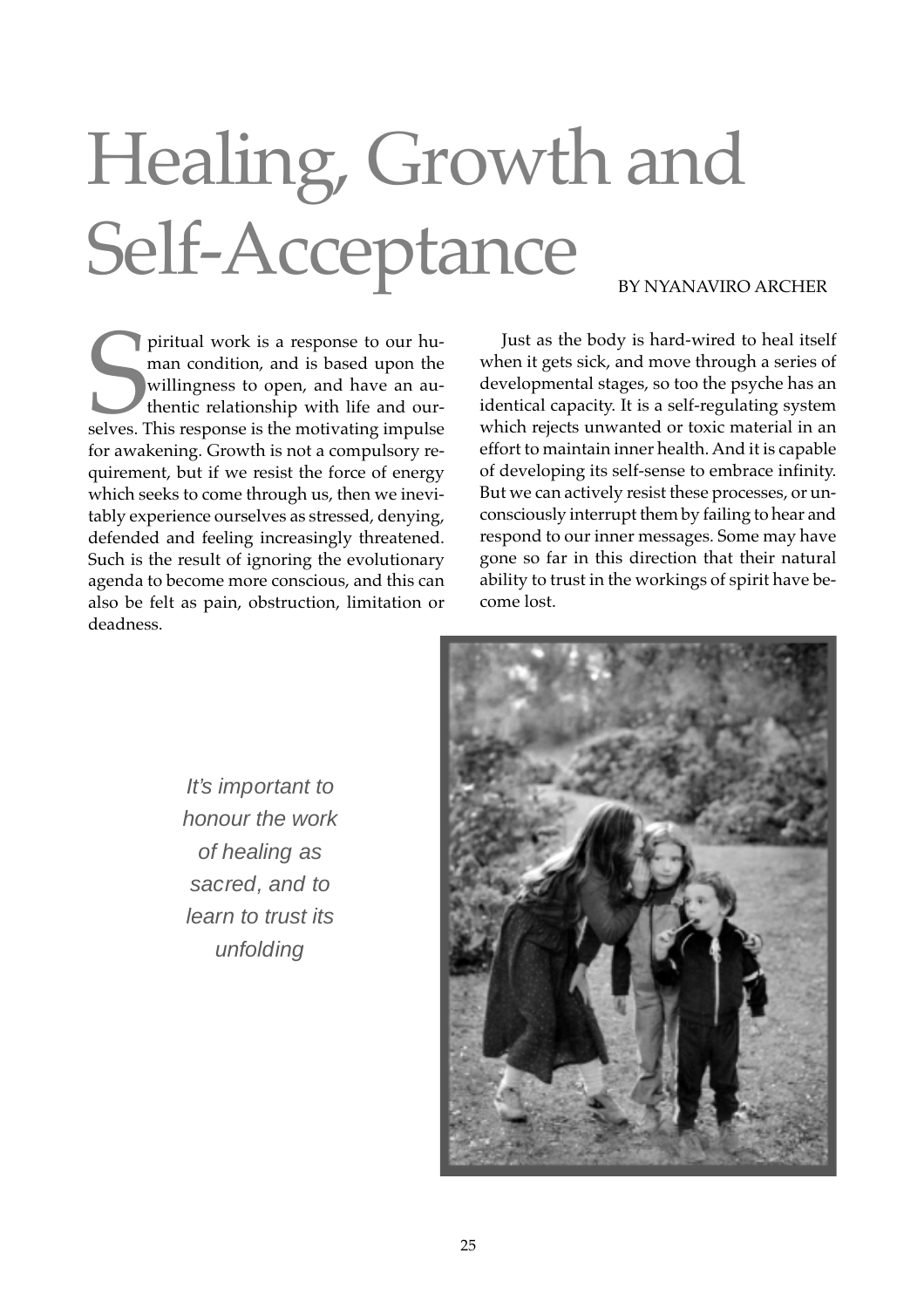# Healing, Growth and Self-Acceptance

BY NYANAVIRO ARCHER

Spiritual work is a response to our human condition, and is based upon the willingness to open, and have an authentic relationship with life and ourselves. This response is the motivating impulse for awakening. Growth is not a compulsory requirement, but if we resist the force of energy which seeks to come through us, then we inevitably experience ourselves as stressed, denying, defended and feeling increasingly threatened. Such is the result of ignoring the evolutionary agenda to become more conscious, and this can also be felt as pain, obstruction, limitation or deadness.

Just as the body is hard-wired to heal itself when it gets sick, and move through a series of developmental stages, so too the psyche has an identical capacity. It is a self-regulating system which rejects unwanted or toxic material in an effort to maintain inner health. And it is capable of developing its self-sense to embrace infinity. But we can actively resist these processes, or unconsciously interrupt them by failing to hear and respond to our inner messages. Some may have gone so far in this direction that their natural ability to trust in the workings of spirit have become lost.

*It's important to honour the work of healing as sacred, and to learn to trust its unfolding*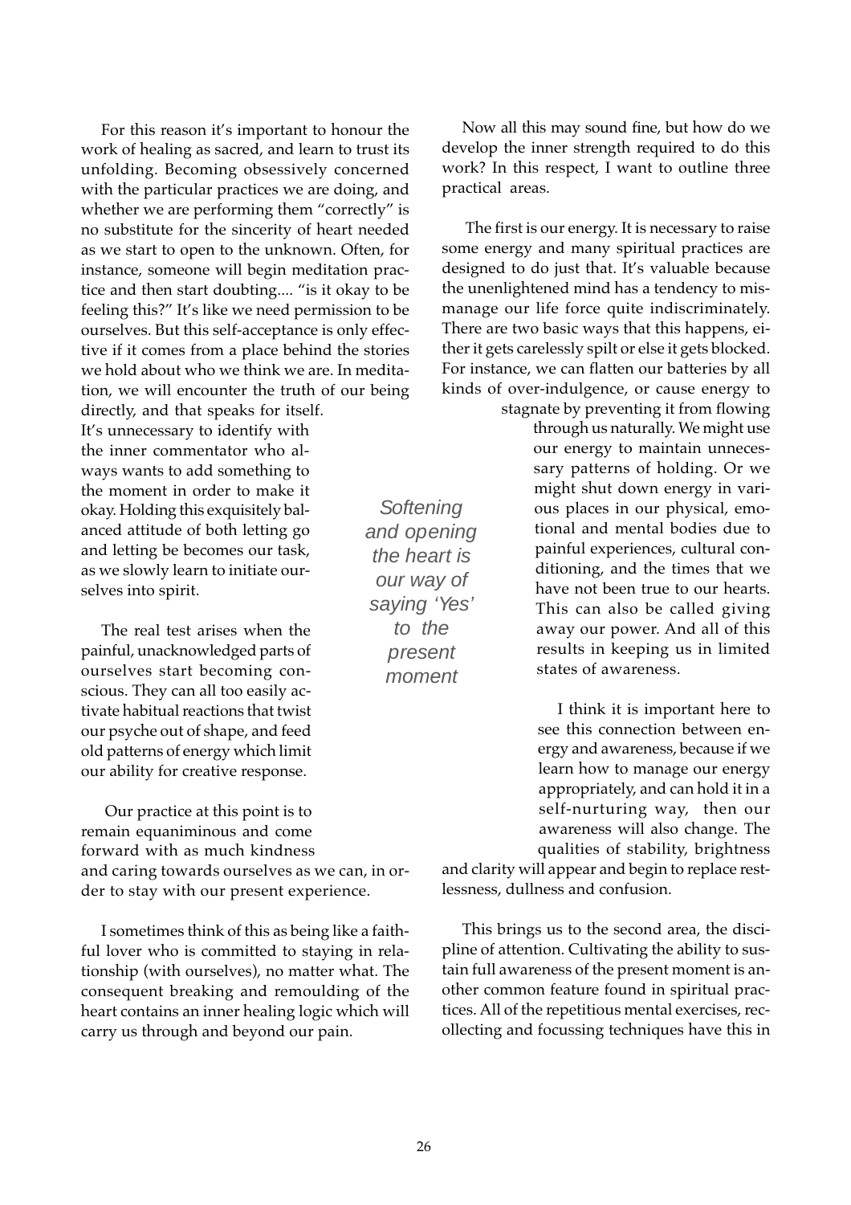For this reason it's important to honour the work of healing as sacred, and learn to trust its unfolding. Becoming obsessively concerned with the particular practices we are doing, and whether we are performing them "correctly" is no substitute for the sincerity of heart needed as we start to open to the unknown. Often, for instance, someone will begin meditation practice and then start doubting.... "is it okay to be feeling this?" It's like we need permission to be ourselves. But this self-acceptance is only effective if it comes from a place behind the stories we hold about who we think we are. In meditation, we will encounter the truth of our being directly, and that speaks for itself. It's unnecessary to identify with the inner commentator who always wants to add something to the moment in order to make it okay. Holding this exquisitely balanced attitude of both letting go and letting be becomes our task, as we slowly learn to initiate ourselves into spirit.

The real test arises when the painful, unacknowledged parts of ourselves start becoming conscious. They can all too easily activate habitual reactions that twist our psyche out of shape, and feed old patterns of energy which limit our ability for creative response.

Our practice at this point is to remain equaniminous and come forward with as much kindness and caring towards ourselves as we can, in order to stay with our present experience.

I sometimes think of this as being like a faithful lover who is committed to staying in relationship (with ourselves), no matter what. The consequent breaking and remoulding of the heart contains an inner healing logic which will carry us through and beyond our pain.

*Softening and opening the heart is our way of saying 'Yes' to the present moment*

Now all this may sound fine, but how do we develop the inner strength required to do this work? In this respect, I want to outline three practical areas.

The first is our energy. It is necessary to raise some energy and many spiritual practices are designed to do just that. It's valuable because the unenlightened mind has a tendency to mismanage our life force quite indiscriminately. There are two basic ways that this happens, either it gets carelessly spilt or else it gets blocked. For instance, we can flatten our batteries by all kinds of over-indulgence, or cause energy to stagnate by preventing it from flowing through us naturally. We might use our energy to maintain unnecessary patterns of holding. Or we might shut down energy in various places in our physical, emotional and mental bodies due to painful experiences, cultural conditioning, and the times that we have not been true to our hearts. This can also be called giving away our power. And all of this results in keeping us in limited states of awareness.

I think it is important here to see this connection between energy and awareness, because if we learn how to manage our energy appropriately, and can hold it in a self-nurturing way, then our awareness will also change. The qualities of stability, brightness and clarity will appear and begin to replace restlessness, dullness and confusion.

This brings us to the second area, the discipline of attention. Cultivating the ability to sustain full awareness of the present moment is another common feature found in spiritual practices. All of the repetitious mental exercises, recollecting and focussing techniques have this in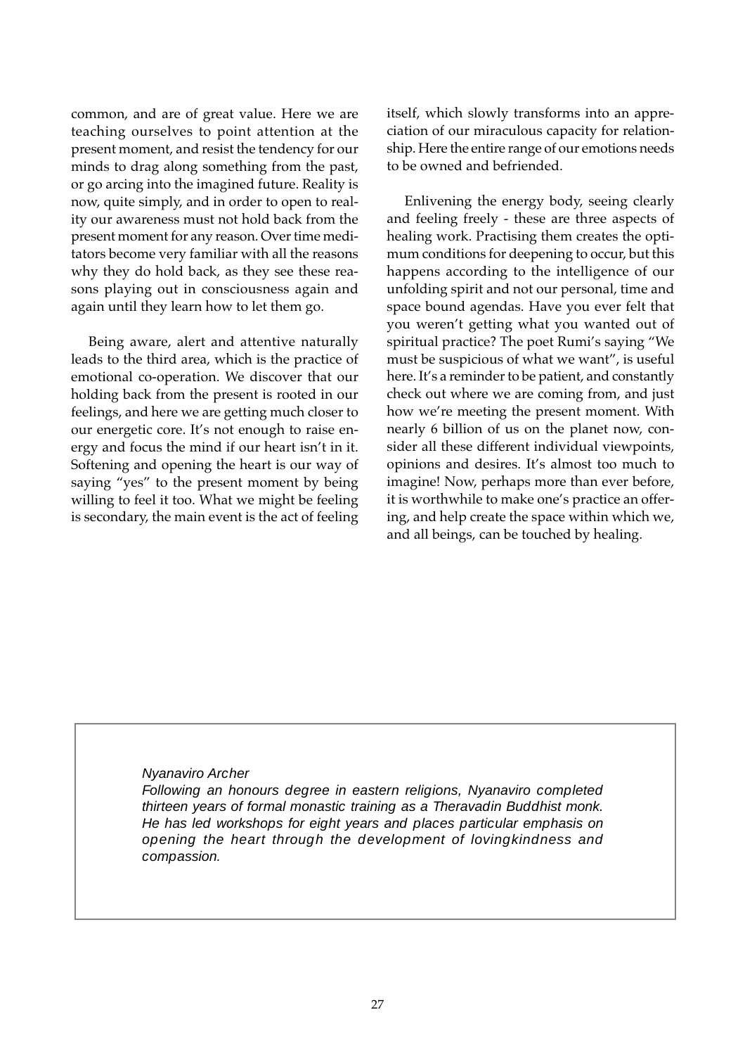common, and are of great value. Here we are teaching ourselves to point attention at the present moment, and resist the tendency for our minds to drag along something from the past, or go arcing into the imagined future. Reality is now, quite simply, and in order to open to reality our awareness must not hold back from the present moment for any reason. Over time meditators become very familiar with all the reasons why they do hold back, as they see these reasons playing out in consciousness again and again until they learn how to let them go.

Being aware, alert and attentive naturally leads to the third area, which is the practice of emotional co-operation. We discover that our holding back from the present is rooted in our feelings, and here we are getting much closer to our energetic core. It's not enough to raise energy and focus the mind if our heart isn't in it. Softening and opening the heart is our way of saying "yes" to the present moment by being willing to feel it too. What we might be feeling is secondary, the main event is the act of feeling itself, which slowly transforms into an appreciation of our miraculous capacity for relationship. Here the entire range of our emotions needs to be owned and befriended.

Enlivening the energy body, seeing clearly and feeling freely - these are three aspects of healing work. Practising them creates the optimum conditions for deepening to occur, but this happens according to the intelligence of our unfolding spirit and not our personal, time and space bound agendas. Have you ever felt that you weren't getting what you wanted out of spiritual practice? The poet Rumi's saying "We must be suspicious of what we want", is useful here. It's a reminder to be patient, and constantly check out where we are coming from, and just how we're meeting the present moment. With nearly 6 billion of us on the planet now, consider all these different individual viewpoints, opinions and desires. It's almost too much to imagine! Now, perhaps more than ever before, it is worthwhile to make one's practice an offering, and help create the space within which we, and all beings, can be touched by healing.

*Nyanaviro Archer*
*Following an honours degree in eastern religions, Nyanaviro completed thirteen years of formal monastic training as a Theravadin Buddhist monk. He has led workshops for eight years and places particular emphasis on opening the heart through the development of lovingkindness and compassion.*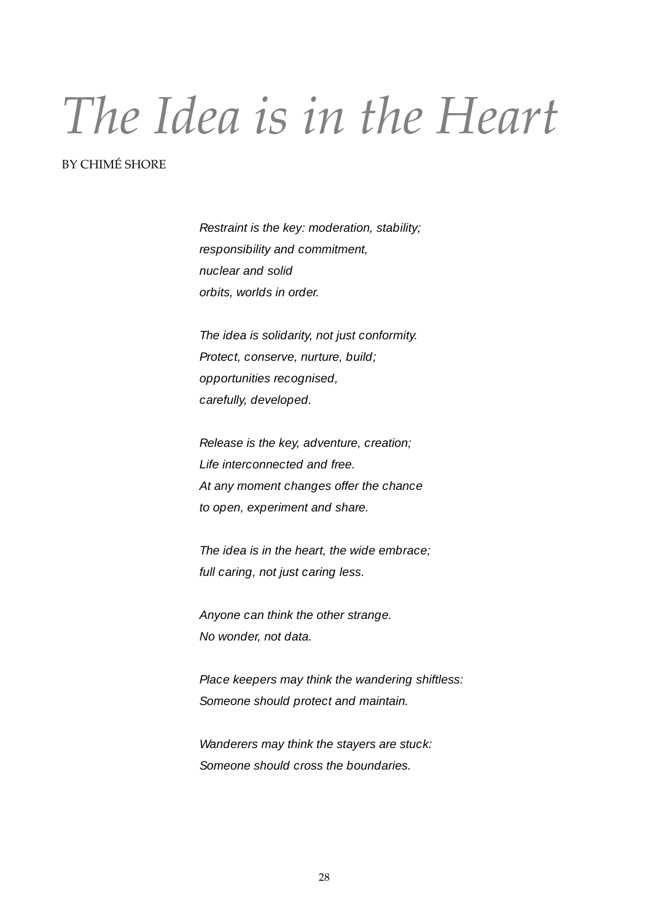# *The Idea is in the Heart*

BY CHIMÉ SHORE

*Restraint is the key: moderation, stability;*
*responsibility and commitment,*
*nuclear and solid*
*orbits, worlds in order.*

*The idea is solidarity, not just conformity.*
*Protect, conserve, nurture, build;*
*opportunities recognised,*
*carefully, developed.*

*Release is the key, adventure, creation;*
*Life interconnected and free.*
*At any moment changes offer the chance*
*to open, experiment and share.*

*The idea is in the heart, the wide embrace;*
*full caring, not just caring less.*

*Anyone can think the other strange.*
*No wonder, not data.*

*Place keepers may think the wandering shiftless:*
*Someone should protect and maintain.*

*Wanderers may think the stayers are stuck:*
*Someone should cross the boundaries.*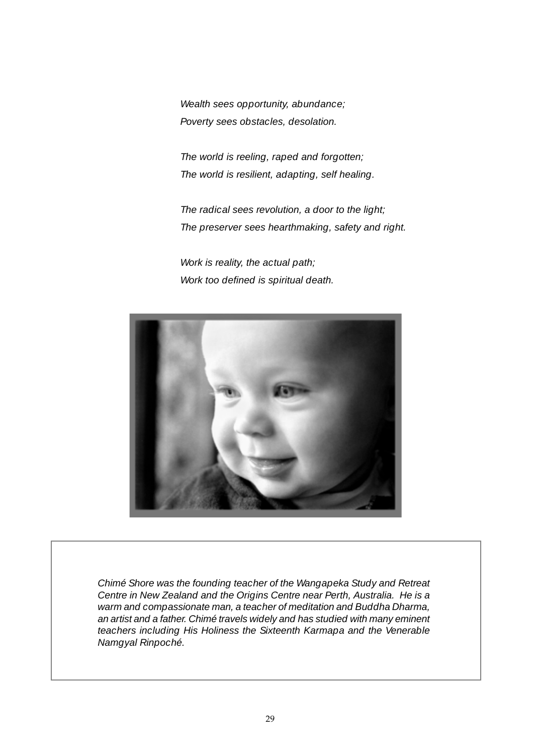*Wealth sees opportunity, abundance;*
*Poverty sees obstacles, desolation.*

*The world is reeling, raped and forgotten;*
*The world is resilient, adapting, self healing.*

*The radical sees revolution, a door to the light;*
*The preserver sees hearthmaking, safety and right.*

*Work is reality, the actual path;*
*Work too defined is spiritual death.*

*Chimé Shore was the founding teacher of the Wangapeka Study and Retreat Centre in New Zealand and the Origins Centre near Perth, Australia. He is a warm and compassionate man, a teacher of meditation and Buddha Dharma, an artist and a father. Chimé travels widely and has studied with many eminent teachers including His Holiness the Sixteenth Karmapa and the Venerable Namgyal Rinpoché.*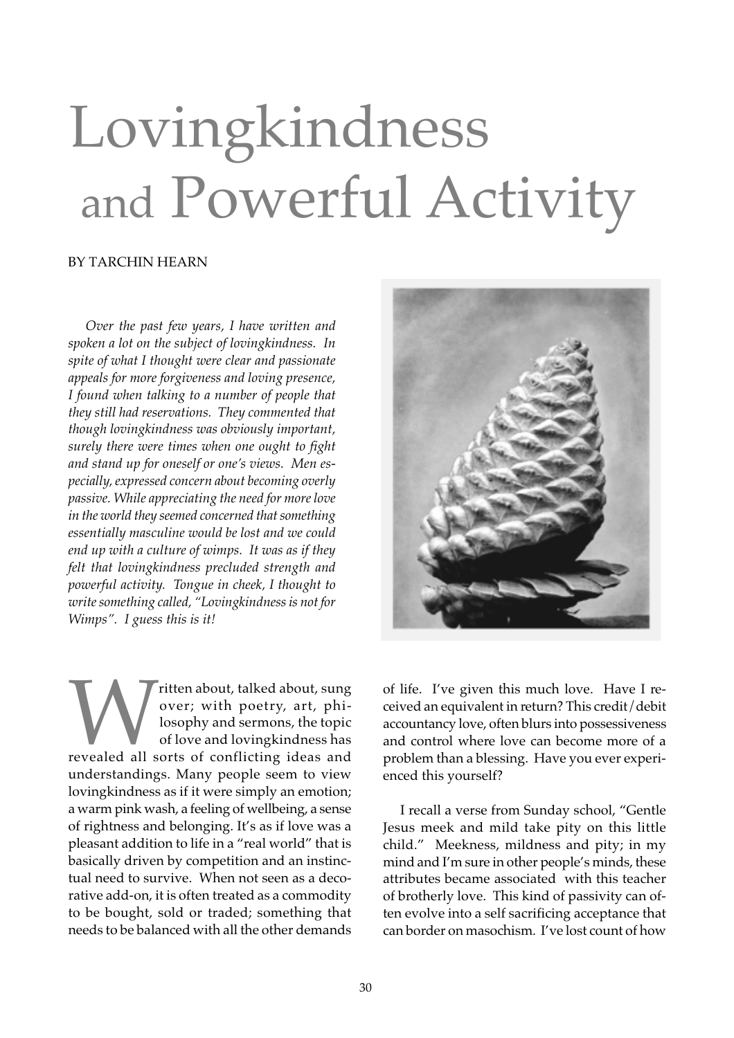# Lovingkindness and Powerful Activity

BY TARCHIN HEARN

*Over the past few years, I have written and spoken a lot on the subject of lovingkindness. In spite of what I thought were clear and passionate appeals for more forgiveness and loving presence, I found when talking to a number of people that they still had reservations. They commented that though lovingkindness was obviously important, surely there were times when one ought to fight and stand up for oneself or one's views. Men especially, expressed concern about becoming overly passive. While appreciating the need for more love in the world they seemed concerned that something essentially masculine would be lost and we could end up with a culture of wimps. It was as if they felt that lovingkindness precluded strength and powerful activity. Tongue in cheek, I thought to write something called, "Lovingkindness is not for Wimps". I guess this is it!*

Written about, talked about, sung over; with poetry, art, philosophy and sermons, the topic of love and lovingkindness has revealed all sorts of conflicting ideas and understandings. Many people seem to view lovingkindness as if it were simply an emotion; a warm pink wash, a feeling of wellbeing, a sense of rightness and belonging. It's as if love was a pleasant addition to life in a "real world" that is basically driven by competition and an instinctual need to survive. When not seen as a decorative add-on, it is often treated as a commodity to be bought, sold or traded; something that needs to be balanced with all the other demands of life. I've given this much love. Have I received an equivalent in return? This credit/debit accountancy love, often blurs into possessiveness and control where love can become more of a problem than a blessing. Have you ever experienced this yourself?

I recall a verse from Sunday school, "Gentle Jesus meek and mild take pity on this little child." Meekness, mildness and pity; in my mind and I'm sure in other people's minds, these attributes became associated with this teacher of brotherly love. This kind of passivity can often evolve into a self sacrificing acceptance that can border on masochism. I've lost count of how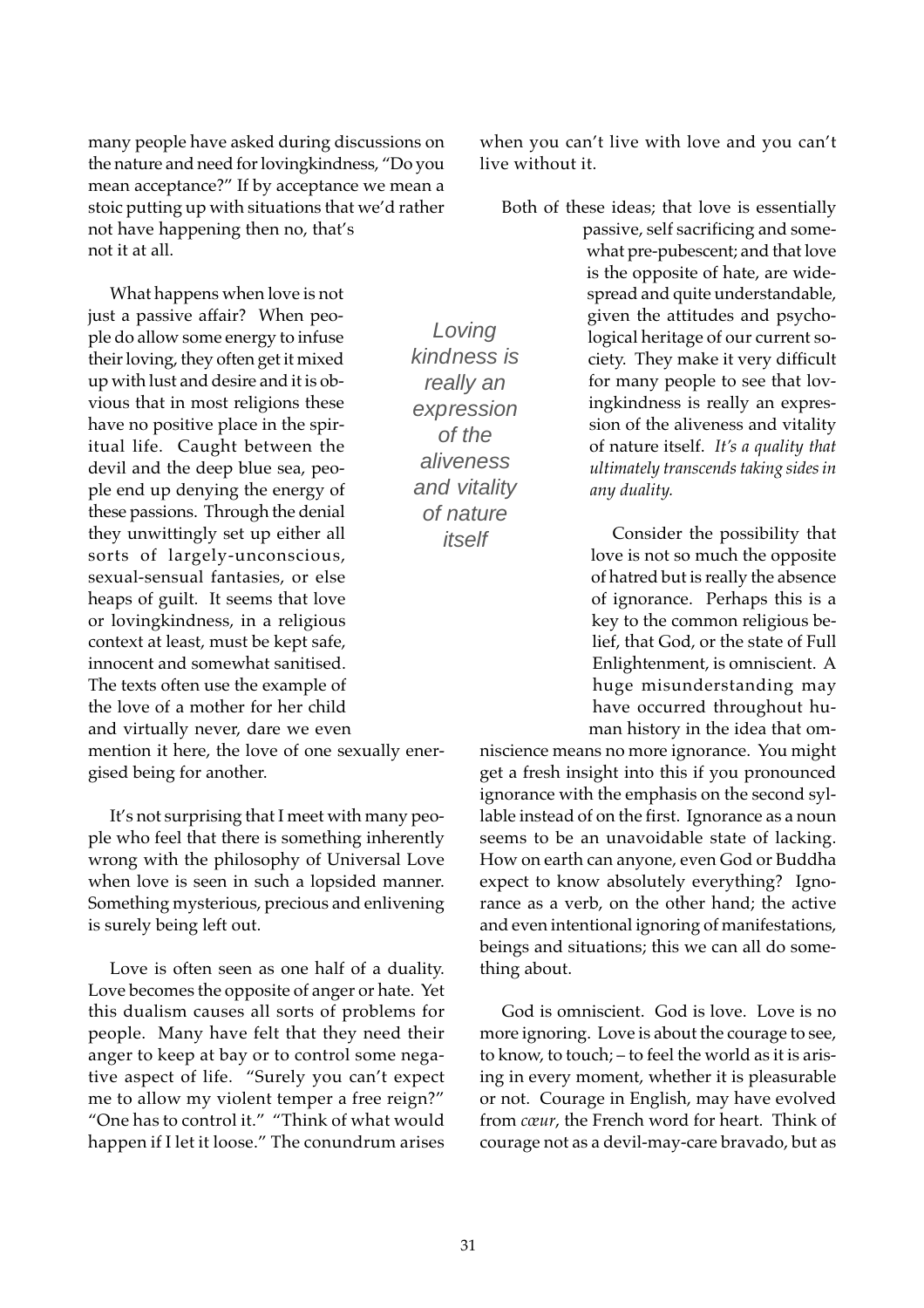many people have asked during discussions on the nature and need for lovingkindness, "Do you mean acceptance?" If by acceptance we mean a stoic putting up with situations that we'd rather not have happening then no, that's not it at all.

What happens when love is not just a passive affair? When people do allow some energy to infuse their loving, they often get it mixed up with lust and desire and it is obvious that in most religions these have no positive place in the spiritual life. Caught between the devil and the deep blue sea, people end up denying the energy of these passions. Through the denial they unwittingly set up either all sorts of largely-unconscious, sexual-sensual fantasies, or else heaps of guilt. It seems that love or lovingkindness, in a religious context at least, must be kept safe, innocent and somewhat sanitised. The texts often use the example of the love of a mother for her child and virtually never, dare we even mention it here, the love of one sexually energised being for another.

It's not surprising that I meet with many people who feel that there is something inherently wrong with the philosophy of Universal Love when love is seen in such a lopsided manner. Something mysterious, precious and enlivening is surely being left out.

Love is often seen as one half of a duality. Love becomes the opposite of anger or hate. Yet this dualism causes all sorts of problems for people. Many have felt that they need their anger to keep at bay or to control some negative aspect of life. "Surely you can't expect me to allow my violent temper a free reign?" "One has to control it." "Think of what would happen if I let it loose." The conundrum arises when you can't live with love and you can't live without it.

*Loving kindness is really an expression of the aliveness and vitality of nature itself*

Both of these ideas; that love is essentially passive, self sacrificing and somewhat pre-pubescent; and that love is the opposite of hate, are widespread and quite understandable, given the attitudes and psychological heritage of our current society. They make it very difficult for many people to see that lovingkindness is really an expression of the aliveness and vitality of nature itself. *It's a quality that ultimately transcends taking sides in any duality.*

Consider the possibility that love is not so much the opposite of hatred but is really the absence of ignorance. Perhaps this is a key to the common religious belief, that God, or the state of Full Enlightenment, is omniscient. A huge misunderstanding may have occurred throughout human history in the idea that omniscience means no more ignorance. You might get a fresh insight into this if you pronounced ignorance with the emphasis on the second syllable instead of on the first. Ignorance as a noun seems to be an unavoidable state of lacking. How on earth can anyone, even God or Buddha expect to know absolutely everything? Ignorance as a verb, on the other hand; the active and even intentional ignoring of manifestations, beings and situations; this we can all do something about.

God is omniscient. God is love. Love is no more ignoring. Love is about the courage to see, to know, to touch; – to feel the world as it is arising in every moment, whether it is pleasurable or not. Courage in English, may have evolved from *cœur*, the French word for heart. Think of courage not as a devil-may-care bravado, but as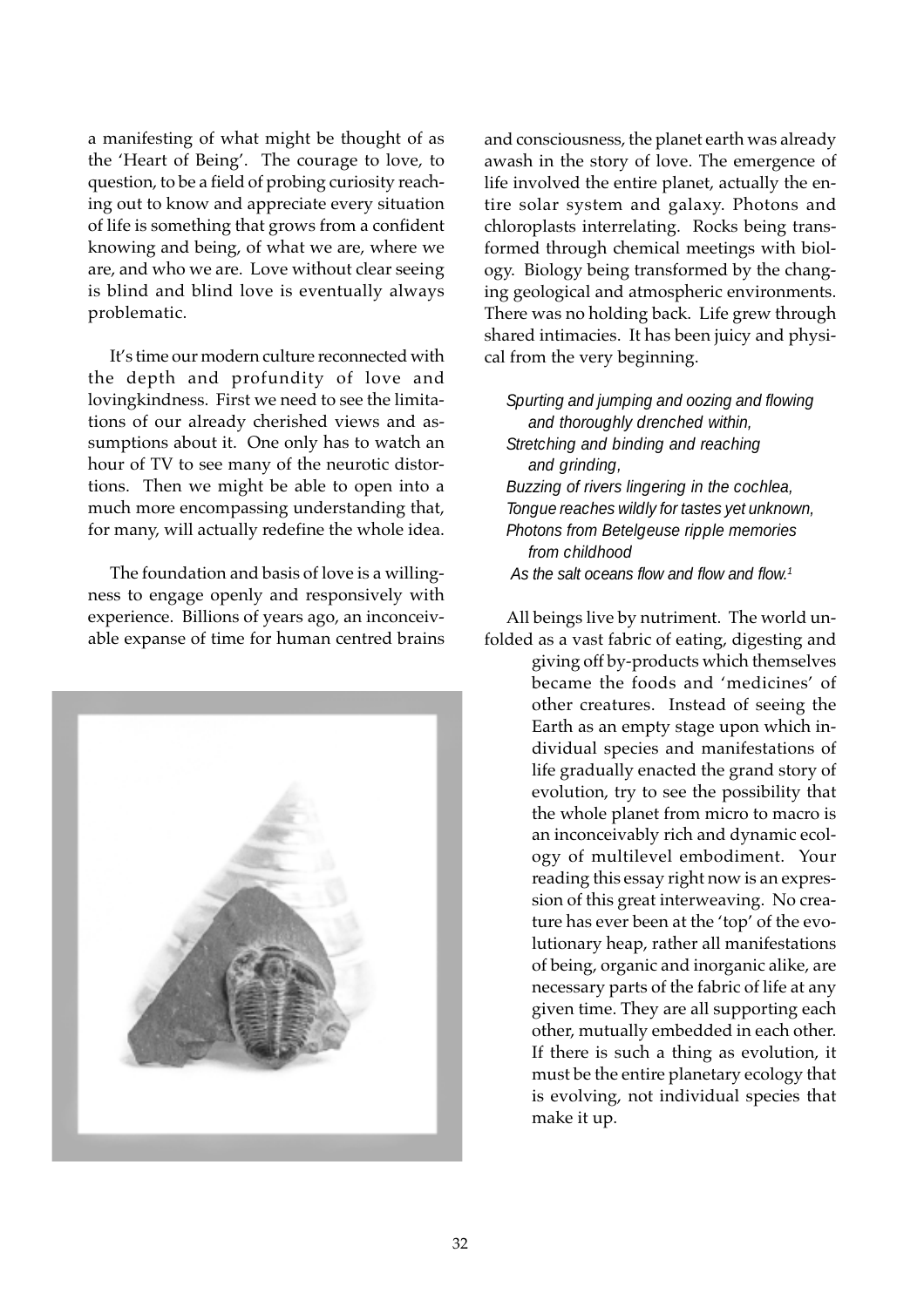a manifesting of what might be thought of as the 'Heart of Being'. The courage to love, to question, to be a field of probing curiosity reaching out to know and appreciate every situation of life is something that grows from a confident knowing and being, of what we are, where we are, and who we are. Love without clear seeing is blind and blind love is eventually always problematic.

It's time our modern culture reconnected with the depth and profundity of love and lovingkindness. First we need to see the limitations of our already cherished views and assumptions about it. One only has to watch an hour of TV to see many of the neurotic distortions. Then we might be able to open into a much more encompassing understanding that, for many, will actually redefine the whole idea.

The foundation and basis of love is a willingness to engage openly and responsively with experience. Billions of years ago, an inconceivable expanse of time for human centred brains and consciousness, the planet earth was already awash in the story of love. The emergence of life involved the entire planet, actually the entire solar system and galaxy. Photons and chloroplasts interrelating. Rocks being transformed through chemical meetings with biology. Biology being transformed by the changing geological and atmospheric environments. There was no holding back. Life grew through shared intimacies. It has been juicy and physical from the very beginning.

*Spurting and jumping and oozing and flowing*
*and thoroughly drenched within,*
*Stretching and binding and reaching*
*and grinding,*
*Buzzing of rivers lingering in the cochlea,*
*Tongue reaches wildly for tastes yet unknown,*
*Photons from Betelgeuse ripple memories*
*from childhood*
*As the salt oceans flow and flow and flow.*[1]

All beings live by nutriment. The world unfolded as a vast fabric of eating, digesting and giving off by-products which themselves became the foods and 'medicines' of other creatures. Instead of seeing the Earth as an empty stage upon which individual species and manifestations of life gradually enacted the grand story of evolution, try to see the possibility that the whole planet from micro to macro is an inconceivably rich and dynamic ecology of multilevel embodiment. Your reading this essay right now is an expression of this great interweaving. No creature has ever been at the 'top' of the evolutionary heap, rather all manifestations of being, organic and inorganic alike, are necessary parts of the fabric of life at any given time. They are all supporting each other, mutually embedded in each other. If there is such a thing as evolution, it must be the entire planetary ecology that is evolving, not individual species that make it up.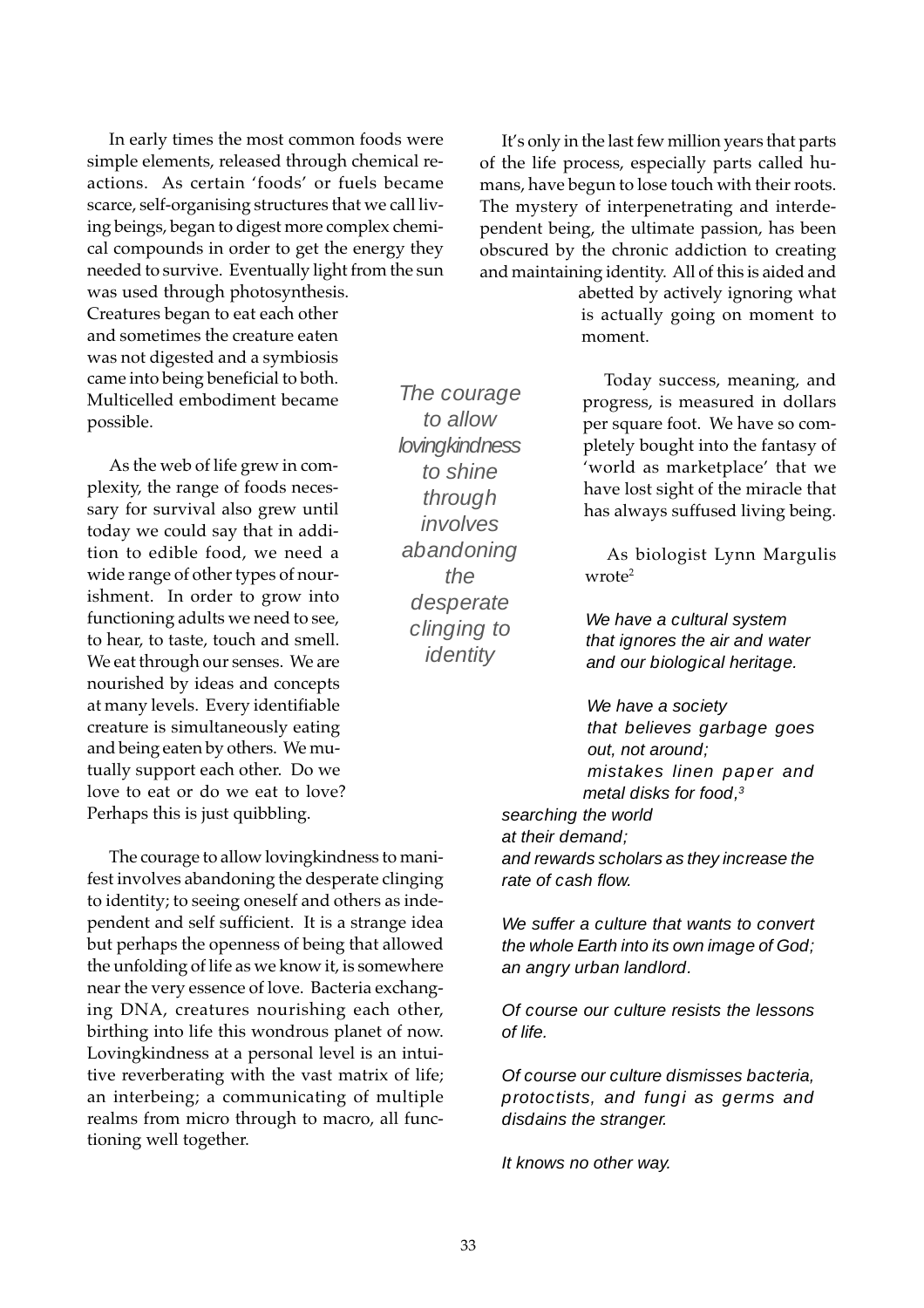In early times the most common foods were simple elements, released through chemical reactions. As certain 'foods' or fuels became scarce, self-organising structures that we call living beings, began to digest more complex chemical compounds in order to get the energy they needed to survive. Eventually light from the sun was used through photosynthesis. Creatures began to eat each other and sometimes the creature eaten was not digested and a symbiosis came into being beneficial to both. Multicelled embodiment became possible.

As the web of life grew in complexity, the range of foods necessary for survival also grew until today we could say that in addition to edible food, we need a wide range of other types of nourishment. In order to grow into functioning adults we need to see, to hear, to taste, touch and smell. We eat through our senses. We are nourished by ideas and concepts at many levels. Every identifiable creature is simultaneously eating and being eaten by others. We mutually support each other. Do we love to eat or do we eat to love? Perhaps this is just quibbling.

The courage to allow lovingkindness to manifest involves abandoning the desperate clinging to identity; to seeing oneself and others as independent and self sufficient. It is a strange idea but perhaps the openness of being that allowed the unfolding of life as we know it, is somewhere near the very essence of love. Bacteria exchanging DNA, creatures nourishing each other, birthing into life this wondrous planet of now. Lovingkindness at a personal level is an intuitive reverberating with the vast matrix of life; an interbeing; a communicating of multiple realms from micro through to macro, all functioning well together.

*The courage to allow lovingkindness to shine through involves abandoning the desperate clinging to identity*

It's only in the last few million years that parts of the life process, especially parts called humans, have begun to lose touch with their roots. The mystery of interpenetrating and interdependent being, the ultimate passion, has been obscured by the chronic addiction to creating and maintaining identity. All of this is aided and abetted by actively ignoring what is actually going on moment to moment.

Today success, meaning, and progress, is measured in dollars per square foot. We have so completely bought into the fantasy of 'world as marketplace' that we have lost sight of the miracle that has always suffused living being.

As biologist Lynn Margulis wrote[2]

*We have a cultural system*
*that ignores the air and water*
*and our biological heritage.*

*We have a society*
*that believes garbage goes out, not around;*
*mistakes linen paper and metal disks for food,[3]*
*searching the world*
*at their demand;*
*and rewards scholars as they increase the rate of cash flow.*

*We suffer a culture that wants to convert the whole Earth into its own image of God; an angry urban landlord.*

*Of course our culture resists the lessons of life.*

*Of course our culture dismisses bacteria, protoctists, and fungi as germs and disdains the stranger.*

*It knows no other way.*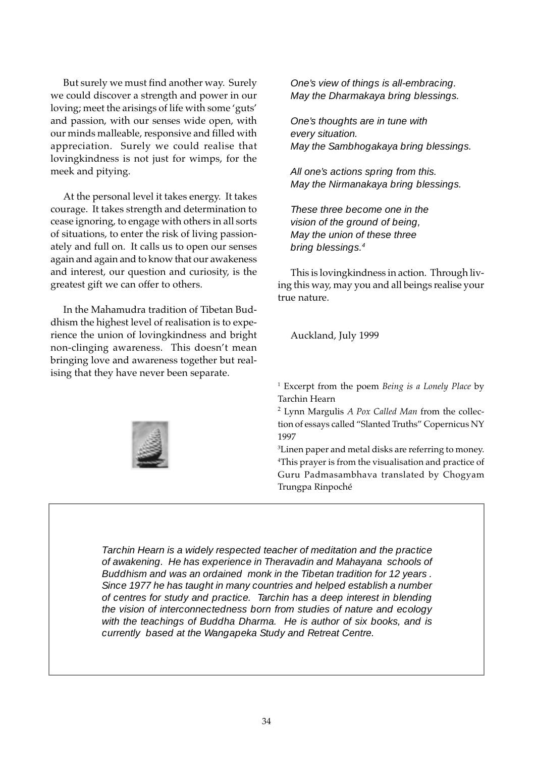But surely we must find another way. Surely we could discover a strength and power in our loving; meet the arisings of life with some 'guts' and passion, with our senses wide open, with our minds malleable, responsive and filled with appreciation. Surely we could realise that lovingkindness is not just for wimps, for the meek and pitying.

At the personal level it takes energy. It takes courage. It takes strength and determination to cease ignoring, to engage with others in all sorts of situations, to enter the risk of living passionately and full on. It calls us to open our senses again and again and to know that our awakeness and interest, our question and curiosity, is the greatest gift we can offer to others.

In the Mahamudra tradition of Tibetan Buddhism the highest level of realisation is to experience the union of lovingkindness and bright non-clinging awareness. This doesn't mean bringing love and awareness together but realising that they have never been separate.

*One's view of things is all-embracing.*
*May the Dharmakaya bring blessings.*

*One's thoughts are in tune with*
*every situation.*
*May the Sambhogakaya bring blessings.*

*All one's actions spring from this.*
*May the Nirmanakaya bring blessings.*

*These three become one in the*
*vision of the ground of being,*
*May the union of these three*
*bring blessings.*[4]

This is lovingkindness in action. Through living this way, may you and all beings realise your true nature.

Auckland, July 1999

[1] Excerpt from the poem *Being is a Lonely Place* by Tarchin Hearn

[2] Lynn Margulis *A Pox Called Man* from the collection of essays called "Slanted Truths" Copernicus NY 1997

[3] Linen paper and metal disks are referring to money.

[4] This prayer is from the visualisation and practice of Guru Padmasambhava translated by Chogyam Trungpa Rinpoché

*Tarchin Hearn is a widely respected teacher of meditation and the practice of awakening. He has experience in Theravadin and Mahayana schools of Buddhism and was an ordained monk in the Tibetan tradition for 12 years. Since 1977 he has taught in many countries and helped establish a number of centres for study and practice. Tarchin has a deep interest in blending the vision of interconnectedness born from studies of nature and ecology with the teachings of Buddha Dharma. He is author of six books, and is currently based at the Wangapeka Study and Retreat Centre.*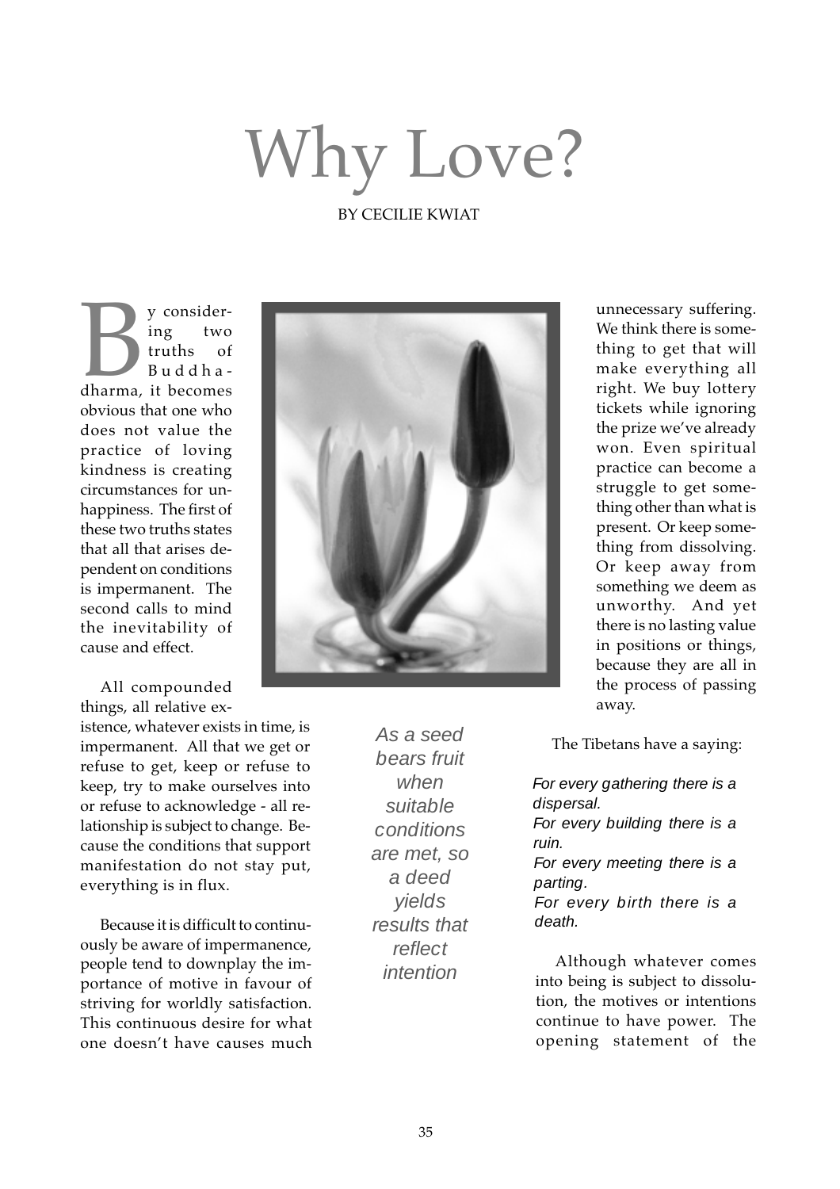# Why Love?

BY CECILIE KWIAT

By considering two truths of Buddhadharma, it becomes obvious that one who does not value the practice of loving kindness is creating circumstances for unhappiness. The first of these two truths states that all that arises dependent on conditions is impermanent. The second calls to mind the inevitability of cause and effect.

All compounded things, all relative existence, whatever exists in time, is impermanent. All that we get or refuse to get, keep or refuse to keep, try to make ourselves into or refuse to acknowledge - all relationship is subject to change. Because the conditions that support manifestation do not stay put, everything is in flux.

Because it is difficult to continuously be aware of impermanence, people tend to downplay the importance of motive in favour of striving for worldly satisfaction. This continuous desire for what one doesn't have causes much unnecessary suffering. We think there is something to get that will make everything all right. We buy lottery tickets while ignoring the prize we've already won. Even spiritual practice can become a struggle to get something other than what is present. Or keep something from dissolving. Or keep away from something we deem as unworthy. And yet there is no lasting value in positions or things, because they are all in the process of passing away.

*As a seed bears fruit when suitable conditions are met, so a deed yields results that reflect intention*

The Tibetans have a saying:

*For every gathering there is a dispersal.*
*For every building there is a ruin.*
*For every meeting there is a parting.*
*For every birth there is a death.*

Although whatever comes into being is subject to dissolution, the motives or intentions continue to have power. The opening statement of the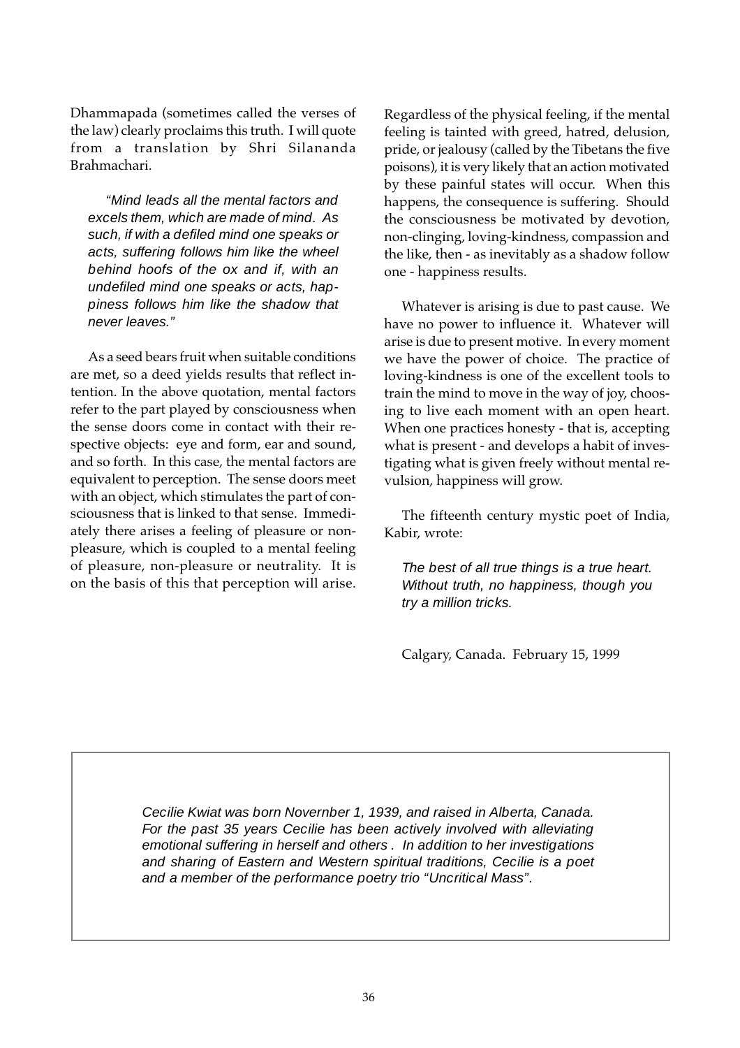Dhammapada (sometimes called the verses of the law) clearly proclaims this truth. I will quote from a translation by Shri Silananda Brahmachari.

> *"Mind leads all the mental factors and excels them, which are made of mind. As such, if with a defiled mind one speaks or acts, suffering follows him like the wheel behind hoofs of the ox and if, with an undefiled mind one speaks or acts, happiness follows him like the shadow that never leaves."*

As a seed bears fruit when suitable conditions are met, so a deed yields results that reflect intention. In the above quotation, mental factors refer to the part played by consciousness when the sense doors come in contact with their respective objects: eye and form, ear and sound, and so forth. In this case, the mental factors are equivalent to perception. The sense doors meet with an object, which stimulates the part of consciousness that is linked to that sense. Immediately there arises a feeling of pleasure or non-pleasure, which is coupled to a mental feeling of pleasure, non-pleasure or neutrality. It is on the basis of this that perception will arise. Regardless of the physical feeling, if the mental feeling is tainted with greed, hatred, delusion, pride, or jealousy (called by the Tibetans the five poisons), it is very likely that an action motivated by these painful states will occur. When this happens, the consequence is suffering. Should the consciousness be motivated by devotion, non-clinging, loving-kindness, compassion and the like, then - as inevitably as a shadow follow one - happiness results.

Whatever is arising is due to past cause. We have no power to influence it. Whatever will arise is due to present motive. In every moment we have the power of choice. The practice of loving-kindness is one of the excellent tools to train the mind to move in the way of joy, choosing to live each moment with an open heart. When one practices honesty - that is, accepting what is present - and develops a habit of investigating what is given freely without mental revulsion, happiness will grow.

The fifteenth century mystic poet of India, Kabir, wrote:

> *The best of all true things is a true heart.*
> *Without truth, no happiness, though you try a million tricks.*

Calgary, Canada. February 15, 1999

*Cecilie Kwiat was born Novernber 1, 1939, and raised in Alberta, Canada. For the past 35 years Cecilie has been actively involved with alleviating emotional suffering in herself and others . In addition to her investigations and sharing of Eastern and Western spiritual traditions, Cecilie is a poet and a member of the performance poetry trio "Uncritical Mass".*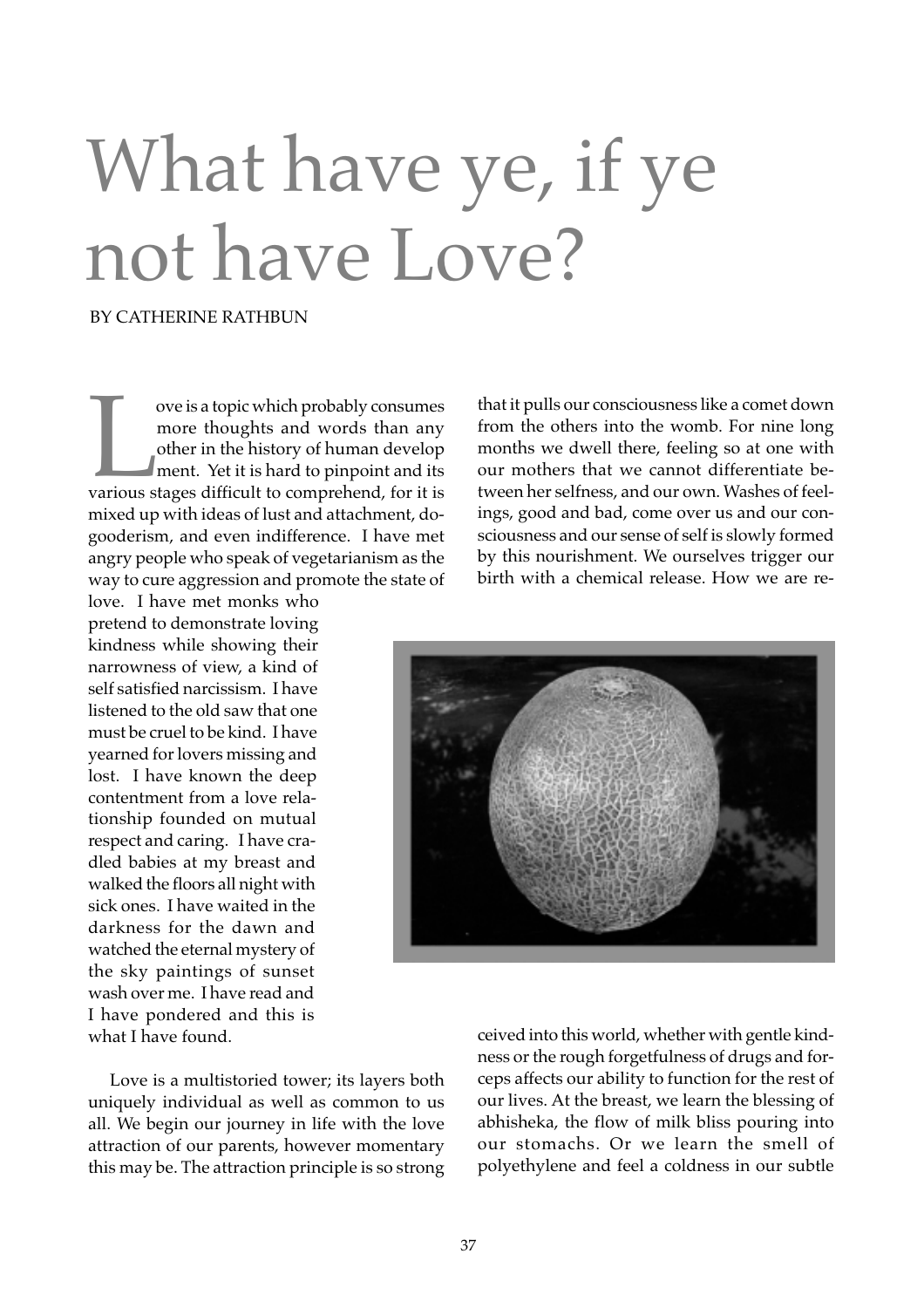# What have ye, if ye not have Love?

BY CATHERINE RATHBUN

Love is a topic which probably consumes more thoughts and words than any other in the history of human development. Yet it is hard to pinpoint and its various stages difficult to comprehend, for it is mixed up with ideas of lust and attachment, do-gooderism, and even indifference. I have met angry people who speak of vegetarianism as the way to cure aggression and promote the state of love. I have met monks who pretend to demonstrate loving kindness while showing their narrowness of view, a kind of self satisfied narcissism. I have listened to the old saw that one must be cruel to be kind. I have yearned for lovers missing and lost. I have known the deep contentment from a love relationship founded on mutual respect and caring. I have cradled babies at my breast and walked the floors all night with sick ones. I have waited in the darkness for the dawn and watched the eternal mystery of the sky paintings of sunset wash over me. I have read and I have pondered and this is what I have found.

Love is a multistoried tower; its layers both uniquely individual as well as common to us all. We begin our journey in life with the love attraction of our parents, however momentary this may be. The attraction principle is so strong that it pulls our consciousness like a comet down from the others into the womb. For nine long months we dwell there, feeling so at one with our mothers that we cannot differentiate between her selfness, and our own. Washes of feelings, good and bad, come over us and our consciousness and our sense of self is slowly formed by this nourishment. We ourselves trigger our birth with a chemical release. How we are received into this world, whether with gentle kindness or the rough forgetfulness of drugs and forceps affects our ability to function for the rest of our lives. At the breast, we learn the blessing of abhisheka, the flow of milk bliss pouring into our stomachs. Or we learn the smell of polyethylene and feel a coldness in our subtle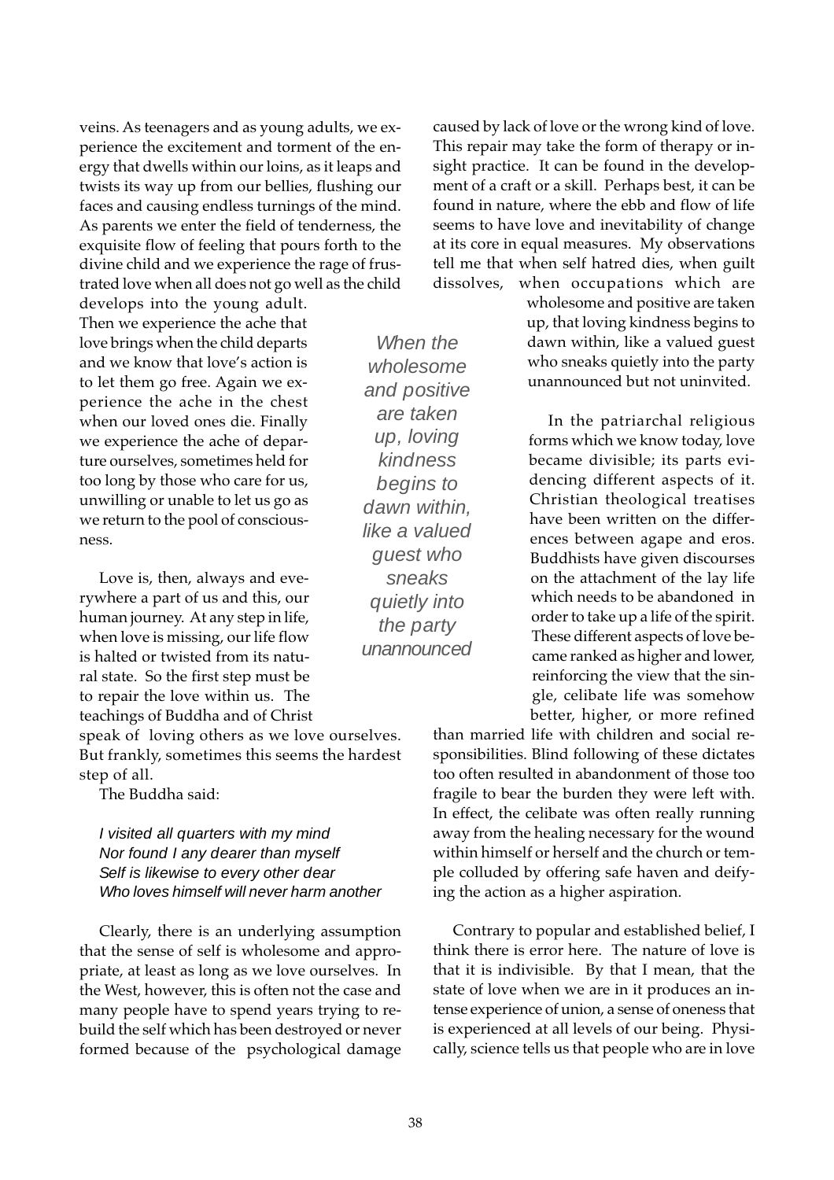veins. As teenagers and as young adults, we experience the excitement and torment of the energy that dwells within our loins, as it leaps and twists its way up from our bellies, flushing our faces and causing endless turnings of the mind. As parents we enter the field of tenderness, the exquisite flow of feeling that pours forth to the divine child and we experience the rage of frustrated love when all does not go well as the child develops into the young adult. Then we experience the ache that love brings when the child departs and we know that love's action is to let them go free. Again we experience the ache in the chest when our loved ones die. Finally we experience the ache of departure ourselves, sometimes held for too long by those who care for us, unwilling or unable to let us go as we return to the pool of consciousness.

Love is, then, always and everywhere a part of us and this, our human journey. At any step in life, when love is missing, our life flow is halted or twisted from its natural state. So the first step must be to repair the love within us. The teachings of Buddha and of Christ speak of loving others as we love ourselves. But frankly, sometimes this seems the hardest step of all.

The Buddha said:

*I visited all quarters with my mind*
*Nor found I any dearer than myself*
*Self is likewise to every other dear*
*Who loves himself will never harm another*

Clearly, there is an underlying assumption that the sense of self is wholesome and appropriate, at least as long as we love ourselves. In the West, however, this is often not the case and many people have to spend years trying to rebuild the self which has been destroyed or never formed because of the psychological damage caused by lack of love or the wrong kind of love. This repair may take the form of therapy or insight practice. It can be found in the development of a craft or a skill. Perhaps best, it can be found in nature, where the ebb and flow of life seems to have love and inevitability of change at its core in equal measures. My observations tell me that when self hatred dies, when guilt dissolves, when occupations which are wholesome and positive are taken up, that loving kindness begins to dawn within, like a valued guest who sneaks quietly into the party unannounced but not uninvited.

*When the wholesome and positive are taken up, loving kindness begins to dawn within, like a valued guest who sneaks quietly into the party unannounced*

In the patriarchal religious forms which we know today, love became divisible; its parts evidencing different aspects of it. Christian theological treatises have been written on the differences between agape and eros. Buddhists have given discourses on the attachment of the lay life which needs to be abandoned in order to take up a life of the spirit. These different aspects of love became ranked as higher and lower, reinforcing the view that the single, celibate life was somehow better, higher, or more refined than married life with children and social responsibilities. Blind following of these dictates too often resulted in abandonment of those too fragile to bear the burden they were left with. In effect, the celibate was often really running away from the healing necessary for the wound within himself or herself and the church or temple colluded by offering safe haven and deifying the action as a higher aspiration.

Contrary to popular and established belief, I think there is error here. The nature of love is that it is indivisible. By that I mean, that the state of love when we are in it produces an intense experience of union, a sense of oneness that is experienced at all levels of our being. Physically, science tells us that people who are in love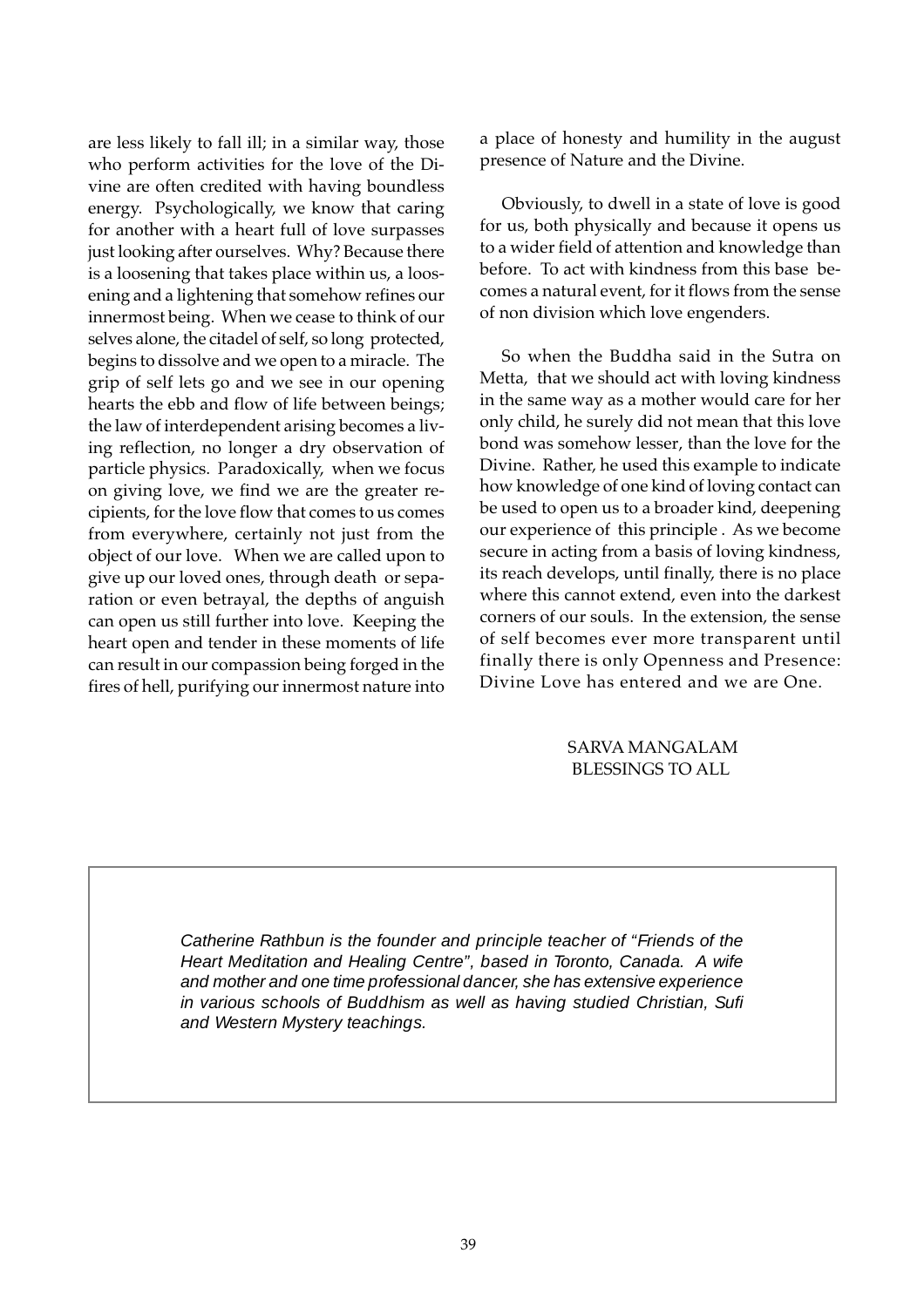are less likely to fall ill; in a similar way, those who perform activities for the love of the Divine are often credited with having boundless energy. Psychologically, we know that caring for another with a heart full of love surpasses just looking after ourselves. Why? Because there is a loosening that takes place within us, a loosening and a lightening that somehow refines our innermost being. When we cease to think of our selves alone, the citadel of self, so long protected, begins to dissolve and we open to a miracle. The grip of self lets go and we see in our opening hearts the ebb and flow of life between beings; the law of interdependent arising becomes a living reflection, no longer a dry observation of particle physics. Paradoxically, when we focus on giving love, we find we are the greater recipients, for the love flow that comes to us comes from everywhere, certainly not just from the object of our love. When we are called upon to give up our loved ones, through death or separation or even betrayal, the depths of anguish can open us still further into love. Keeping the heart open and tender in these moments of life can result in our compassion being forged in the fires of hell, purifying our innermost nature into a place of honesty and humility in the august presence of Nature and the Divine.

Obviously, to dwell in a state of love is good for us, both physically and because it opens us to a wider field of attention and knowledge than before. To act with kindness from this base becomes a natural event, for it flows from the sense of non division which love engenders.

So when the Buddha said in the Sutra on Metta, that we should act with loving kindness in the same way as a mother would care for her only child, he surely did not mean that this love bond was somehow lesser, than the love for the Divine. Rather, he used this example to indicate how knowledge of one kind of loving contact can be used to open us to a broader kind, deepening our experience of this principle . As we become secure in acting from a basis of loving kindness, its reach develops, until finally, there is no place where this cannot extend, even into the darkest corners of our souls. In the extension, the sense of self becomes ever more transparent until finally there is only Openness and Presence: Divine Love has entered and we are One.

SARVA MANGALAM
BLESSINGS TO ALL

*Catherine Rathbun is the founder and principle teacher of "Friends of the Heart Meditation and Healing Centre", based in Toronto, Canada. A wife and mother and one time professional dancer, she has extensive experience in various schools of Buddhism as well as having studied Christian, Sufi and Western Mystery teachings.*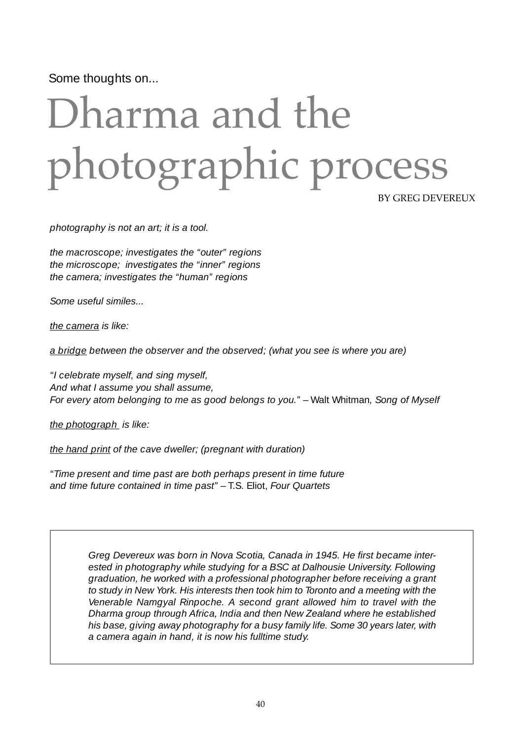Some thoughts on...

# Dharma and the photographic process

BY GREG DEVEREUX

*photography is not an art; it is a tool.*

*the macroscope; investigates the "outer" regions*
*the microscope;  investigates the "inner" regions*
*the camera; investigates the "human" regions*

*Some useful similes...*

*<u>the camera</u> is like:*

*<u>a bridge</u> between the observer and the observed; (what you see is where you are)*

*"I celebrate myself, and sing myself,*
*And what I assume you shall assume,*
*For every atom belonging to me as good belongs to you."* – Walt Whitman*, Song of Myself*

*<u>the photograph</u> is like:*

*<u>the hand print</u> of the cave dweller; (pregnant with duration)*

*"Time present and time past are both perhaps present in time future*
*and time future contained in time past"* – T.S. Eliot, *Four Quartets*

> *Greg Devereux was born in Nova Scotia, Canada in 1945. He first became interested in photography while studying for a BSC at Dalhousie University. Following graduation, he worked with a professional photographer before receiving a grant to study in New York. His interests then took him to Toronto and a meeting with the Venerable Namgyal Rinpoche. A second grant allowed him to travel with the Dharma group through Africa, India and then New Zealand where he established his base, giving away photography for a busy family life. Some 30 years later, with a camera again in hand, it is now his fulltime study.*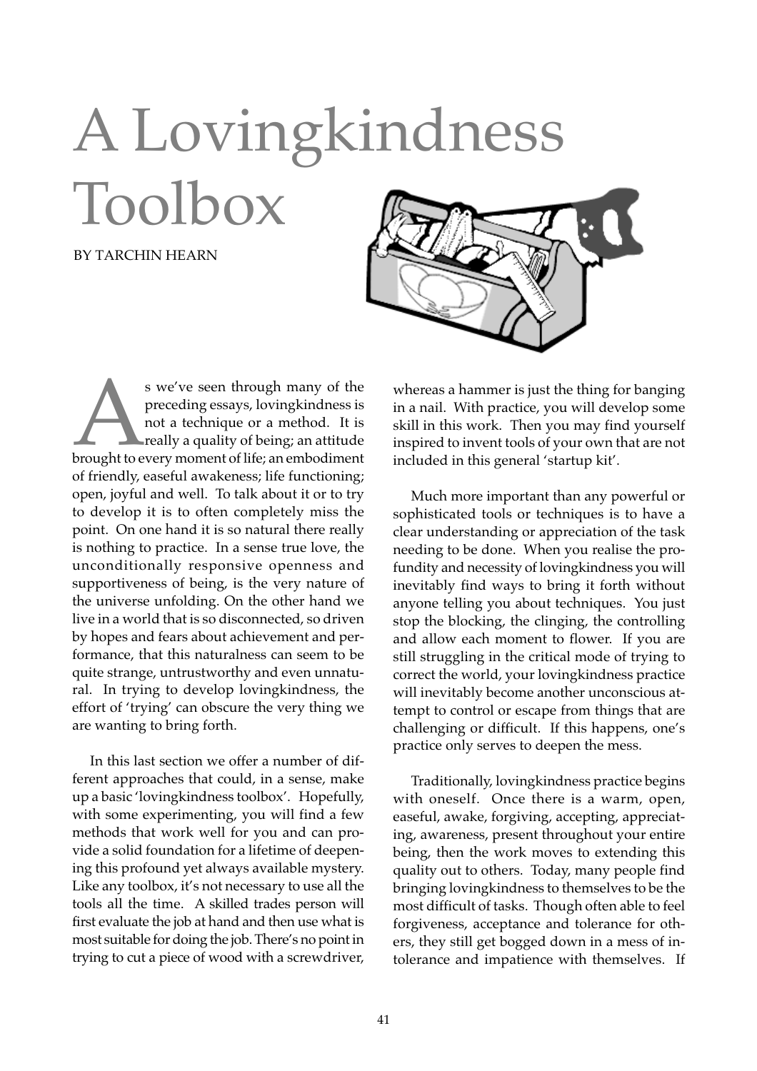# A Lovingkindness Toolbox

BY TARCHIN HEARN

As we've seen through many of the preceding essays, lovingkindness is not a technique or a method. It is really a quality of being; an attitude brought to every moment of life; an embodiment of friendly, easeful awakeness; life functioning; open, joyful and well. To talk about it or to try to develop it is to often completely miss the point. On one hand it is so natural there really is nothing to practice. In a sense true love, the unconditionally responsive openness and supportiveness of being, is the very nature of the universe unfolding. On the other hand we live in a world that is so disconnected, so driven by hopes and fears about achievement and performance, that this naturalness can seem to be quite strange, untrustworthy and even unnatural. In trying to develop lovingkindness, the effort of 'trying' can obscure the very thing we are wanting to bring forth.

In this last section we offer a number of different approaches that could, in a sense, make up a basic 'lovingkindness toolbox'. Hopefully, with some experimenting, you will find a few methods that work well for you and can provide a solid foundation for a lifetime of deepening this profound yet always available mystery. Like any toolbox, it's not necessary to use all the tools all the time. A skilled trades person will first evaluate the job at hand and then use what is most suitable for doing the job. There's no point in trying to cut a piece of wood with a screwdriver, whereas a hammer is just the thing for banging in a nail. With practice, you will develop some skill in this work. Then you may find yourself inspired to invent tools of your own that are not included in this general 'startup kit'.

Much more important than any powerful or sophisticated tools or techniques is to have a clear understanding or appreciation of the task needing to be done. When you realise the profundity and necessity of lovingkindness you will inevitably find ways to bring it forth without anyone telling you about techniques. You just stop the blocking, the clinging, the controlling and allow each moment to flower. If you are still struggling in the critical mode of trying to correct the world, your lovingkindness practice will inevitably become another unconscious attempt to control or escape from things that are challenging or difficult. If this happens, one's practice only serves to deepen the mess.

Traditionally, lovingkindness practice begins with oneself. Once there is a warm, open, easeful, awake, forgiving, accepting, appreciating, awareness, present throughout your entire being, then the work moves to extending this quality out to others. Today, many people find bringing lovingkindness to themselves to be the most difficult of tasks. Though often able to feel forgiveness, acceptance and tolerance for others, they still get bogged down in a mess of intolerance and impatience with themselves. If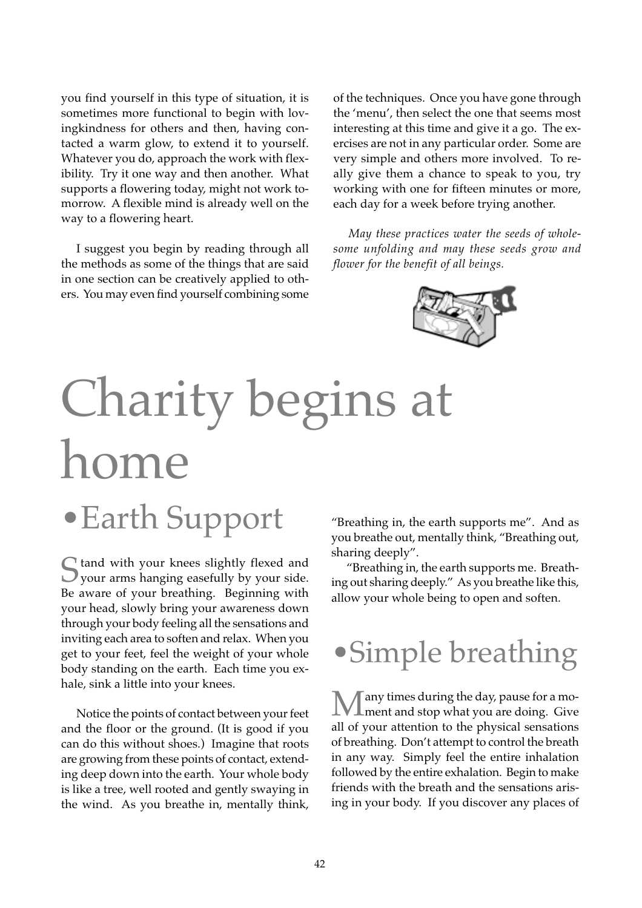you find yourself in this type of situation, it is sometimes more functional to begin with lovingkindness for others and then, having contacted a warm glow, to extend it to yourself. Whatever you do, approach the work with flexibility. Try it one way and then another. What supports a flowering today, might not work tomorrow. A flexible mind is already well on the way to a flowering heart.

I suggest you begin by reading through all the methods as some of the things that are said in one section can be creatively applied to others. You may even find yourself combining some of the techniques. Once you have gone through the 'menu', then select the one that seems most interesting at this time and give it a go. The exercises are not in any particular order. Some are very simple and others more involved. To really give them a chance to speak to you, try working with one for fifteen minutes or more, each day for a week before trying another.

*May these practices water the seeds of wholesome unfolding and may these seeds grow and flower for the benefit of all beings.*

# Charity begins at home

## •Earth Support

Stand with your knees slightly flexed and your arms hanging easefully by your side. Be aware of your breathing. Beginning with your head, slowly bring your awareness down through your body feeling all the sensations and inviting each area to soften and relax. When you get to your feet, feel the weight of your whole body standing on the earth. Each time you exhale, sink a little into your knees.

Notice the points of contact between your feet and the floor or the ground. (It is good if you can do this without shoes.) Imagine that roots are growing from these points of contact, extending deep down into the earth. Your whole body is like a tree, well rooted and gently swaying in the wind. As you breathe in, mentally think, "Breathing in, the earth supports me". And as you breathe out, mentally think, "Breathing out, sharing deeply".

"Breathing in, the earth supports me. Breathing out sharing deeply." As you breathe like this, allow your whole being to open and soften.

## •Simple breathing

Many times during the day, pause for a moment and stop what you are doing. Give all of your attention to the physical sensations of breathing. Don't attempt to control the breath in any way. Simply feel the entire inhalation followed by the entire exhalation. Begin to make friends with the breath and the sensations arising in your body. If you discover any places of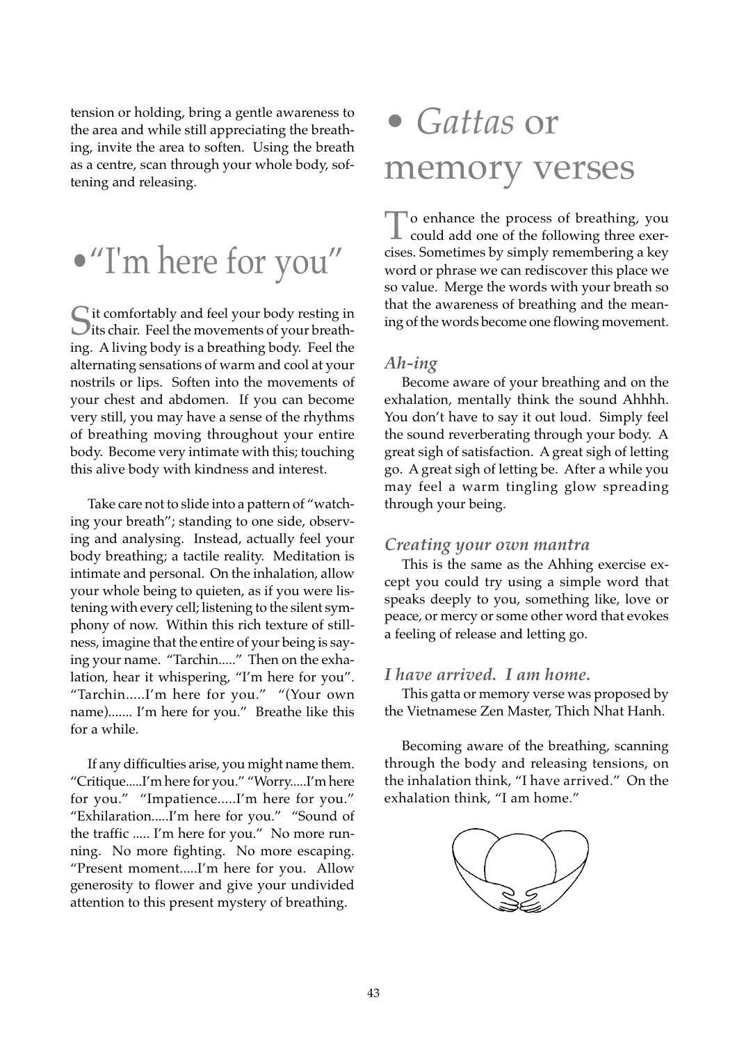tension or holding, bring a gentle awareness to the area and while still appreciating the breathing, invite the area to soften. Using the breath as a centre, scan through your whole body, softening and releasing.

# • "I'm here for you"

Sit comfortably and feel your body resting in its chair. Feel the movements of your breathing. A living body is a breathing body. Feel the alternating sensations of warm and cool at your nostrils or lips. Soften into the movements of your chest and abdomen. If you can become very still, you may have a sense of the rhythms of breathing moving throughout your entire body. Become very intimate with this; touching this alive body with kindness and interest.

Take care not to slide into a pattern of "watching your breath"; standing to one side, observing and analysing. Instead, actually feel your body breathing; a tactile reality. Meditation is intimate and personal. On the inhalation, allow your whole being to quieten, as if you were listening with every cell; listening to the silent symphony of now. Within this rich texture of stillness, imagine that the entire of your being is saying your name. "Tarchin....." Then on the exhalation, hear it whispering, "I'm here for you". "Tarchin.....I'm here for you." "(Your own name)....... I'm here for you." Breathe like this for a while.

If any difficulties arise, you might name them. "Critique.....I'm here for you." "Worry.....I'm here for you." "Impatience.....I'm here for you." "Exhilaration.....I'm here for you." "Sound of the traffic ..... I'm here for you." No more running. No more fighting. No more escaping. "Present moment.....I'm here for you. Allow generosity to flower and give your undivided attention to this present mystery of breathing.

# • *Gattas* or memory verses

To enhance the process of breathing, you could add one of the following three exercises. Sometimes by simply remembering a key word or phrase we can rediscover this place we so value. Merge the words with your breath so that the awareness of breathing and the meaning of the words become one flowing movement.

### *Ah-ing*

Become aware of your breathing and on the exhalation, mentally think the sound Ahhhh. You don't have to say it out loud. Simply feel the sound reverberating through your body. A great sigh of satisfaction. A great sigh of letting go. A great sigh of letting be. After a while you may feel a warm tingling glow spreading through your being.

### *Creating your own mantra*

This is the same as the Ahhing exercise except you could try using a simple word that speaks deeply to you, something like, love or peace, or mercy or some other word that evokes a feeling of release and letting go.

### *I have arrived. I am home.*

This gatta or memory verse was proposed by the Vietnamese Zen Master, Thich Nhat Hanh.

Becoming aware of the breathing, scanning through the body and releasing tensions, on the inhalation think, "I have arrived." On the exhalation think, "I am home."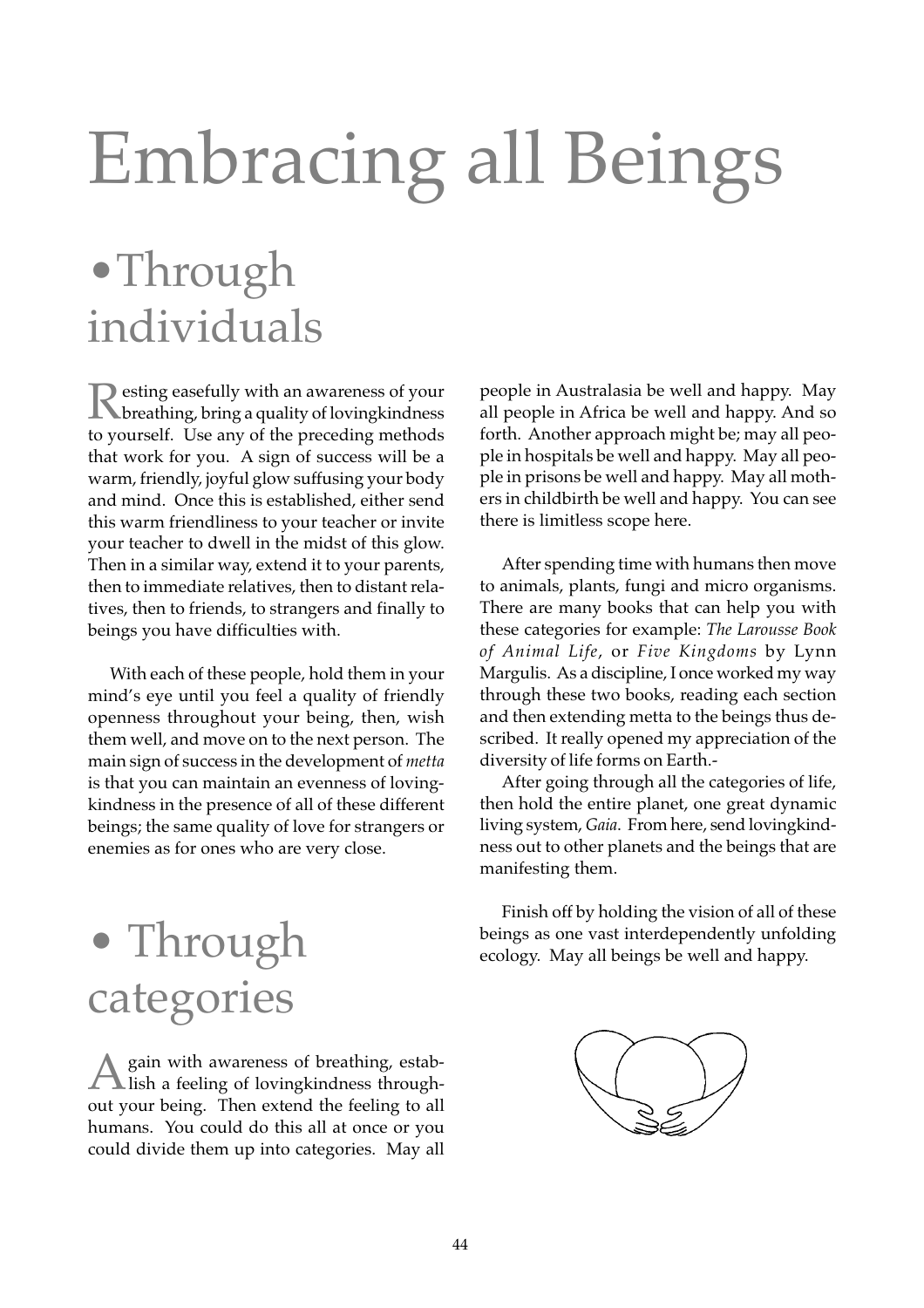# Embracing all Beings

## • Through individuals

Resting easefully with an awareness of your breathing, bring a quality of lovingkindness to yourself. Use any of the preceding methods that work for you. A sign of success will be a warm, friendly, joyful glow suffusing your body and mind. Once this is established, either send this warm friendliness to your teacher or invite your teacher to dwell in the midst of this glow. Then in a similar way, extend it to your parents, then to immediate relatives, then to distant relatives, then to friends, to strangers and finally to beings you have difficulties with.

With each of these people, hold them in your mind's eye until you feel a quality of friendly openness throughout your being, then, wish them well, and move on to the next person. The main sign of success in the development of *metta* is that you can maintain an evenness of lovingkindness in the presence of all of these different beings; the same quality of love for strangers or enemies as for ones who are very close.

## • Through categories

Again with awareness of breathing, establish a feeling of lovingkindness throughout your being. Then extend the feeling to all humans. You could do this all at once or you could divide them up into categories. May all people in Australasia be well and happy. May all people in Africa be well and happy. And so forth. Another approach might be; may all people in hospitals be well and happy. May all people in prisons be well and happy. May all mothers in childbirth be well and happy. You can see there is limitless scope here.

After spending time with humans then move to animals, plants, fungi and micro organisms. There are many books that can help you with these categories for example: *The Larousse Book of Animal Life*, or *Five Kingdoms* by Lynn Margulis. As a discipline, I once worked my way through these two books, reading each section and then extending metta to the beings thus described. It really opened my appreciation of the diversity of life forms on Earth.-

After going through all the categories of life, then hold the entire planet, one great dynamic living system, *Gaia*. From here, send lovingkindness out to other planets and the beings that are manifesting them.

Finish off by holding the vision of all of these beings as one vast interdependently unfolding ecology. May all beings be well and happy.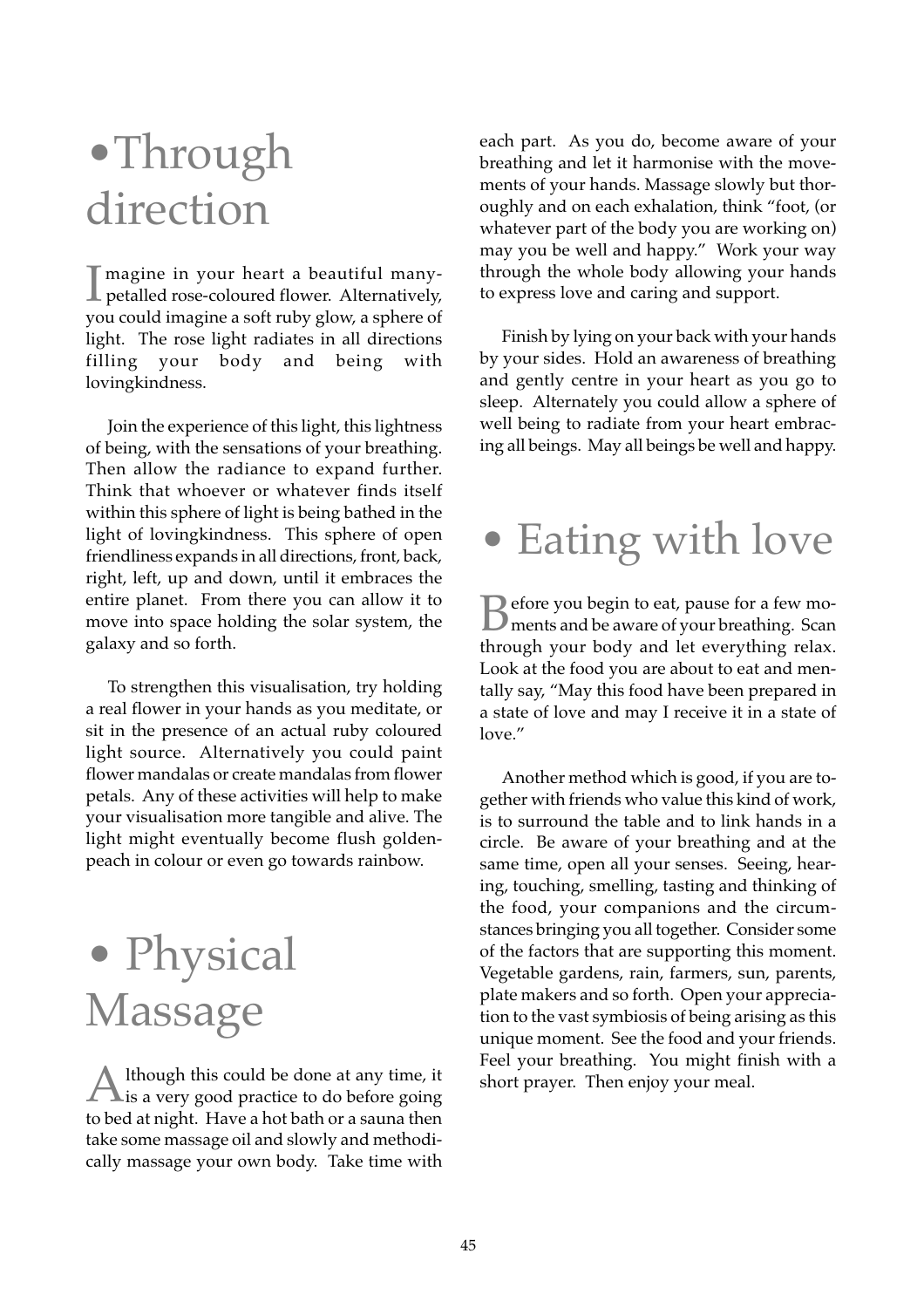# • Through direction

Imagine in your heart a beautiful many-petalled rose-coloured flower. Alternatively, you could imagine a soft ruby glow, a sphere of light. The rose light radiates in all directions filling your body and being with lovingkindness.

Join the experience of this light, this lightness of being, with the sensations of your breathing. Then allow the radiance to expand further. Think that whoever or whatever finds itself within this sphere of light is being bathed in the light of lovingkindness. This sphere of open friendliness expands in all directions, front, back, right, left, up and down, until it embraces the entire planet. From there you can allow it to move into space holding the solar system, the galaxy and so forth.

To strengthen this visualisation, try holding a real flower in your hands as you meditate, or sit in the presence of an actual ruby coloured light source. Alternatively you could paint flower mandalas or create mandalas from flower petals. Any of these activities will help to make your visualisation more tangible and alive. The light might eventually become flush golden-peach in colour or even go towards rainbow.

# • Physical Massage

Although this could be done at any time, it is a very good practice to do before going to bed at night. Have a hot bath or a sauna then take some massage oil and slowly and methodically massage your own body. Take time with each part. As you do, become aware of your breathing and let it harmonise with the movements of your hands. Massage slowly but thoroughly and on each exhalation, think "foot, (or whatever part of the body you are working on) may you be well and happy." Work your way through the whole body allowing your hands to express love and caring and support.

Finish by lying on your back with your hands by your sides. Hold an awareness of breathing and gently centre in your heart as you go to sleep. Alternately you could allow a sphere of well being to radiate from your heart embracing all beings. May all beings be well and happy.

# • Eating with love

Before you begin to eat, pause for a few moments and be aware of your breathing. Scan through your body and let everything relax. Look at the food you are about to eat and mentally say, "May this food have been prepared in a state of love and may I receive it in a state of love."

Another method which is good, if you are together with friends who value this kind of work, is to surround the table and to link hands in a circle. Be aware of your breathing and at the same time, open all your senses. Seeing, hearing, touching, smelling, tasting and thinking of the food, your companions and the circumstances bringing you all together. Consider some of the factors that are supporting this moment. Vegetable gardens, rain, farmers, sun, parents, plate makers and so forth. Open your appreciation to the vast symbiosis of being arising as this unique moment. See the food and your friends. Feel your breathing. You might finish with a short prayer. Then enjoy your meal.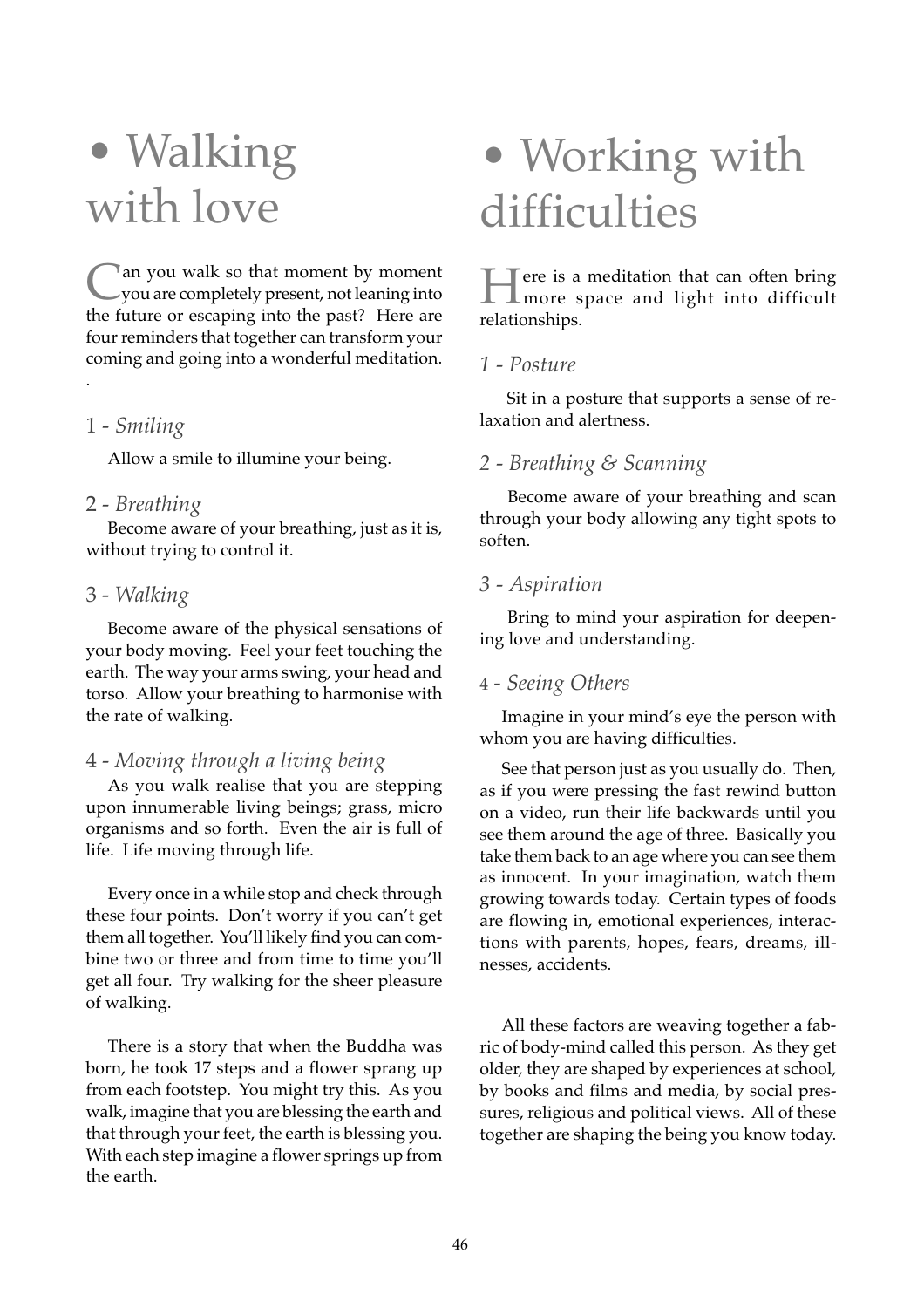# • Walking with love

Can you walk so that moment by moment you are completely present, not leaning into the future or escaping into the past? Here are four reminders that together can transform your coming and going into a wonderful meditation.
.

### 1 - *Smiling*

Allow a smile to illumine your being.

### 2 - *Breathing*

Become aware of your breathing, just as it is, without trying to control it.

### 3 - *Walking*

Become aware of the physical sensations of your body moving. Feel your feet touching the earth. The way your arms swing, your head and torso. Allow your breathing to harmonise with the rate of walking.

### 4 - *Moving through a living being*

As you walk realise that you are stepping upon innumerable living beings; grass, micro organisms and so forth. Even the air is full of life. Life moving through life.

Every once in a while stop and check through these four points. Don't worry if you can't get them all together. You'll likely find you can combine two or three and from time to time you'll get all four. Try walking for the sheer pleasure of walking.

There is a story that when the Buddha was born, he took 17 steps and a flower sprang up from each footstep. You might try this. As you walk, imagine that you are blessing the earth and that through your feet, the earth is blessing you. With each step imagine a flower springs up from the earth.

# • Working with difficulties

Here is a meditation that can often bring more space and light into difficult relationships.

### *1 - Posture*

Sit in a posture that supports a sense of relaxation and alertness.

### *2 - Breathing & Scanning*

Become aware of your breathing and scan through your body allowing any tight spots to soften.

### *3 - Aspiration*

Bring to mind your aspiration for deepening love and understanding.

### 4 - *Seeing Others*

Imagine in your mind's eye the person with whom you are having difficulties.

See that person just as you usually do. Then, as if you were pressing the fast rewind button on a video, run their life backwards until you see them around the age of three. Basically you take them back to an age where you can see them as innocent. In your imagination, watch them growing towards today. Certain types of foods are flowing in, emotional experiences, interactions with parents, hopes, fears, dreams, illnesses, accidents.

All these factors are weaving together a fabric of body-mind called this person. As they get older, they are shaped by experiences at school, by books and films and media, by social pressures, religious and political views. All of these together are shaping the being you know today.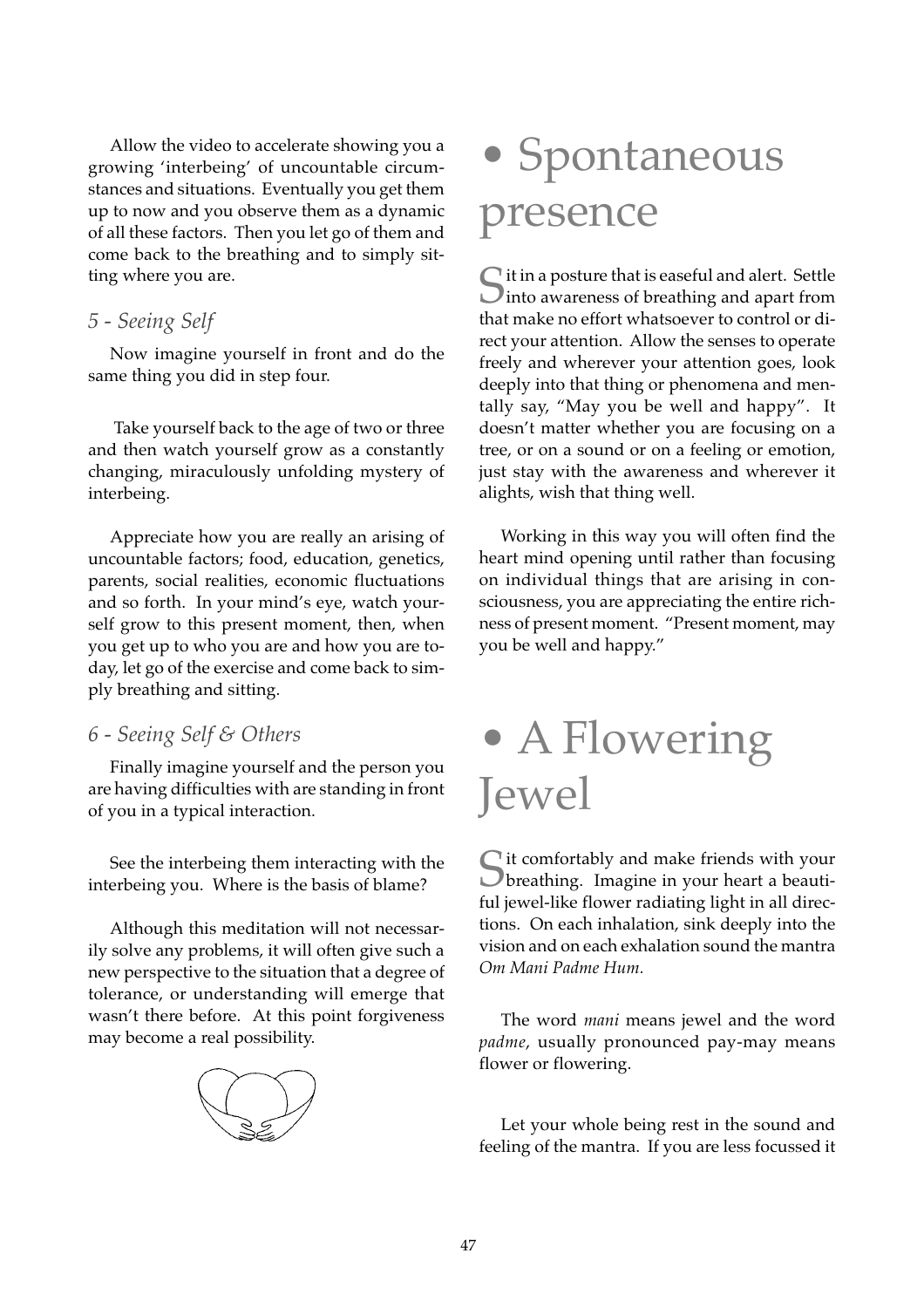Allow the video to accelerate showing you a growing 'interbeing' of uncountable circumstances and situations. Eventually you get them up to now and you observe them as a dynamic of all these factors. Then you let go of them and come back to the breathing and to simply sitting where you are.

### *5 - Seeing Self*

Now imagine yourself in front and do the same thing you did in step four.

Take yourself back to the age of two or three and then watch yourself grow as a constantly changing, miraculously unfolding mystery of interbeing.

Appreciate how you are really an arising of uncountable factors; food, education, genetics, parents, social realities, economic fluctuations and so forth. In your mind's eye, watch yourself grow to this present moment, then, when you get up to who you are and how you are today, let go of the exercise and come back to simply breathing and sitting.

### *6 - Seeing Self & Others*

Finally imagine yourself and the person you are having difficulties with are standing in front of you in a typical interaction.

See the interbeing them interacting with the interbeing you. Where is the basis of blame?

Although this meditation will not necessarily solve any problems, it will often give such a new perspective to the situation that a degree of tolerance, or understanding will emerge that wasn't there before. At this point forgiveness may become a real possibility.

# • Spontaneous presence

Sit in a posture that is easeful and alert. Settle into awareness of breathing and apart from that make no effort whatsoever to control or direct your attention. Allow the senses to operate freely and wherever your attention goes, look deeply into that thing or phenomena and mentally say, "May you be well and happy". It doesn't matter whether you are focusing on a tree, or on a sound or on a feeling or emotion, just stay with the awareness and wherever it alights, wish that thing well.

Working in this way you will often find the heart mind opening until rather than focusing on individual things that are arising in consciousness, you are appreciating the entire richness of present moment. "Present moment, may you be well and happy."

# • A Flowering Jewel

Sit comfortably and make friends with your breathing. Imagine in your heart a beautiful jewel-like flower radiating light in all directions. On each inhalation, sink deeply into the vision and on each exhalation sound the mantra *Om Mani Padme Hum.*

The word *mani* means jewel and the word *padme*, usually pronounced pay-may means flower or flowering.

Let your whole being rest in the sound and feeling of the mantra. If you are less focussed it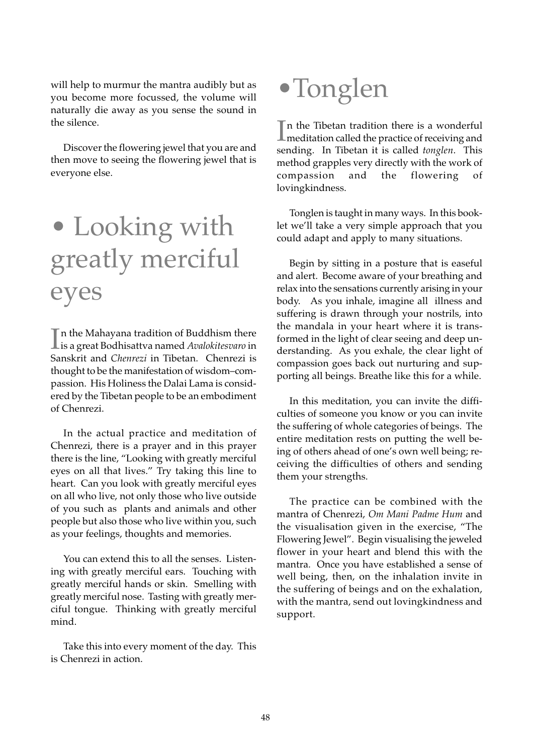will help to murmur the mantra audibly but as you become more focussed, the volume will naturally die away as you sense the sound in the silence.

Discover the flowering jewel that you are and then move to seeing the flowering jewel that is everyone else.

# • Looking with greatly merciful eyes

In the Mahayana tradition of Buddhism there is a great Bodhisattva named *Avalokitesvaro* in Sanskrit and *Chenrezi* in Tibetan. Chenrezi is thought to be the manifestation of wisdom–compassion. His Holiness the Dalai Lama is considered by the Tibetan people to be an embodiment of Chenrezi.

In the actual practice and meditation of Chenrezi, there is a prayer and in this prayer there is the line, "Looking with greatly merciful eyes on all that lives." Try taking this line to heart. Can you look with greatly merciful eyes on all who live, not only those who live outside of you such as plants and animals and other people but also those who live within you, such as your feelings, thoughts and memories.

You can extend this to all the senses. Listening with greatly merciful ears. Touching with greatly merciful hands or skin. Smelling with greatly merciful nose. Tasting with greatly merciful tongue. Thinking with greatly merciful mind.

Take this into every moment of the day. This is Chenrezi in action.

# • Tonglen

In the Tibetan tradition there is a wonderful meditation called the practice of receiving and sending. In Tibetan it is called *tonglen*. This method grapples very directly with the work of compassion and the flowering of lovingkindness.

Tonglen is taught in many ways. In this booklet we'll take a very simple approach that you could adapt and apply to many situations.

Begin by sitting in a posture that is easeful and alert. Become aware of your breathing and relax into the sensations currently arising in your body. As you inhale, imagine all illness and suffering is drawn through your nostrils, into the mandala in your heart where it is transformed in the light of clear seeing and deep understanding. As you exhale, the clear light of compassion goes back out nurturing and supporting all beings. Breathe like this for a while.

In this meditation, you can invite the difficulties of someone you know or you can invite the suffering of whole categories of beings. The entire meditation rests on putting the well being of others ahead of one's own well being; receiving the difficulties of others and sending them your strengths.

The practice can be combined with the mantra of Chenrezi, *Om Mani Padme Hum* and the visualisation given in the exercise, "The Flowering Jewel". Begin visualising the jeweled flower in your heart and blend this with the mantra. Once you have established a sense of well being, then, on the inhalation invite in the suffering of beings and on the exhalation, with the mantra, send out lovingkindness and support.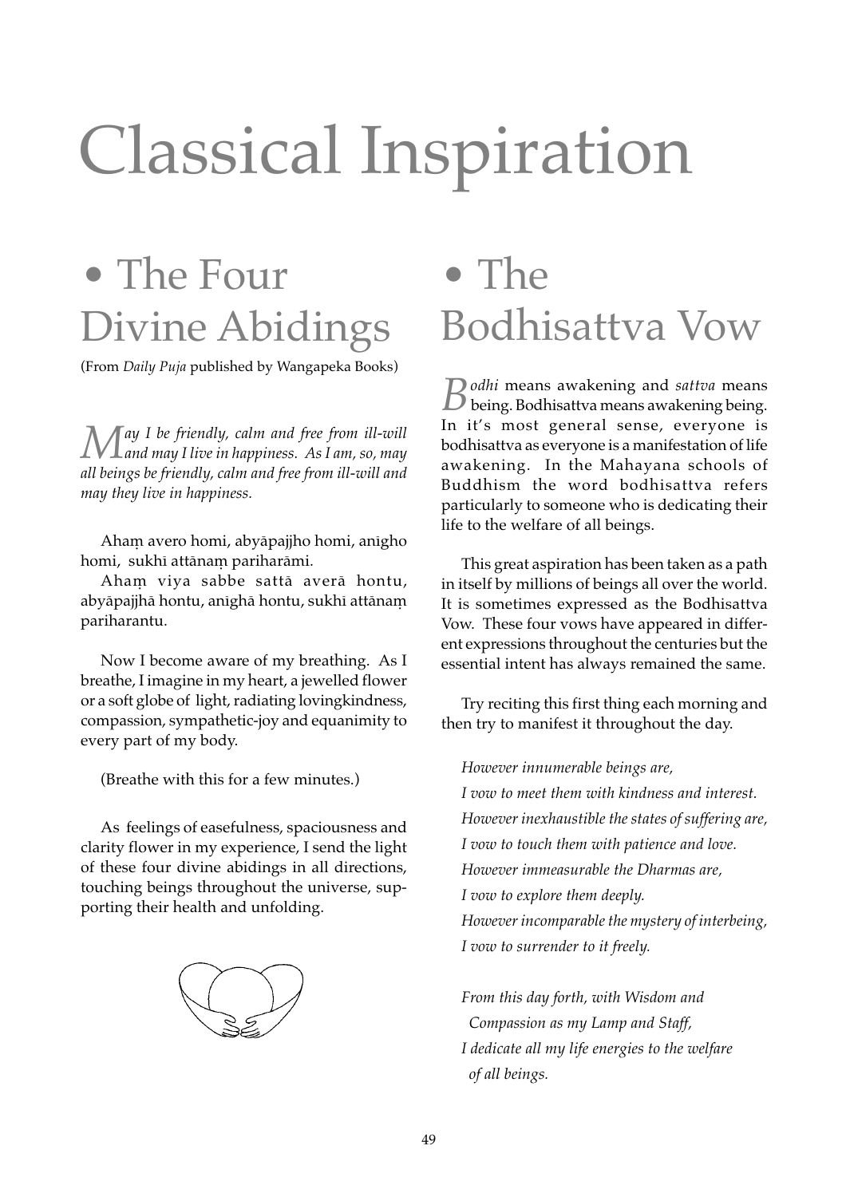# Classical Inspiration

## • The Four Divine Abidings

(From *Daily Puja* published by Wangapeka Books)

*May I be friendly, calm and free from ill-will and may I live in happiness. As I am, so, may all beings be friendly, calm and free from ill-will and may they live in happiness.*

Ahaṃ avero homi, abyāpajjho homi, anīgho homi, sukhī attānaṃ pariharāmi.
Ahaṃ viya sabbe sattā averā hontu, abyāpajjhā hontu, anīghā hontu, sukhī attānaṃ pariharantu.

Now I become aware of my breathing. As I breathe, I imagine in my heart, a jewelled flower or a soft globe of light, radiating lovingkindness, compassion, sympathetic-joy and equanimity to every part of my body.

(Breathe with this for a few minutes.)

As feelings of easefulness, spaciousness and clarity flower in my experience, I send the light of these four divine abidings in all directions, touching beings throughout the universe, supporting their health and unfolding.

## • The Bodhisattva Vow

*Bodhi* means awakening and *sattva* means being. Bodhisattva means awakening being. In it's most general sense, everyone is bodhisattva as everyone is a manifestation of life awakening. In the Mahayana schools of Buddhism the word bodhisattva refers particularly to someone who is dedicating their life to the welfare of all beings.

This great aspiration has been taken as a path in itself by millions of beings all over the world. It is sometimes expressed as the Bodhisattva Vow. These four vows have appeared in different expressions throughout the centuries but the essential intent has always remained the same.

Try reciting this first thing each morning and then try to manifest it throughout the day.

*However innumerable beings are,*
*I vow to meet them with kindness and interest.*
*However inexhaustible the states of suffering are,*
*I vow to touch them with patience and love.*
*However immeasurable the Dharmas are,*
*I vow to explore them deeply.*
*However incomparable the mystery of interbeing,*
*I vow to surrender to it freely.*

*From this day forth, with Wisdom and*
*Compassion as my Lamp and Staff,*
*I dedicate all my life energies to the welfare*
*of all beings.*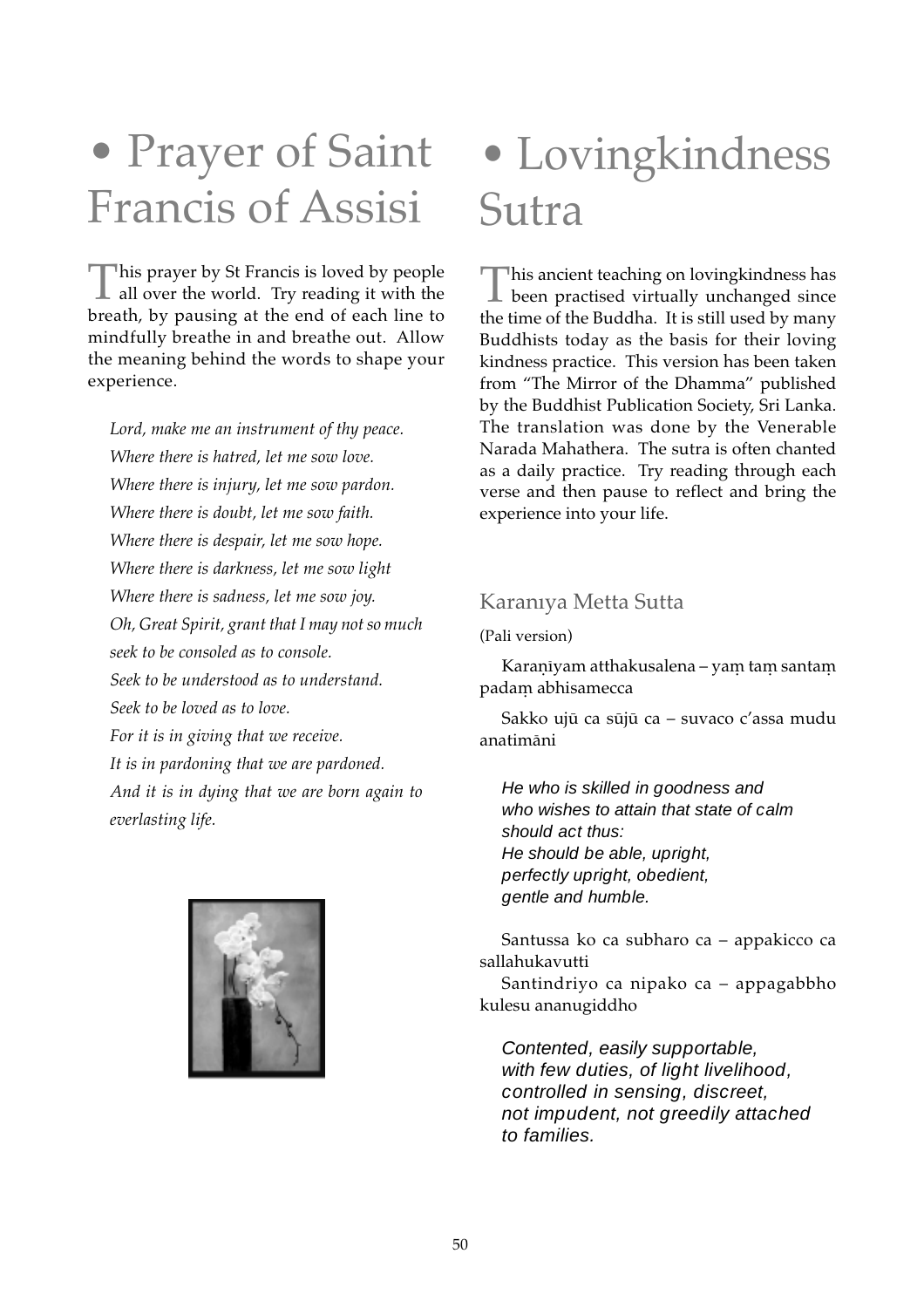# • Prayer of Saint Francis of Assisi

This prayer by St Francis is loved by people all over the world. Try reading it with the breath, by pausing at the end of each line to mindfully breathe in and breathe out. Allow the meaning behind the words to shape your experience.

*Lord, make me an instrument of thy peace.*
*Where there is hatred, let me sow love.*
*Where there is injury, let me sow pardon.*
*Where there is doubt, let me sow faith.*
*Where there is despair, let me sow hope.*
*Where there is darkness, let me sow light*
*Where there is sadness, let me sow joy.*
*Oh, Great Spirit, grant that I may not so much seek to be consoled as to console.*
*Seek to be understood as to understand.*
*Seek to be loved as to love.*
*For it is in giving that we receive.*
*It is in pardoning that we are pardoned.*
*And it is in dying that we are born again to everlasting life.*

# • Lovingkindness Sutra

This ancient teaching on lovingkindness has been practised virtually unchanged since the time of the Buddha. It is still used by many Buddhists today as the basis for their loving kindness practice. This version has been taken from "The Mirror of the Dhamma" published by the Buddhist Publication Society, Sri Lanka. The translation was done by the Venerable Narada Mahathera. The sutra is often chanted as a daily practice. Try reading through each verse and then pause to reflect and bring the experience into your life.

## Karanıya Metta Sutta

(Pali version)

Karaṇīyam atthakusalena – yaṃ taṃ santaṃ padaṃ abhisamecca

Sakko ujū ca sūjū ca – suvaco c'assa mudu anatimāni

*He who is skilled in goodness and*
*who wishes to attain that state of calm*
*should act thus:*
*He should be able, upright,*
*perfectly upright, obedient,*
*gentle and humble.*

Santussa ko ca subharo ca – appakicco ca sallahukavutti

Santindriyo ca nipako ca – appagabbho kulesu ananugiddho

*Contented, easily supportable,*
*with few duties, of light livelihood,*
*controlled in sensing, discreet,*
*not impudent, not greedily attached*
*to families.*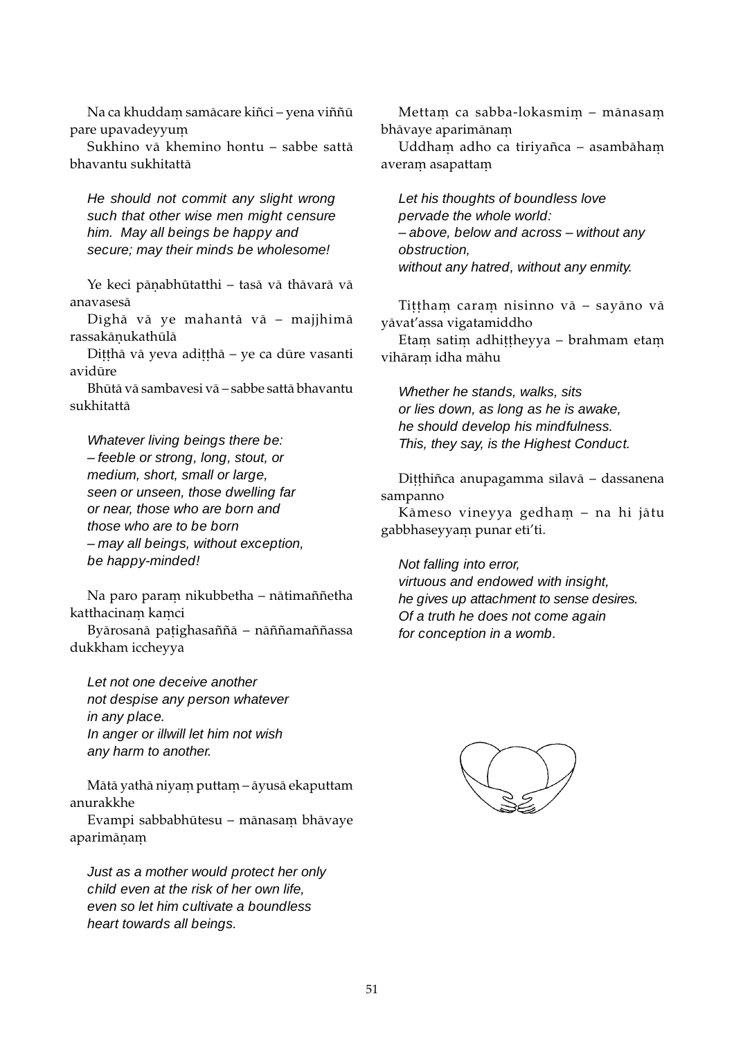Na ca khuddaṃ samācare kiñci – yena viññū pare upavadeyyuṃ
Sukhino vā khemino hontu – sabbe sattā bhavantu sukhitattā

*He should not commit any slight wrong such that other wise men might censure him. May all beings be happy and secure; may their minds be wholesome!*

Ye keci pāṇabhūtatthi – tasā vā thāvarā vā anavasesā
Dīghā vā ye mahantā vā – majjhimā rassakāṇukathūlā
Diṭṭhā vā yeva adiṭṭhā – ye ca dūre vasanti avidūre
Bhūtā vā sambavesi vā – sabbe sattā bhavantu sukhitattā

*Whatever living beings there be:*
*– feeble or strong, long, stout, or*
*medium, short, small or large,*
*seen or unseen, those dwelling far*
*or near, those who are born and*
*those who are to be born*
*– may all beings, without exception,*
*be happy-minded!*

Na paro paraṃ nikubbetha – nātimaññetha katthacinaṃ kaṃci
Byārosanā paṭighasaññā – nāññamaññassa dukkham iccheyya

*Let not one deceive another*
*not despise any person whatever*
*in any place.*
*In anger or illwill let him not wish*
*any harm to another.*

Mātā yathā niyaṃ puttaṃ – āyusā ekaputtam anurakkhe
Evampi sabbabhūtesu – mānasaṃ bhāvaye aparimāṇaṃ

*Just as a mother would protect her only*
*child even at the risk of her own life,*
*even so let him cultivate a boundless*
*heart towards all beings.*

Mettaṃ ca sabba-lokasmiṃ – mānasaṃ bhāvaye aparimānaṃ
Uddhaṃ adho ca tiriyañca – asambāhaṃ averaṃ asapattaṃ

*Let his thoughts of boundless love*
*pervade the whole world:*
*– above, below and across – without any*
*obstruction,*
*without any hatred, without any enmity.*

Tiṭṭhaṃ caraṃ nisinno vā – sayāno vā yāvat'assa vigatamiddho
Etaṃ satiṃ adhiṭṭheyya – brahmam etaṃ vihāraṃ idha māhu

*Whether he stands, walks, sits*
*or lies down, as long as he is awake,*
*he should develop his mindfulness.*
*This, they say, is the Highest Conduct.*

Diṭṭhiñca anupagamma sīlavā – dassanena sampanno
Kāmeso vineyya gedhaṃ – na hi jātu gabbhaseyyaṃ punar etī'ti.

*Not falling into error,*
*virtuous and endowed with insight,*
*he gives up attachment to sense desires.*
*Of a truth he does not come again*
*for conception in a womb.*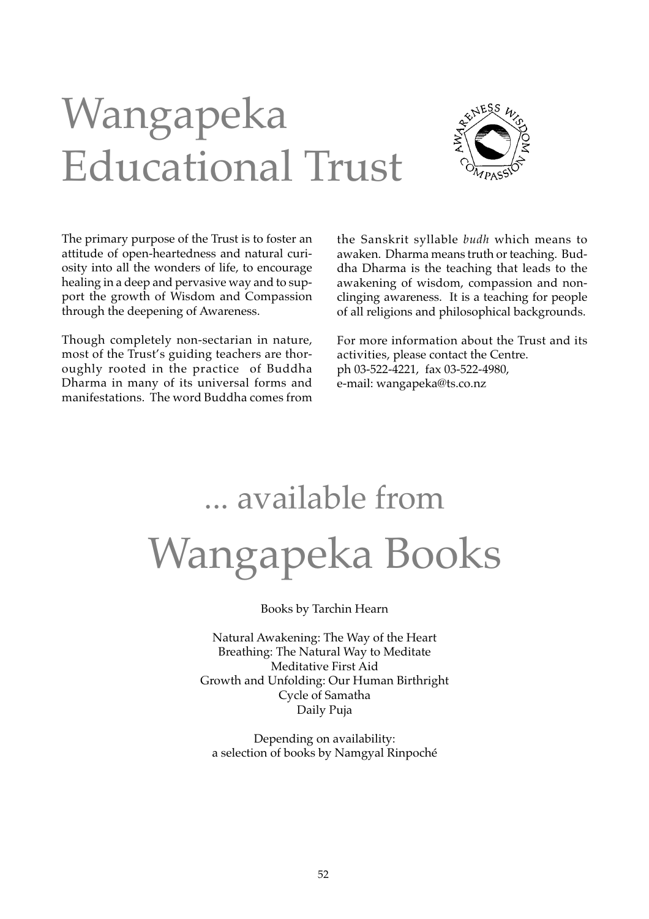# Wangapeka Educational Trust

The primary purpose of the Trust is to foster an attitude of open-heartedness and natural curiosity into all the wonders of life, to encourage healing in a deep and pervasive way and to support the growth of Wisdom and Compassion through the deepening of Awareness.

Though completely non-sectarian in nature, most of the Trust's guiding teachers are thoroughly rooted in the practice of Buddha Dharma in many of its universal forms and manifestations. The word Buddha comes from the Sanskrit syllable *budh* which means to awaken. Dharma means truth or teaching. Buddha Dharma is the teaching that leads to the awakening of wisdom, compassion and non-clinging awareness. It is a teaching for people of all religions and philosophical backgrounds.

For more information about the Trust and its activities, please contact the Centre.
ph 03-522-4221, fax 03-522-4980,
e-mail: wangapeka@ts.co.nz

## ... available from

# Wangapeka Books

Books by Tarchin Hearn

Natural Awakening: The Way of the Heart
Breathing: The Natural Way to Meditate
Meditative First Aid
Growth and Unfolding: Our Human Birthright
Cycle of Samatha
Daily Puja

Depending on availability:
a selection of books by Namgyal Rinpoché